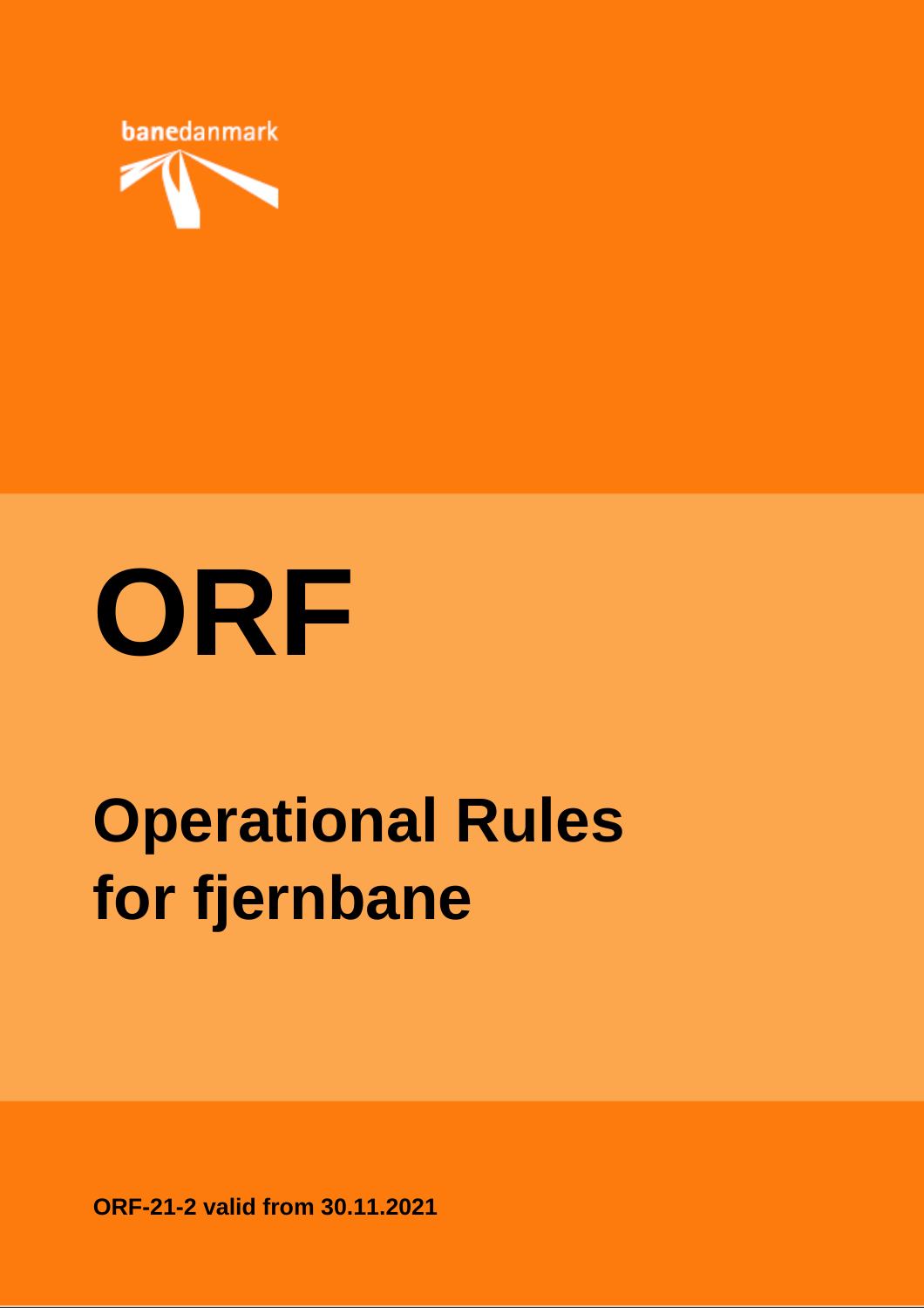banedanmark

# ORF

## Operational Rules for fjernbane

**ORF-21-2 valid from 30.11.2021**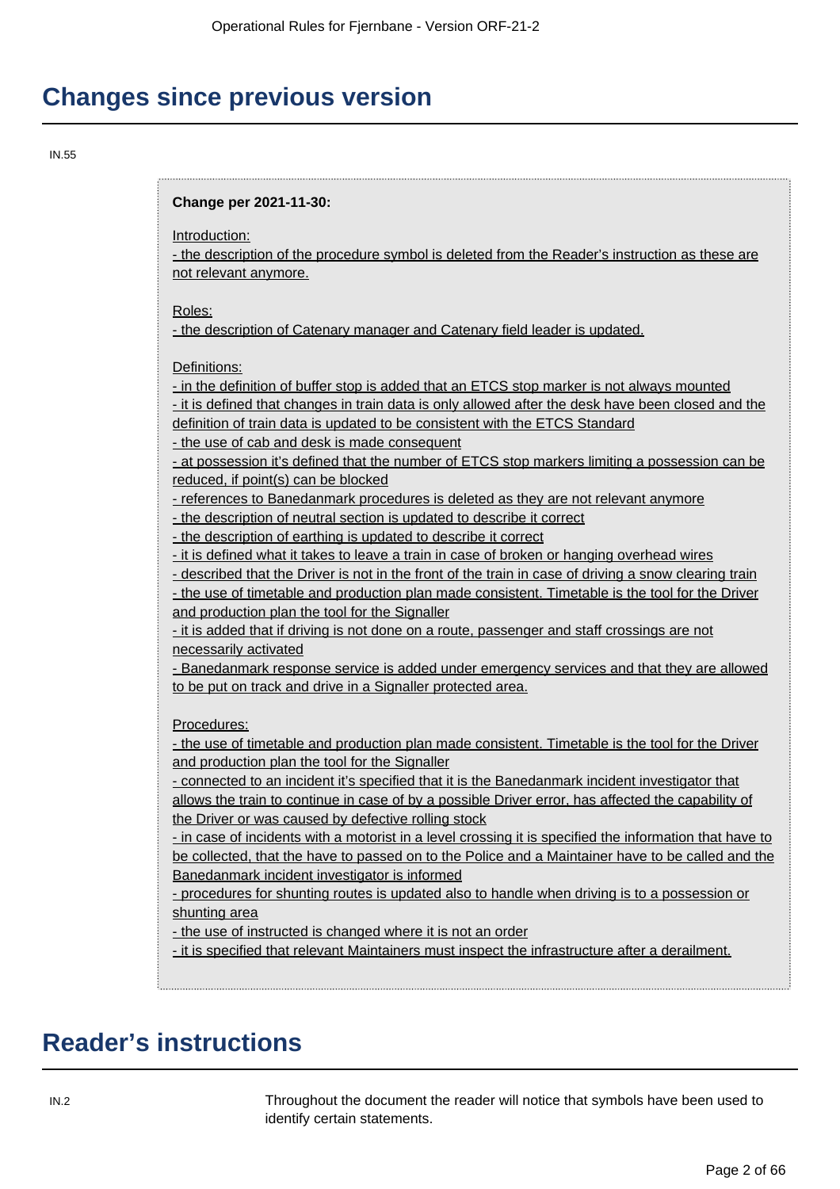# Changes since previous version

IN.55

**Change per 2021-11-30:**

Introduction:
- the description of the procedure symbol is deleted from the Reader's instruction as these are not relevant anymore.

Roles:
- the description of Catenary manager and Catenary field leader is updated.

Definitions:
- in the definition of buffer stop is added that an ETCS stop marker is not always mounted
- it is defined that changes in train data is only allowed after the desk have been closed and the definition of train data is updated to be consistent with the ETCS Standard
- the use of cab and desk is made consequent
- at possession it's defined that the number of ETCS stop markers limiting a possession can be reduced, if point(s) can be blocked
- references to Banedanmark procedures is deleted as they are not relevant anymore
- the description of neutral section is updated to describe it correct
- the description of earthing is updated to describe it correct
- it is defined what it takes to leave a train in case of broken or hanging overhead wires
- described that the Driver is not in the front of the train in case of driving a snow clearing train
- the use of timetable and production plan made consistent. Timetable is the tool for the Driver and production plan the tool for the Signaller
- it is added that if driving is not done on a route, passenger and staff crossings are not necessarily activated
- Banedanmark response service is added under emergency services and that they are allowed to be put on track and drive in a Signaller protected area.

Procedures:
- the use of timetable and production plan made consistent. Timetable is the tool for the Driver and production plan the tool for the Signaller
- connected to an incident it's specified that it is the Banedanmark incident investigator that allows the train to continue in case of by a possible Driver error, has affected the capability of the Driver or was caused by defective rolling stock
- in case of incidents with a motorist in a level crossing it is specified the information that have to be collected, that the have to passed on to the Police and a Maintainer have to be called and the Banedanmark incident investigator is informed
- procedures for shunting routes is updated also to handle when driving is to a possession or shunting area
- the use of instructed is changed where it is not an order
- it is specified that relevant Maintainers must inspect the infrastructure after a derailment.

# Reader's instructions

IN.2

Throughout the document the reader will notice that symbols have been used to identify certain statements.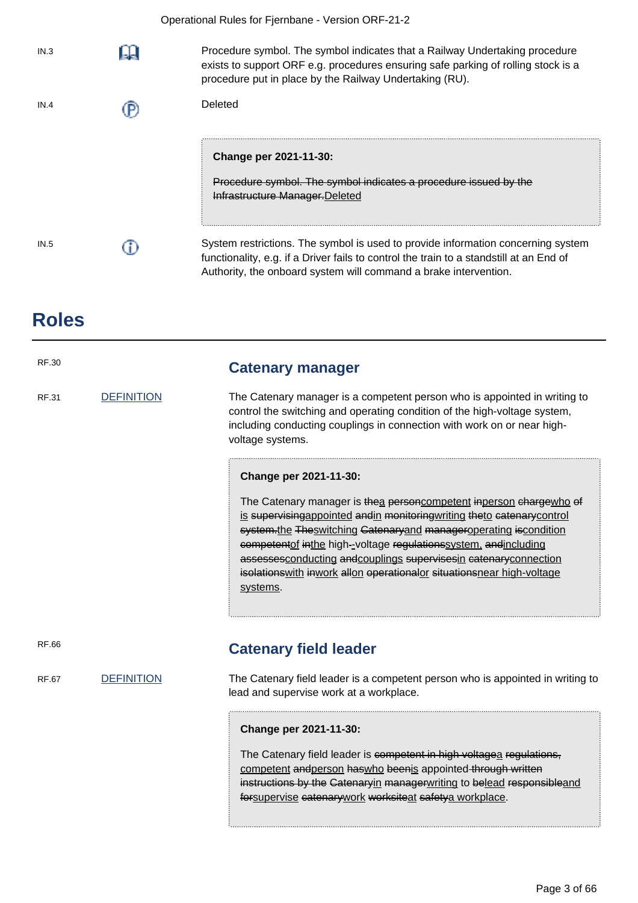IN.3 — Procedure symbol. The symbol indicates that a Railway Undertaking procedure exists to support ORF e.g. procedures ensuring safe parking of rolling stock is a procedure put in place by the Railway Undertaking (RU).

IN.4 — Deleted

> **Change per 2021-11-30:**
>
> ~~Procedure symbol. The symbol indicates a procedure issued by the Infrastructure Manager.~~Deleted

IN.5 — System restrictions. The symbol is used to provide information concerning system functionality, e.g. if a Driver fails to control the train to a standstill at an End of Authority, the onboard system will command a brake intervention.

# Roles

RF.30

## Catenary manager

RF.31 DEFINITION

The Catenary manager is a competent person who is appointed in writing to control the switching and operating condition of the high-voltage system, including conducting couplings in connection with work on or near high-voltage systems.

> **Change per 2021-11-30:**
>
> The Catenary manager is ~~the~~a ~~person~~competent ~~in~~person ~~charge~~who ~~of~~ is ~~supervising~~appointed ~~and~~in ~~monitoring~~writing ~~the~~to ~~catenary~~control ~~system.~~the ~~The~~switching ~~Catenary~~and ~~manager~~operating ~~is~~condition ~~competent~~of ~~in~~the high-~~-~~voltage ~~regulations~~system, ~~and~~including ~~assesses~~conducting ~~and~~couplings ~~supervises~~in ~~catenary~~connection ~~isolations~~with ~~in~~work ~~all~~on ~~operational~~or ~~situations~~near high-voltage systems.

RF.66

## Catenary field leader

RF.67 DEFINITION

The Catenary field leader is a competent person who is appointed in writing to lead and supervise work at a workplace.

> **Change per 2021-11-30:**
>
> The Catenary field leader is ~~competent in high voltage~~a ~~regulations,~~ competent ~~and~~person ~~has~~who ~~been~~is appointed ~~through written instructions by the Catenary~~in ~~manager~~writing to ~~be~~lead ~~responsible~~and ~~for~~supervise ~~catenary~~work ~~worksite~~at ~~safety~~a workplace.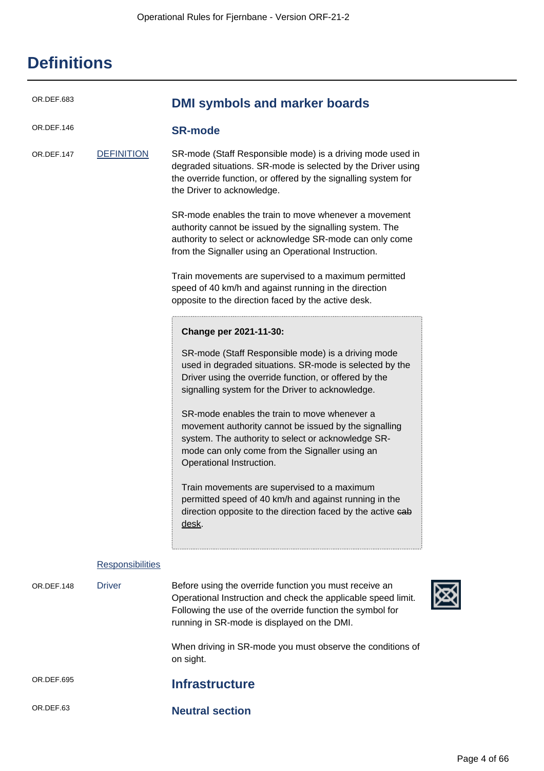# Definitions

OR.DEF.683

## DMI symbols and marker boards

OR.DEF.146

### SR-mode

OR.DEF.147 DEFINITION

SR-mode (Staff Responsible mode) is a driving mode used in degraded situations. SR-mode is selected by the Driver using the override function, or offered by the signalling system for the Driver to acknowledge.

SR-mode enables the train to move whenever a movement authority cannot be issued by the signalling system. The authority to select or acknowledge SR-mode can only come from the Signaller using an Operational Instruction.

Train movements are supervised to a maximum permitted speed of 40 km/h and against running in the direction opposite to the direction faced by the active desk.

> **Change per 2021-11-30:**
>
> SR-mode (Staff Responsible mode) is a driving mode used in degraded situations. SR-mode is selected by the Driver using the override function, or offered by the signalling system for the Driver to acknowledge.
>
> SR-mode enables the train to move whenever a movement authority cannot be issued by the signalling system. The authority to select or acknowledge SR-mode can only come from the Signaller using an Operational Instruction.
>
> Train movements are supervised to a maximum permitted speed of 40 km/h and against running in the direction opposite to the direction faced by the active ~~cab~~ desk.

Responsibilities

OR.DEF.148 Driver

Before using the override function you must receive an Operational Instruction and check the applicable speed limit. Following the use of the override function the symbol for running in SR-mode is displayed on the DMI.

When driving in SR-mode you must observe the conditions of on sight.

OR.DEF.695

## Infrastructure

OR.DEF.63

### Neutral section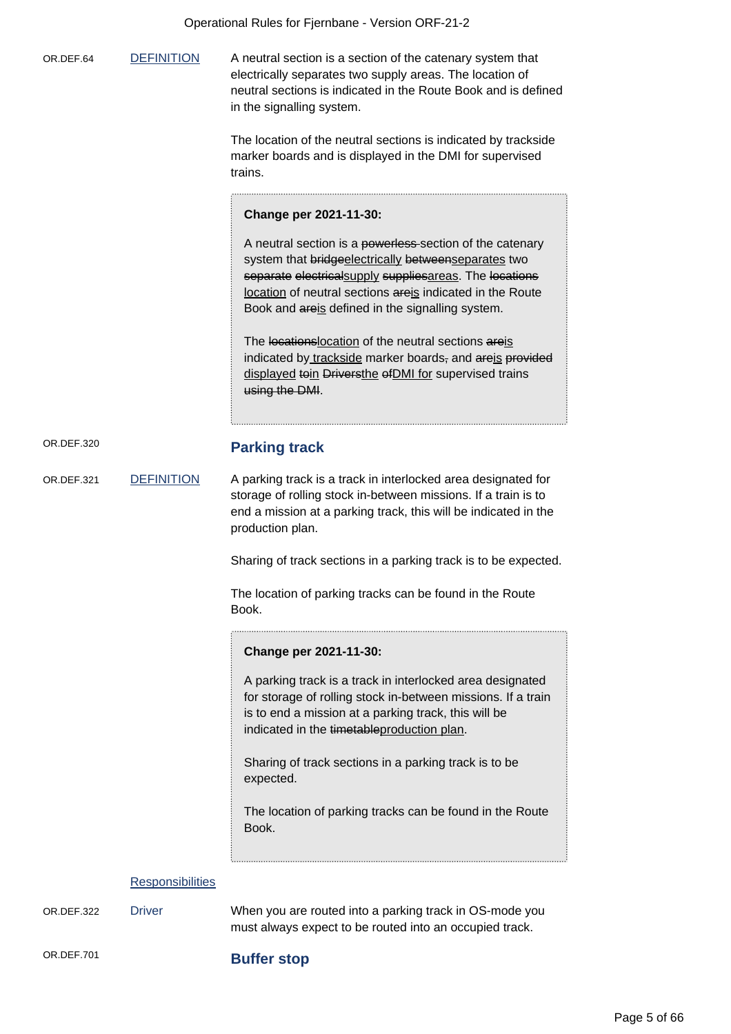OR.DEF.64 | DEFINITION

A neutral section is a section of the catenary system that electrically separates two supply areas. The location of neutral sections is indicated in the Route Book and is defined in the signalling system.

The location of the neutral sections is indicated by trackside marker boards and is displayed in the DMI for supervised trains.

> **Change per 2021-11-30:**
>
> A neutral section is a ~~powerless~~ section of the catenary system that ~~bridge~~electrically ~~between~~separates two ~~separate~~ ~~electrical~~supply ~~supplies~~areas. The ~~locations~~ location of neutral sections ~~are~~is indicated in the Route Book and ~~are~~is defined in the signalling system.
>
> The ~~locations~~location of the neutral sections ~~are~~is indicated by trackside marker boards~~,~~ and ~~are~~is ~~provided~~ displayed ~~to~~in ~~Drivers~~the ~~of~~DMI for supervised trains ~~using the DMI~~.

OR.DEF.320

## Parking track

OR.DEF.321 | DEFINITION

A parking track is a track in interlocked area designated for storage of rolling stock in-between missions. If a train is to end a mission at a parking track, this will be indicated in the production plan.

Sharing of track sections in a parking track is to be expected.

The location of parking tracks can be found in the Route Book.

> **Change per 2021-11-30:**
>
> A parking track is a track in interlocked area designated for storage of rolling stock in-between missions. If a train is to end a mission at a parking track, this will be indicated in the ~~timetable~~production plan.
>
> Sharing of track sections in a parking track is to be expected.
>
> The location of parking tracks can be found in the Route Book.

Responsibilities

OR.DEF.322 | Driver

When you are routed into a parking track in OS-mode you must always expect to be routed into an occupied track.

OR.DEF.701

## Buffer stop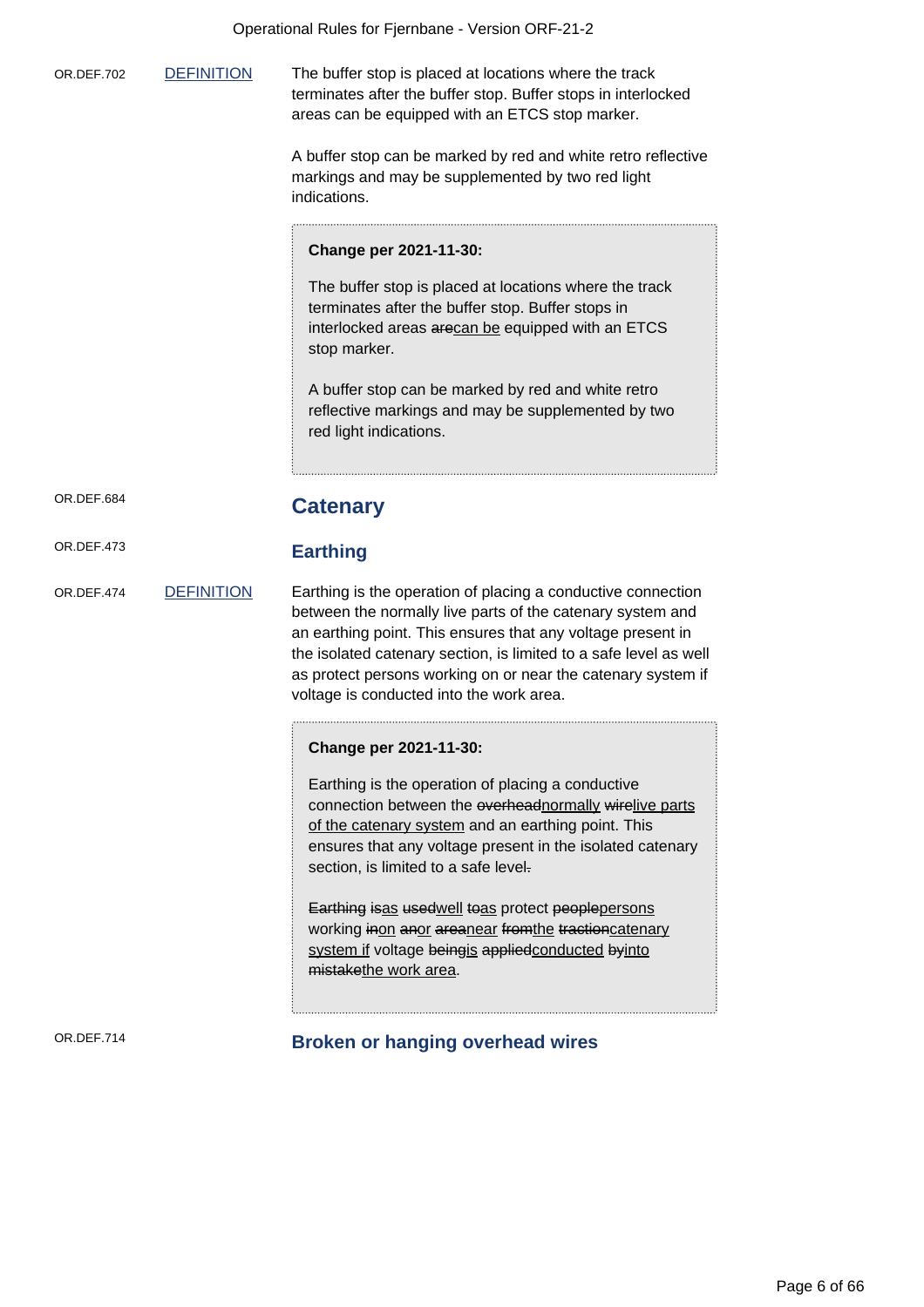OR.DEF.702 DEFINITION

The buffer stop is placed at locations where the track terminates after the buffer stop. Buffer stops in interlocked areas can be equipped with an ETCS stop marker.

A buffer stop can be marked by red and white retro reflective markings and may be supplemented by two red light indications.

> **Change per 2021-11-30:**
>
> The buffer stop is placed at locations where the track terminates after the buffer stop. Buffer stops in interlocked areas ~~are~~<u>can be</u> equipped with an ETCS stop marker.
>
> A buffer stop can be marked by red and white retro reflective markings and may be supplemented by two red light indications.

OR.DEF.684

## Catenary

OR.DEF.473

### Earthing

OR.DEF.474 DEFINITION

Earthing is the operation of placing a conductive connection between the normally live parts of the catenary system and an earthing point. This ensures that any voltage present in the isolated catenary section, is limited to a safe level as well as protect persons working on or near the catenary system if voltage is conducted into the work area.

> **Change per 2021-11-30:**
>
> Earthing is the operation of placing a conductive connection between the ~~overhead~~<u>normally</u> ~~wire~~<u>live parts of the catenary system</u> and an earthing point. This ensures that any voltage present in the isolated catenary section, is limited to a safe level~~.~~
>
> ~~Earthing~~ ~~is~~<u>as</u> ~~used~~<u>well</u> ~~to~~<u>as</u> protect ~~people~~<u>persons</u> working ~~in~~<u>on</u> ~~an~~<u>or</u> ~~area~~<u>near</u> ~~from~~<u>the</u> ~~traction~~<u>catenary system if</u> voltage ~~being~~<u>is</u> ~~applied~~<u>conducted</u> ~~by~~<u>into</u> ~~mistake~~<u>the work area</u>.

OR.DEF.714

### Broken or hanging overhead wires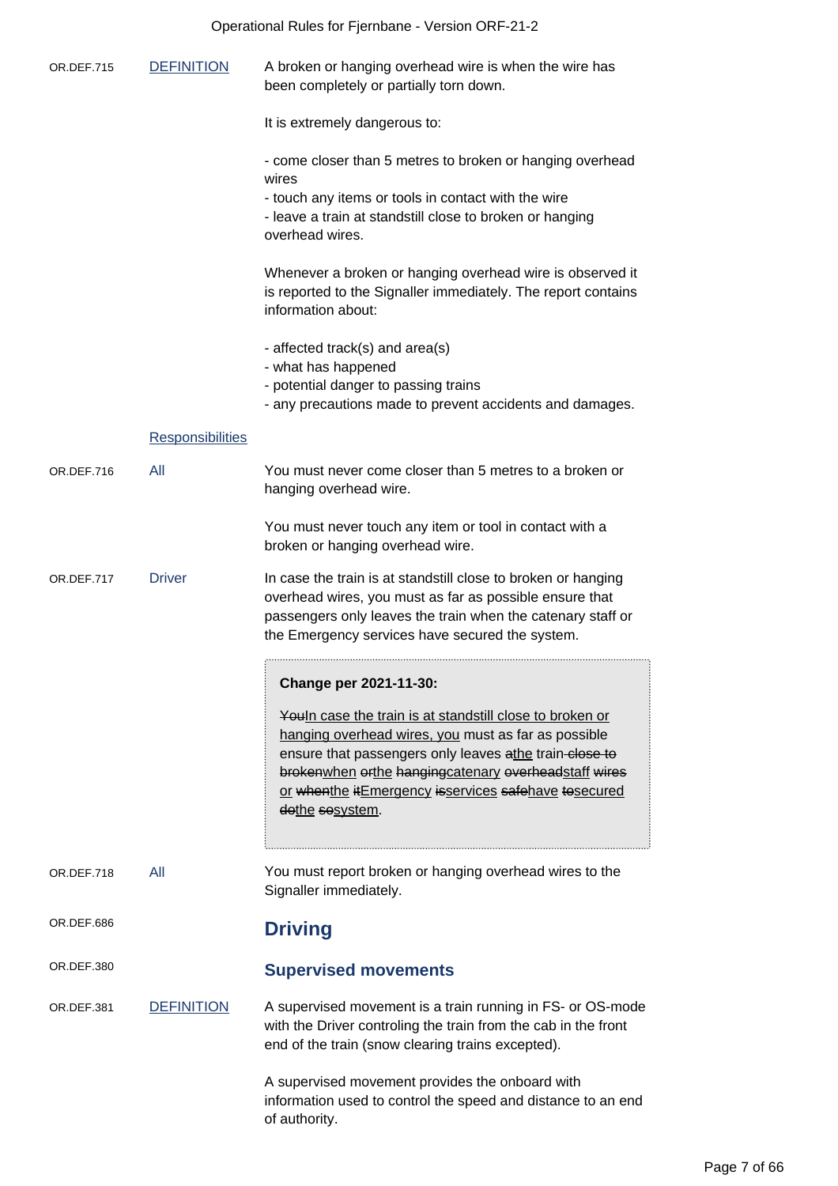| | | |
|---|---|---|
| OR.DEF.715 | DEFINITION | A broken or hanging overhead wire is when the wire has been completely or partially torn down.<br><br>It is extremely dangerous to:<br><br>- come closer than 5 metres to broken or hanging overhead wires<br>- touch any items or tools in contact with the wire<br>- leave a train at standstill close to broken or hanging overhead wires.<br><br>Whenever a broken or hanging overhead wire is observed it is reported to the Signaller immediately. The report contains information about:<br><br>- affected track(s) and area(s)<br>- what has happened<br>- potential danger to passing trains<br>- any precautions made to prevent accidents and damages. |
| | Responsibilities | |
| OR.DEF.716 | All | You must never come closer than 5 metres to a broken or hanging overhead wire.<br><br>You must never touch any item or tool in contact with a broken or hanging overhead wire. |
| OR.DEF.717 | Driver | In case the train is at standstill close to broken or hanging overhead wires, you must as far as possible ensure that passengers only leaves the train when the catenary staff or the Emergency services have secured the system.<br><br>**Change per 2021-11-30:**<br><br>~~You~~In case the train is at standstill close to broken or hanging overhead wires, you must as far as possible ensure that passengers only leaves ~~a~~the train ~~close to broken~~when ~~or~~the ~~hanging~~catenary ~~overhead~~staff ~~wires~~ or ~~when~~the ~~it~~Emergency ~~is~~services ~~safe~~have ~~to~~secured ~~do~~the ~~so~~system. |
| OR.DEF.718 | All | You must report broken or hanging overhead wires to the Signaller immediately. |

OR.DEF.686

## Driving

OR.DEF.380

### Supervised movements

| | | |
|---|---|---|
| OR.DEF.381 | DEFINITION | A supervised movement is a train running in FS- or OS-mode with the Driver controling the train from the cab in the front end of the train (snow clearing trains excepted).<br><br>A supervised movement provides the onboard with information used to control the speed and distance to an end of authority. |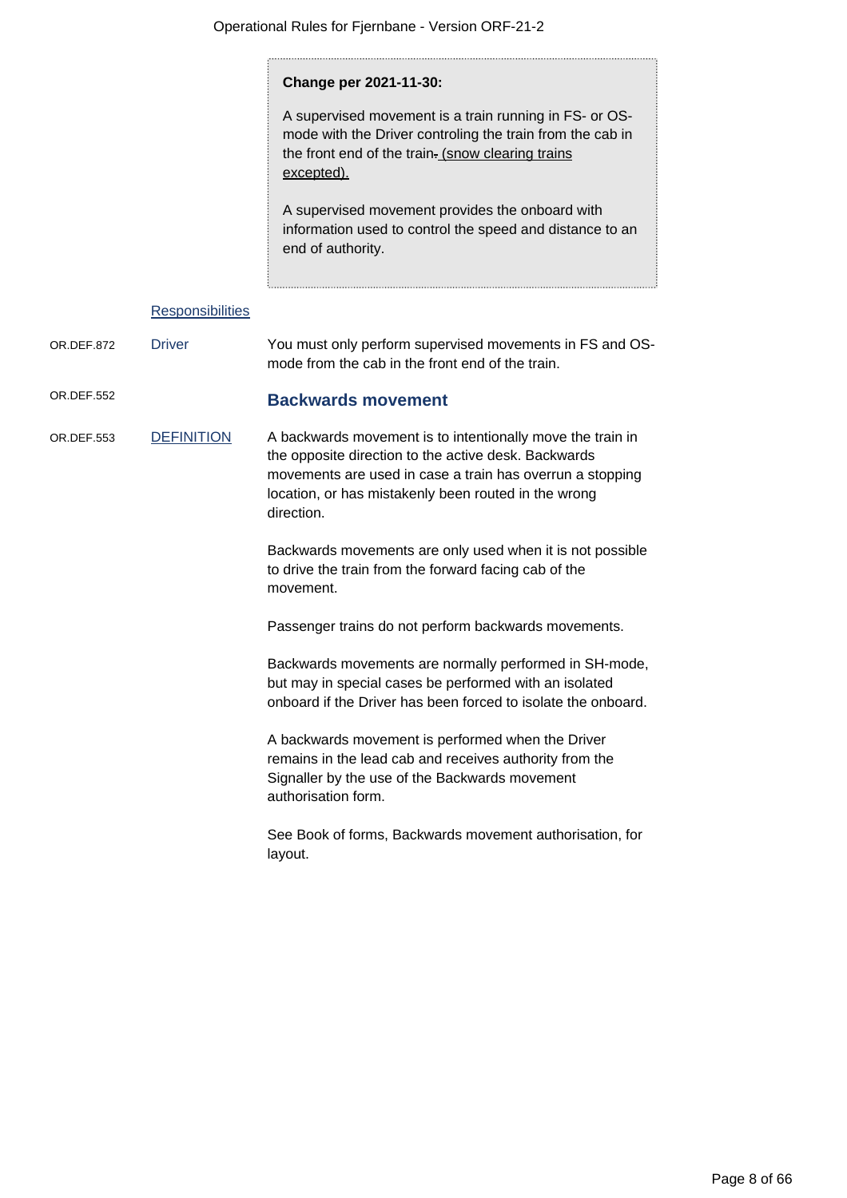> **Change per 2021-11-30:**
>
> A supervised movement is a train running in FS- or OS-mode with the Driver controling the train from the cab in the front end of the train. (snow clearing trains excepted).
>
> A supervised movement provides the onboard with information used to control the speed and distance to an end of authority.

[Responsibilities]

OR.DEF.872 — **Driver**

You must only perform supervised movements in FS and OS-mode from the cab in the front end of the train.

OR.DEF.552

## Backwards movement

OR.DEF.553 — [DEFINITION]

A backwards movement is to intentionally move the train in the opposite direction to the active desk. Backwards movements are used in case a train has overrun a stopping location, or has mistakenly been routed in the wrong direction.

Backwards movements are only used when it is not possible to drive the train from the forward facing cab of the movement.

Passenger trains do not perform backwards movements.

Backwards movements are normally performed in SH-mode, but may in special cases be performed with an isolated onboard if the Driver has been forced to isolate the onboard.

A backwards movement is performed when the Driver remains in the lead cab and receives authority from the Signaller by the use of the Backwards movement authorisation form.

See Book of forms, Backwards movement authorisation, for layout.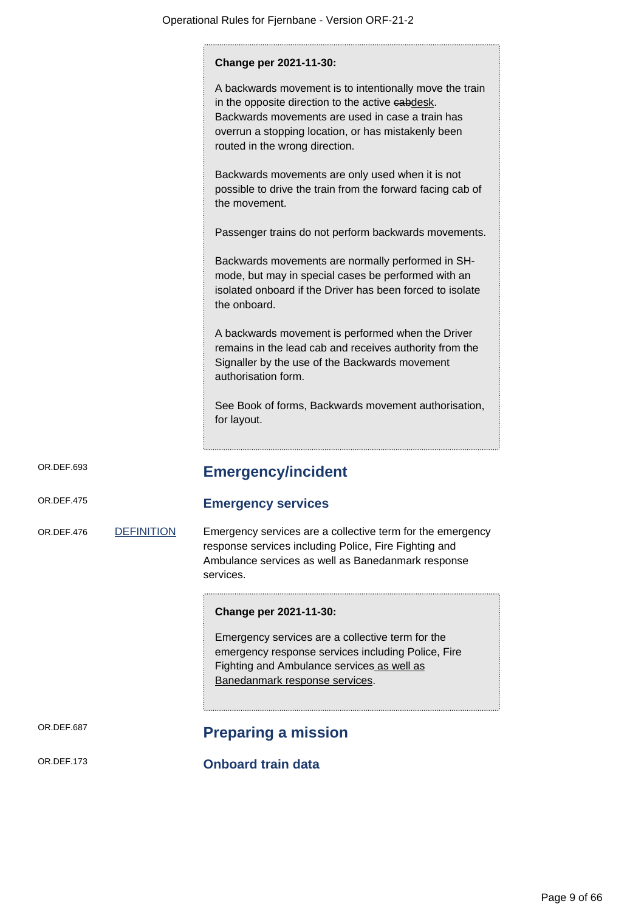**Change per 2021-11-30:**

A backwards movement is to intentionally move the train in the opposite direction to the active ~~cab~~desk. Backwards movements are used in case a train has overrun a stopping location, or has mistakenly been routed in the wrong direction.

Backwards movements are only used when it is not possible to drive the train from the forward facing cab of the movement.

Passenger trains do not perform backwards movements.

Backwards movements are normally performed in SH-mode, but may in special cases be performed with an isolated onboard if the Driver has been forced to isolate the onboard.

A backwards movement is performed when the Driver remains in the lead cab and receives authority from the Signaller by the use of the Backwards movement authorisation form.

See Book of forms, Backwards movement authorisation, for layout.

OR.DEF.693

## Emergency/incident

OR.DEF.475

### Emergency services

OR.DEF.476 DEFINITION

Emergency services are a collective term for the emergency response services including Police, Fire Fighting and Ambulance services as well as Banedanmark response services.

**Change per 2021-11-30:**

Emergency services are a collective term for the emergency response services including Police, Fire Fighting and Ambulance services as well as Banedanmark response services.

OR.DEF.687

## Preparing a mission

OR.DEF.173

### Onboard train data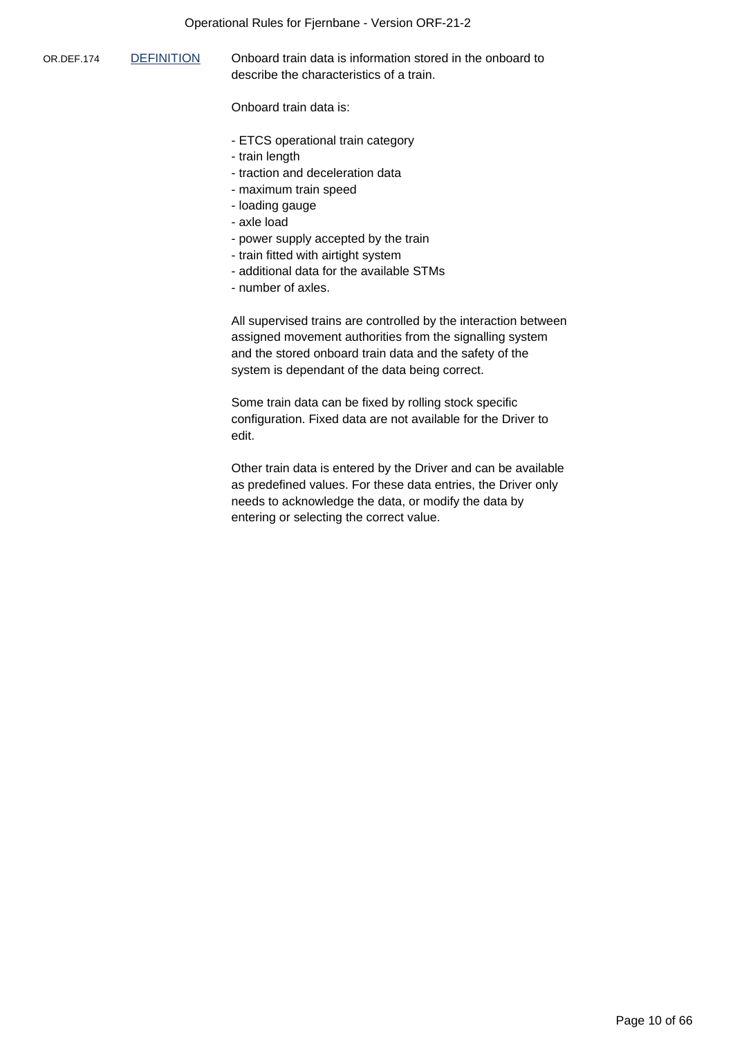OR.DEF.174 DEFINITION

Onboard train data is information stored in the onboard to describe the characteristics of a train.

Onboard train data is:

- ETCS operational train category
- train length
- traction and deceleration data
- maximum train speed
- loading gauge
- axle load
- power supply accepted by the train
- train fitted with airtight system
- additional data for the available STMs
- number of axles.

All supervised trains are controlled by the interaction between assigned movement authorities from the signalling system and the stored onboard train data and the safety of the system is dependant of the data being correct.

Some train data can be fixed by rolling stock specific configuration. Fixed data are not available for the Driver to edit.

Other train data is entered by the Driver and can be available as predefined values. For these data entries, the Driver only needs to acknowledge the data, or modify the data by entering or selecting the correct value.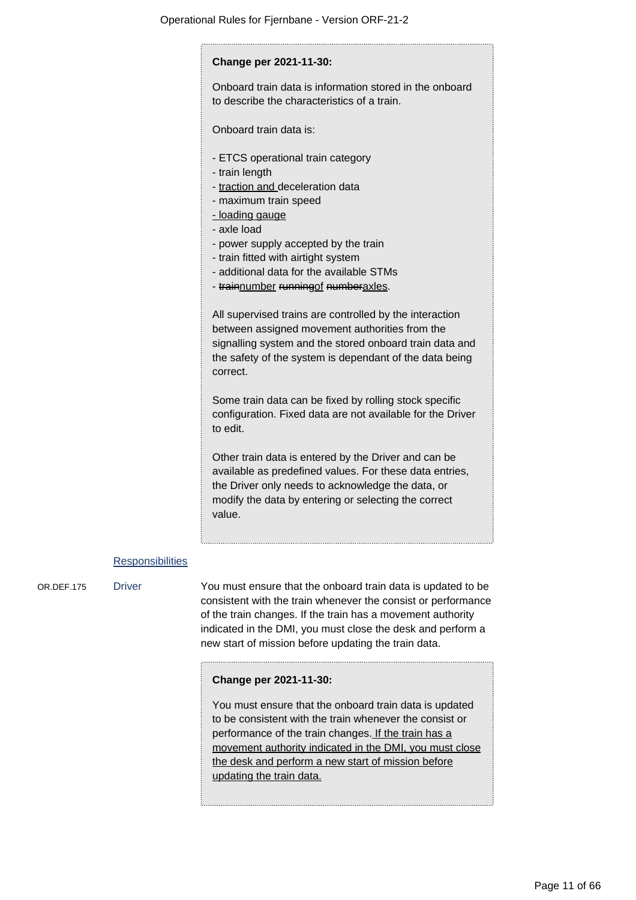**Change per 2021-11-30:**

Onboard train data is information stored in the onboard to describe the characteristics of a train.

Onboard train data is:

- ETCS operational train category
- train length
- traction and deceleration data
- maximum train speed
- loading gauge
- axle load
- power supply accepted by the train
- train fitted with airtight system
- additional data for the available STMs
- ~~train~~number ~~running~~of ~~number~~axles.

All supervised trains are controlled by the interaction between assigned movement authorities from the signalling system and the stored onboard train data and the safety of the system is dependant of the data being correct.

Some train data can be fixed by rolling stock specific configuration. Fixed data are not available for the Driver to edit.

Other train data is entered by the Driver and can be available as predefined values. For these data entries, the Driver only needs to acknowledge the data, or modify the data by entering or selecting the correct value.

Responsibilities

OR.DEF.175 **Driver**

You must ensure that the onboard train data is updated to be consistent with the train whenever the consist or performance of the train changes. If the train has a movement authority indicated in the DMI, you must close the desk and perform a new start of mission before updating the train data.

**Change per 2021-11-30:**

You must ensure that the onboard train data is updated to be consistent with the train whenever the consist or performance of the train changes. If the train has a movement authority indicated in the DMI, you must close the desk and perform a new start of mission before updating the train data.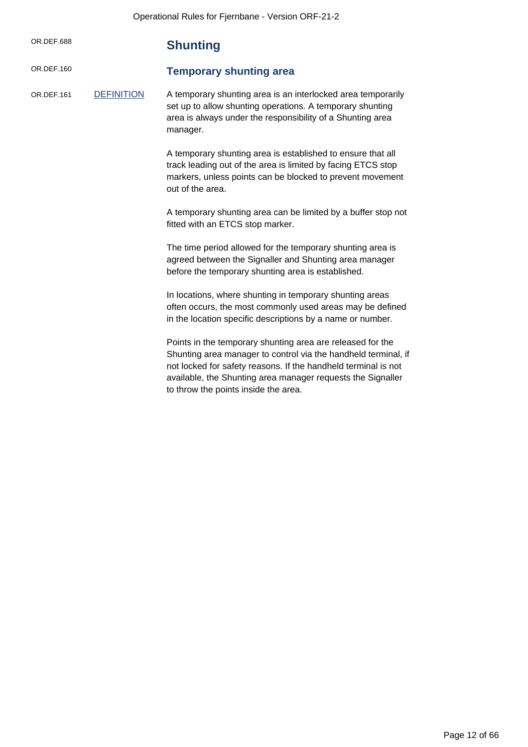OR.DEF.688

## Shunting

OR.DEF.160

### Temporary shunting area

OR.DEF.161 DEFINITION

A temporary shunting area is an interlocked area temporarily set up to allow shunting operations. A temporary shunting area is always under the responsibility of a Shunting area manager.

A temporary shunting area is established to ensure that all track leading out of the area is limited by facing ETCS stop markers, unless points can be blocked to prevent movement out of the area.

A temporary shunting area can be limited by a buffer stop not fitted with an ETCS stop marker.

The time period allowed for the temporary shunting area is agreed between the Signaller and Shunting area manager before the temporary shunting area is established.

In locations, where shunting in temporary shunting areas often occurs, the most commonly used areas may be defined in the location specific descriptions by a name or number.

Points in the temporary shunting area are released for the Shunting area manager to control via the handheld terminal, if not locked for safety reasons. If the handheld terminal is not available, the Shunting area manager requests the Signaller to throw the points inside the area.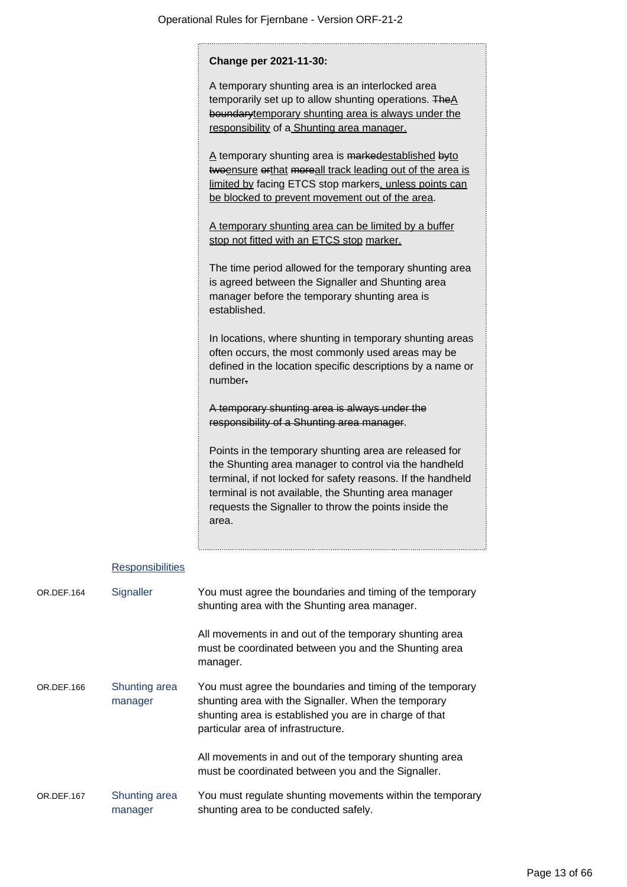> **Change per 2021-11-30:**
>
> A temporary shunting area is an interlocked area temporarily set up to allow shunting operations. ~~The~~A ~~boundary~~temporary shunting area is always under the responsibility of a Shunting area manager.
>
> A temporary shunting area is ~~marked~~established ~~by~~to ~~two~~ensure ~~or~~that ~~more~~all track leading out of the area is limited by facing ETCS stop markers, unless points can be blocked to prevent movement out of the area.
>
> A temporary shunting area can be limited by a buffer stop not fitted with an ETCS stop marker.
>
> The time period allowed for the temporary shunting area is agreed between the Signaller and Shunting area manager before the temporary shunting area is established.
>
> In locations, where shunting in temporary shunting areas often occurs, the most commonly used areas may be defined in the location specific descriptions by a name or number~~.~~
>
> ~~A temporary shunting area is always under the responsibility of a Shunting area manager~~.
>
> Points in the temporary shunting area are released for the Shunting area manager to control via the handheld terminal, if not locked for safety reasons. If the handheld terminal is not available, the Shunting area manager requests the Signaller to throw the points inside the area.

**Responsibilities**

| | | |
|---|---|---|
| OR.DEF.164 | Signaller | You must agree the boundaries and timing of the temporary shunting area with the Shunting area manager.<br><br>All movements in and out of the temporary shunting area must be coordinated between you and the Shunting area manager. |
| OR.DEF.166 | Shunting area manager | You must agree the boundaries and timing of the temporary shunting area with the Signaller. When the temporary shunting area is established you are in charge of that particular area of infrastructure.<br><br>All movements in and out of the temporary shunting area must be coordinated between you and the Signaller. |
| OR.DEF.167 | Shunting area manager | You must regulate shunting movements within the temporary shunting area to be conducted safely. |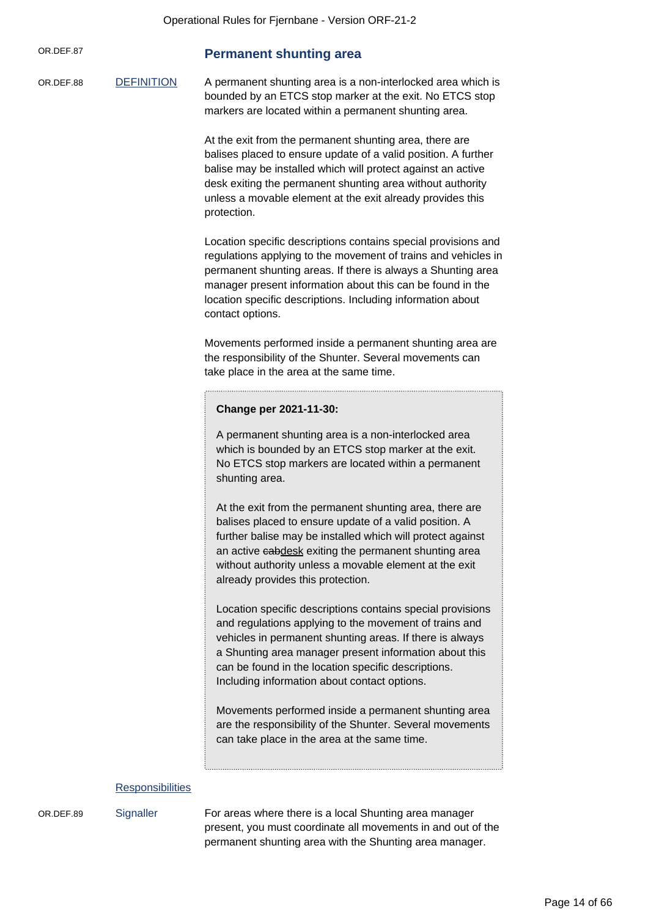OR.DEF.87

## Permanent shunting area

OR.DEF.88 DEFINITION

A permanent shunting area is a non-interlocked area which is bounded by an ETCS stop marker at the exit. No ETCS stop markers are located within a permanent shunting area.

At the exit from the permanent shunting area, there are balises placed to ensure update of a valid position. A further balise may be installed which will protect against an active desk exiting the permanent shunting area without authority unless a movable element at the exit already provides this protection.

Location specific descriptions contains special provisions and regulations applying to the movement of trains and vehicles in permanent shunting areas. If there is always a Shunting area manager present information about this can be found in the location specific descriptions. Including information about contact options.

Movements performed inside a permanent shunting area are the responsibility of the Shunter. Several movements can take place in the area at the same time.

> **Change per 2021-11-30:**
>
> A permanent shunting area is a non-interlocked area which is bounded by an ETCS stop marker at the exit. No ETCS stop markers are located within a permanent shunting area.
>
> At the exit from the permanent shunting area, there are balises placed to ensure update of a valid position. A further balise may be installed which will protect against an active ~~cab~~desk exiting the permanent shunting area without authority unless a movable element at the exit already provides this protection.
>
> Location specific descriptions contains special provisions and regulations applying to the movement of trains and vehicles in permanent shunting areas. If there is always a Shunting area manager present information about this can be found in the location specific descriptions. Including information about contact options.
>
> Movements performed inside a permanent shunting area are the responsibility of the Shunter. Several movements can take place in the area at the same time.

### Responsibilities

OR.DEF.89 Signaller

For areas where there is a local Shunting area manager present, you must coordinate all movements in and out of the permanent shunting area with the Shunting area manager.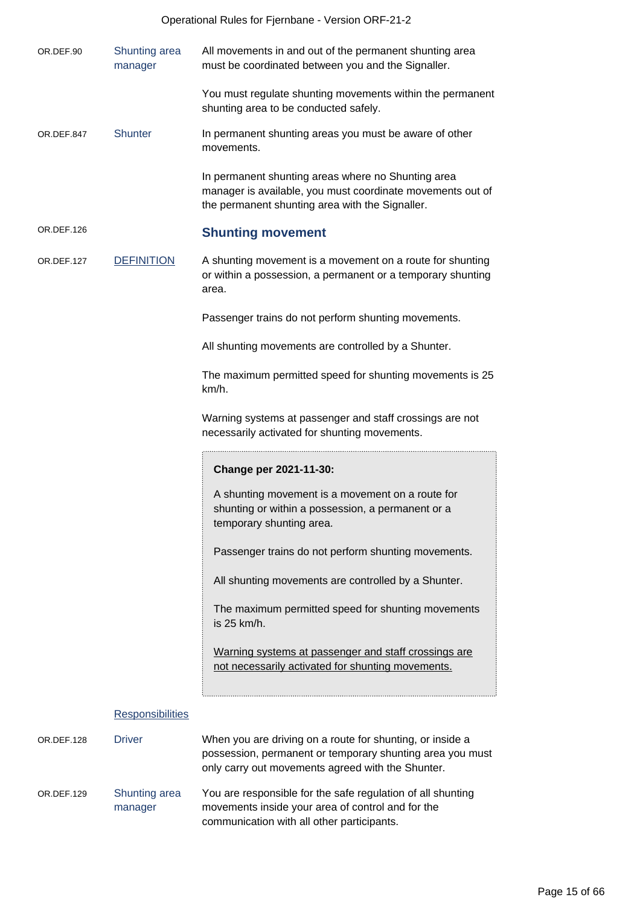| | | |
|---|---|---|
| OR.DEF.90 | Shunting area manager | All movements in and out of the permanent shunting area must be coordinated between you and the Signaller.<br><br>You must regulate shunting movements within the permanent shunting area to be conducted safely. |
| OR.DEF.847 | Shunter | In permanent shunting areas you must be aware of other movements.<br><br>In permanent shunting areas where no Shunting area manager is available, you must coordinate movements out of the permanent shunting area with the Signaller. |

OR.DEF.126

## Shunting movement

OR.DEF.127 — DEFINITION

A shunting movement is a movement on a route for shunting or within a possession, a permanent or a temporary shunting area.

Passenger trains do not perform shunting movements.

All shunting movements are controlled by a Shunter.

The maximum permitted speed for shunting movements is 25 km/h.

Warning systems at passenger and staff crossings are not necessarily activated for shunting movements.

> **Change per 2021-11-30:**
>
> A shunting movement is a movement on a route for shunting or within a possession, a permanent or a temporary shunting area.
>
> Passenger trains do not perform shunting movements.
>
> All shunting movements are controlled by a Shunter.
>
> The maximum permitted speed for shunting movements is 25 km/h.
>
> <u>Warning systems at passenger and staff crossings are not necessarily activated for shunting movements.</u>

Responsibilities

| | | |
|---|---|---|
| OR.DEF.128 | Driver | When you are driving on a route for shunting, or inside a possession, permanent or temporary shunting area you must only carry out movements agreed with the Shunter. |
| OR.DEF.129 | Shunting area manager | You are responsible for the safe regulation of all shunting movements inside your area of control and for the communication with all other participants. |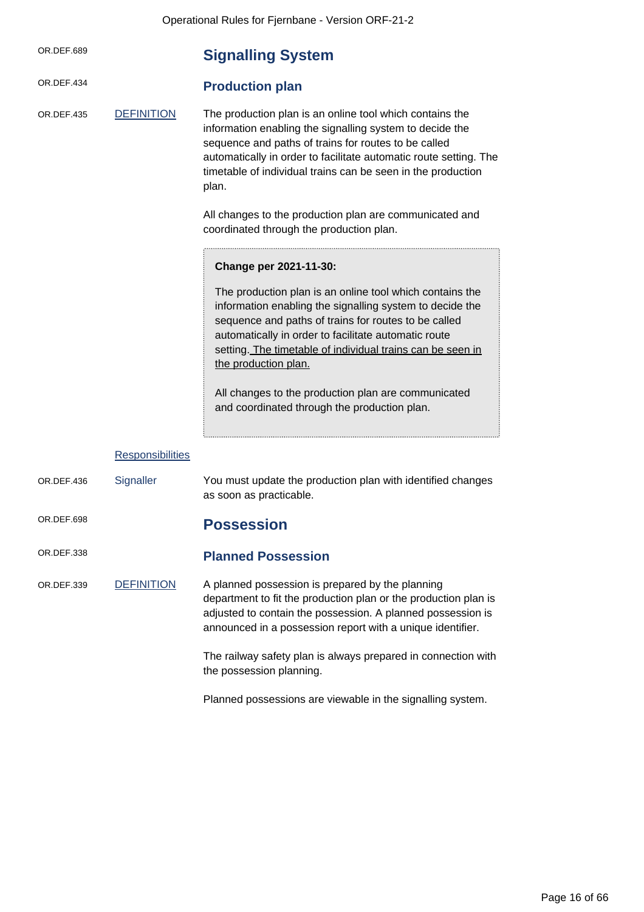OR.DEF.689

## Signalling System

OR.DEF.434

### Production plan

OR.DEF.435 DEFINITION

The production plan is an online tool which contains the information enabling the signalling system to decide the sequence and paths of trains for routes to be called automatically in order to facilitate automatic route setting. The timetable of individual trains can be seen in the production plan.

All changes to the production plan are communicated and coordinated through the production plan.

> **Change per 2021-11-30:**
>
> The production plan is an online tool which contains the information enabling the signalling system to decide the sequence and paths of trains for routes to be called automatically in order to facilitate automatic route setting. The timetable of individual trains can be seen in the production plan.
>
> All changes to the production plan are communicated and coordinated through the production plan.

Responsibilities

OR.DEF.436 Signaller

You must update the production plan with identified changes as soon as practicable.

OR.DEF.698

## Possession

OR.DEF.338

### Planned Possession

OR.DEF.339 DEFINITION

A planned possession is prepared by the planning department to fit the production plan or the production plan is adjusted to contain the possession. A planned possession is announced in a possession report with a unique identifier.

The railway safety plan is always prepared in connection with the possession planning.

Planned possessions are viewable in the signalling system.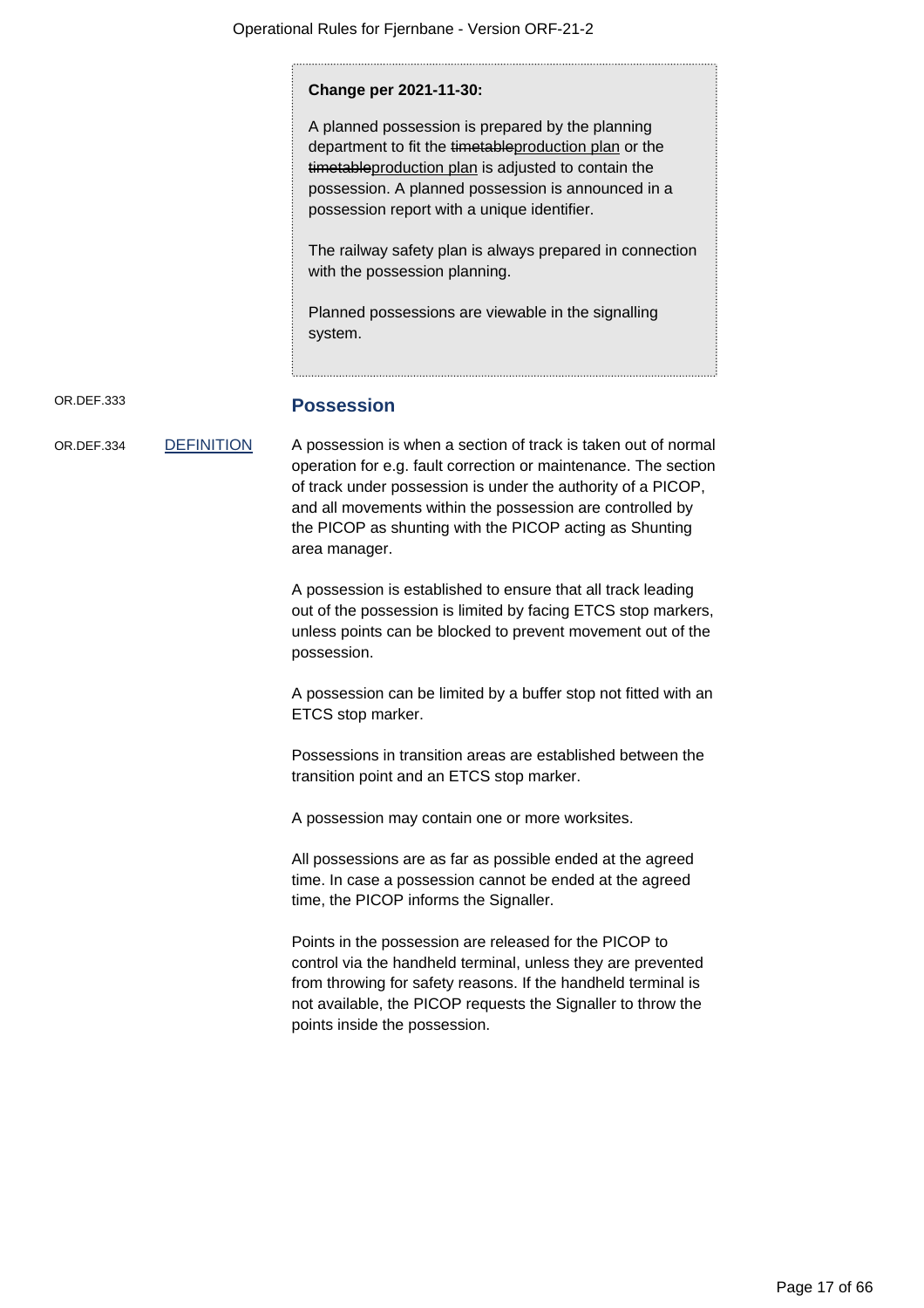> **Change per 2021-11-30:**
>
> A planned possession is prepared by the planning department to fit the ~~timetable~~production plan or the ~~timetable~~production plan is adjusted to contain the possession. A planned possession is announced in a possession report with a unique identifier.
>
> The railway safety plan is always prepared in connection with the possession planning.
>
> Planned possessions are viewable in the signalling system.

OR.DEF.333

## Possession

OR.DEF.334 DEFINITION

A possession is when a section of track is taken out of normal operation for e.g. fault correction or maintenance. The section of track under possession is under the authority of a PICOP, and all movements within the possession are controlled by the PICOP as shunting with the PICOP acting as Shunting area manager.

A possession is established to ensure that all track leading out of the possession is limited by facing ETCS stop markers, unless points can be blocked to prevent movement out of the possession.

A possession can be limited by a buffer stop not fitted with an ETCS stop marker.

Possessions in transition areas are established between the transition point and an ETCS stop marker.

A possession may contain one or more worksites.

All possessions are as far as possible ended at the agreed time. In case a possession cannot be ended at the agreed time, the PICOP informs the Signaller.

Points in the possession are released for the PICOP to control via the handheld terminal, unless they are prevented from throwing for safety reasons. If the handheld terminal is not available, the PICOP requests the Signaller to throw the points inside the possession.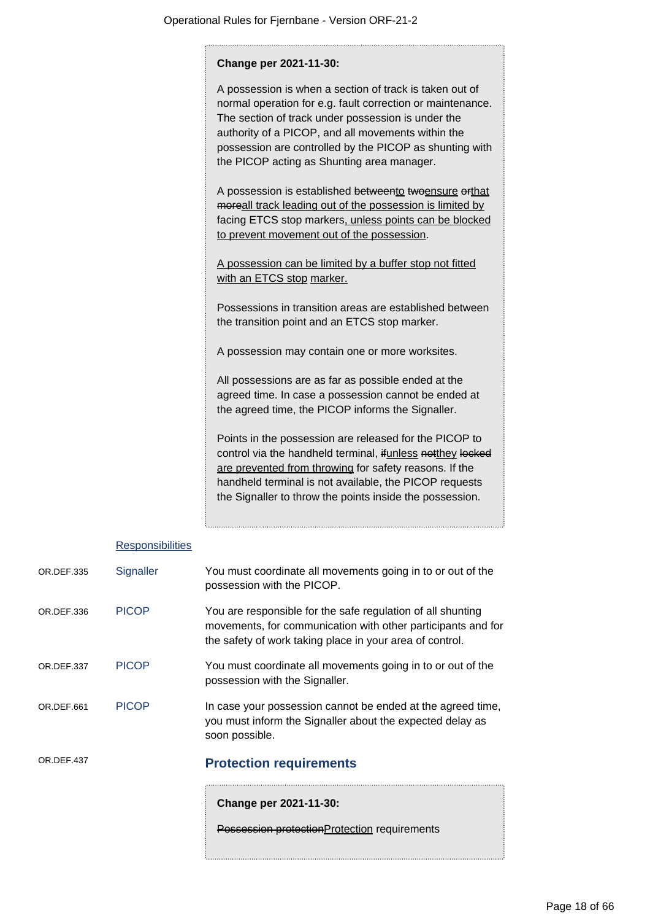**Change per 2021-11-30:**

A possession is when a section of track is taken out of normal operation for e.g. fault correction or maintenance. The section of track under possession is under the authority of a PICOP, and all movements within the possession are controlled by the PICOP as shunting with the PICOP acting as Shunting area manager.

A possession is established ~~between~~to ~~two~~ensure ~~or~~that ~~more~~all track leading out of the possession is limited by facing ETCS stop markers, unless points can be blocked to prevent movement out of the possession.

A possession can be limited by a buffer stop not fitted with an ETCS stop marker.

Possessions in transition areas are established between the transition point and an ETCS stop marker.

A possession may contain one or more worksites.

All possessions are as far as possible ended at the agreed time. In case a possession cannot be ended at the agreed time, the PICOP informs the Signaller.

Points in the possession are released for the PICOP to control via the handheld terminal, ~~if~~unless ~~not~~they ~~locked~~ are prevented from throwing for safety reasons. If the handheld terminal is not available, the PICOP requests the Signaller to throw the points inside the possession.

Responsibilities

| | | |
|---|---|---|
| OR.DEF.335 | Signaller | You must coordinate all movements going in to or out of the possession with the PICOP. |
| OR.DEF.336 | PICOP | You are responsible for the safe regulation of all shunting movements, for communication with other participants and for the safety of work taking place in your area of control. |
| OR.DEF.337 | PICOP | You must coordinate all movements going in to or out of the possession with the Signaller. |
| OR.DEF.661 | PICOP | In case your possession cannot be ended at the agreed time, you must inform the Signaller about the expected delay as soon possible. |

OR.DEF.437

## Protection requirements

**Change per 2021-11-30:**

~~Possession protection~~Protection requirements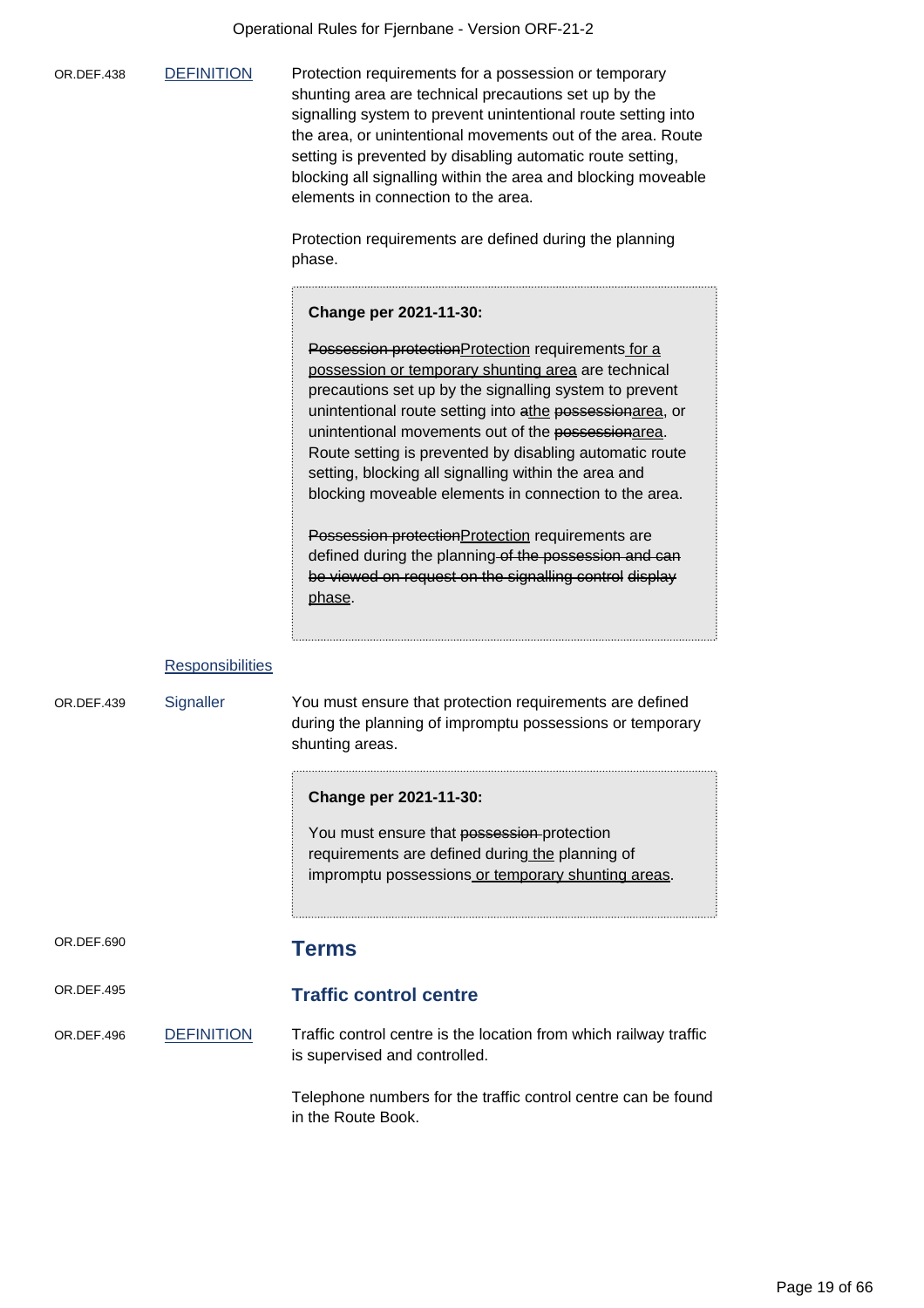OR.DEF.438 DEFINITION

Protection requirements for a possession or temporary shunting area are technical precautions set up by the signalling system to prevent unintentional route setting into the area, or unintentional movements out of the area. Route setting is prevented by disabling automatic route setting, blocking all signalling within the area and blocking moveable elements in connection to the area.

Protection requirements are defined during the planning phase.

> **Change per 2021-11-30:**
>
> ~~Possession protection~~<u>Protection</u> requirements<u> for a possession or temporary shunting area</u> are technical precautions set up by the signalling system to prevent unintentional route setting into ~~a~~<u>the</u> ~~possession~~<u>area</u>, or unintentional movements out of the ~~possession~~<u>area</u>. Route setting is prevented by disabling automatic route setting, blocking all signalling within the area and blocking moveable elements in connection to the area.
>
> ~~Possession protection~~<u>Protection</u> requirements are defined during the planning ~~of the possession and can be viewed on request on the signalling control display~~ <u>phase</u>.

Responsibilities

OR.DEF.439 Signaller

You must ensure that protection requirements are defined during the planning of impromptu possessions or temporary shunting areas.

> **Change per 2021-11-30:**
>
> You must ensure that ~~possession~~ protection requirements are defined during<u> the</u> planning of impromptu possessions<u> or temporary shunting areas</u>.

OR.DEF.690

## Terms

OR.DEF.495

### Traffic control centre

OR.DEF.496 DEFINITION

Traffic control centre is the location from which railway traffic is supervised and controlled.

Telephone numbers for the traffic control centre can be found in the Route Book.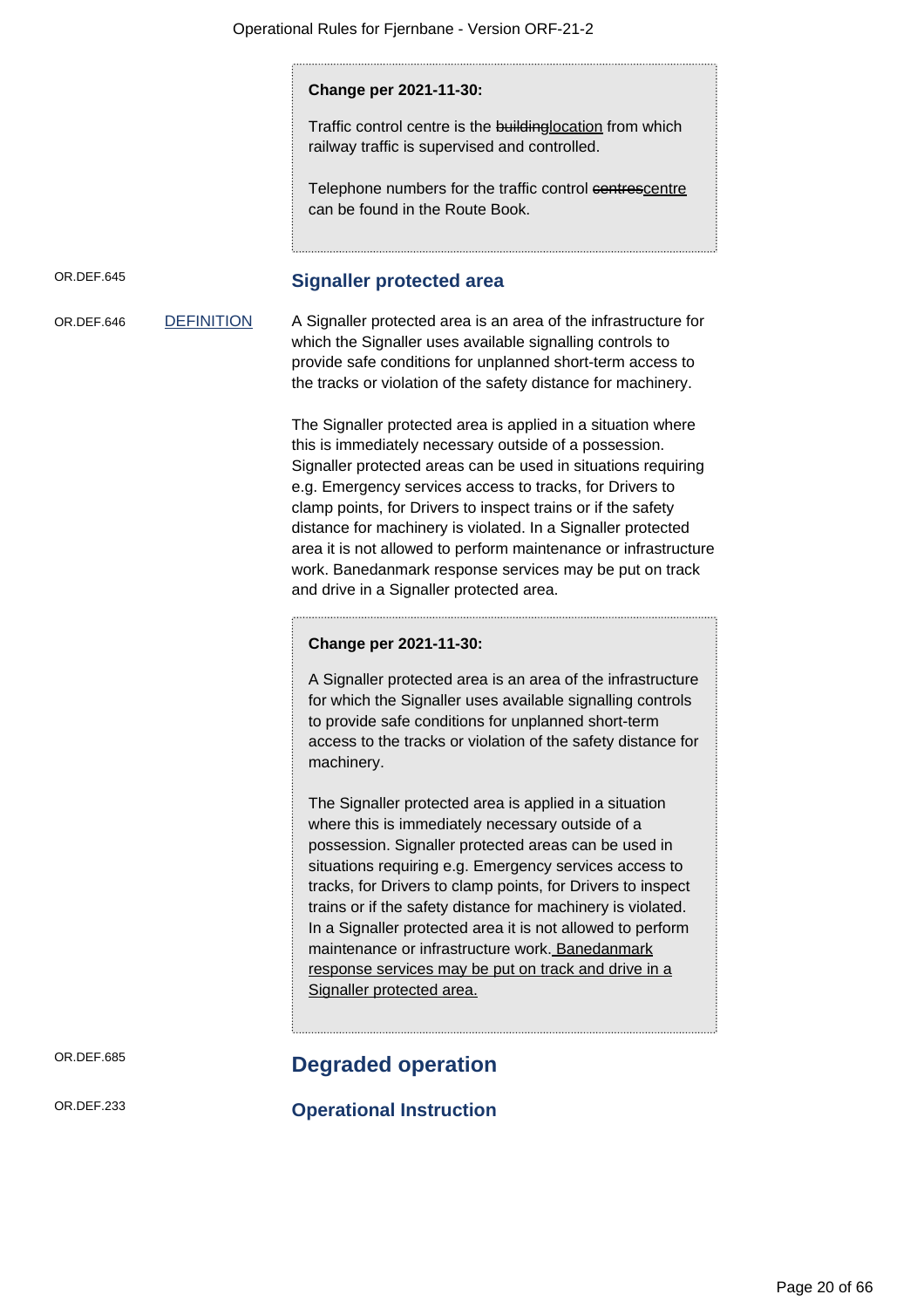> **Change per 2021-11-30:**
>
> Traffic control centre is the ~~building~~location from which railway traffic is supervised and controlled.
>
> Telephone numbers for the traffic control ~~centres~~centre can be found in the Route Book.

OR.DEF.645

### Signaller protected area

OR.DEF.646 DEFINITION

A Signaller protected area is an area of the infrastructure for which the Signaller uses available signalling controls to provide safe conditions for unplanned short-term access to the tracks or violation of the safety distance for machinery.

The Signaller protected area is applied in a situation where this is immediately necessary outside of a possession. Signaller protected areas can be used in situations requiring e.g. Emergency services access to tracks, for Drivers to clamp points, for Drivers to inspect trains or if the safety distance for machinery is violated. In a Signaller protected area it is not allowed to perform maintenance or infrastructure work. Banedanmark response services may be put on track and drive in a Signaller protected area.

> **Change per 2021-11-30:**
>
> A Signaller protected area is an area of the infrastructure for which the Signaller uses available signalling controls to provide safe conditions for unplanned short-term access to the tracks or violation of the safety distance for machinery.
>
> The Signaller protected area is applied in a situation where this is immediately necessary outside of a possession. Signaller protected areas can be used in situations requiring e.g. Emergency services access to tracks, for Drivers to clamp points, for Drivers to inspect trains or if the safety distance for machinery is violated. In a Signaller protected area it is not allowed to perform maintenance or infrastructure work. <u>Banedanmark response services may be put on track and drive in a Signaller protected area.</u>

OR.DEF.685

## Degraded operation

OR.DEF.233

### Operational Instruction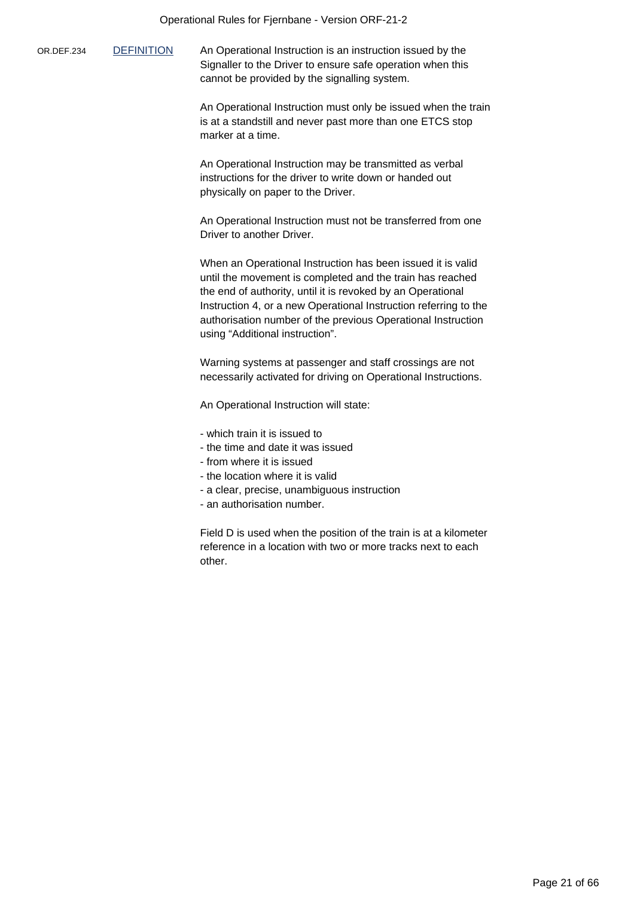OR.DEF.234 DEFINITION

An Operational Instruction is an instruction issued by the Signaller to the Driver to ensure safe operation when this cannot be provided by the signalling system.

An Operational Instruction must only be issued when the train is at a standstill and never past more than one ETCS stop marker at a time.

An Operational Instruction may be transmitted as verbal instructions for the driver to write down or handed out physically on paper to the Driver.

An Operational Instruction must not be transferred from one Driver to another Driver.

When an Operational Instruction has been issued it is valid until the movement is completed and the train has reached the end of authority, until it is revoked by an Operational Instruction 4, or a new Operational Instruction referring to the authorisation number of the previous Operational Instruction using “Additional instruction”.

Warning systems at passenger and staff crossings are not necessarily activated for driving on Operational Instructions.

An Operational Instruction will state:

- which train it is issued to
- the time and date it was issued
- from where it is issued
- the location where it is valid
- a clear, precise, unambiguous instruction
- an authorisation number.

Field D is used when the position of the train is at a kilometer reference in a location with two or more tracks next to each other.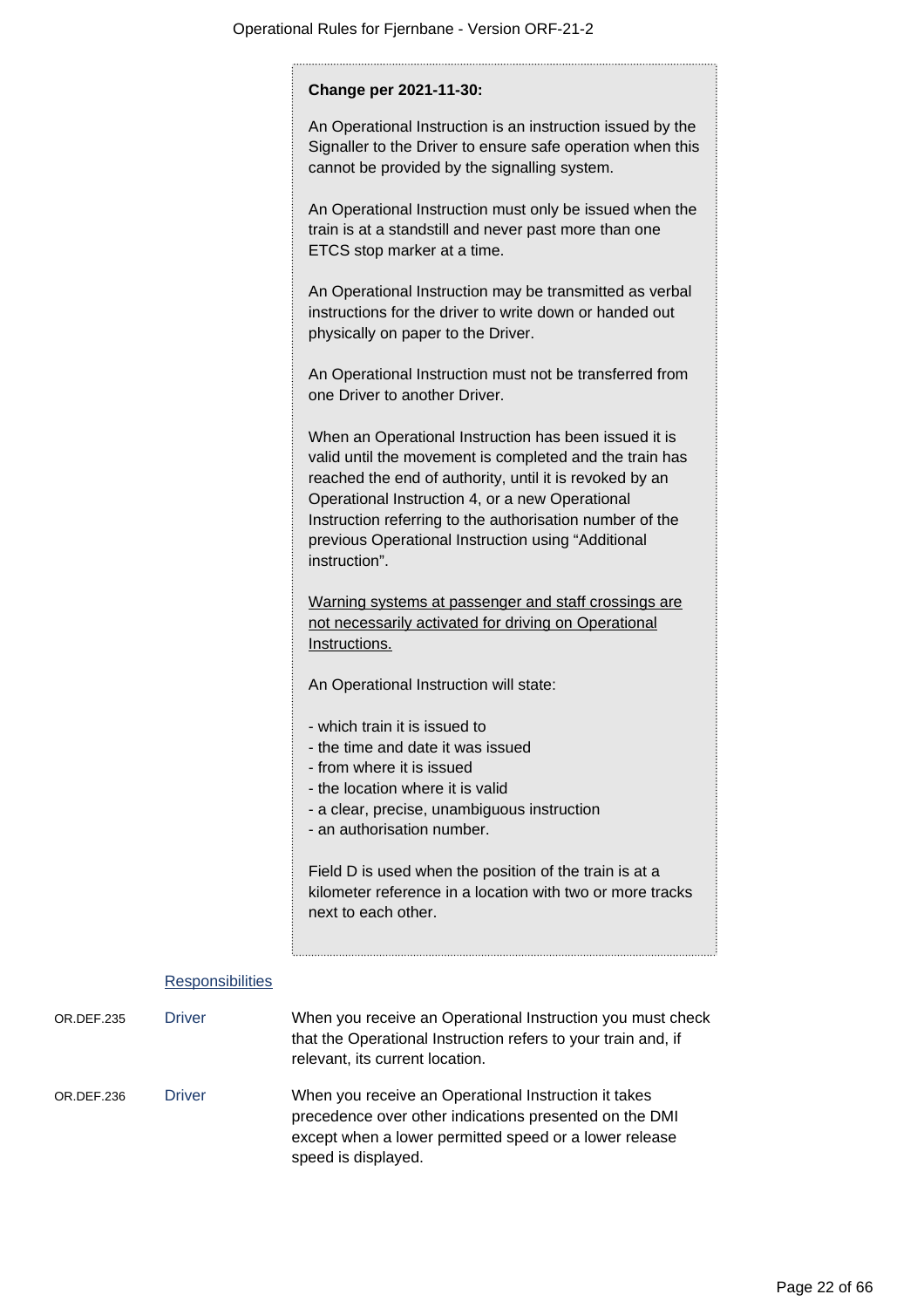**Change per 2021-11-30:**

An Operational Instruction is an instruction issued by the Signaller to the Driver to ensure safe operation when this cannot be provided by the signalling system.

An Operational Instruction must only be issued when the train is at a standstill and never past more than one ETCS stop marker at a time.

An Operational Instruction may be transmitted as verbal instructions for the driver to write down or handed out physically on paper to the Driver.

An Operational Instruction must not be transferred from one Driver to another Driver.

When an Operational Instruction has been issued it is valid until the movement is completed and the train has reached the end of authority, until it is revoked by an Operational Instruction 4, or a new Operational Instruction referring to the authorisation number of the previous Operational Instruction using “Additional instruction”.

<u>Warning systems at passenger and staff crossings are not necessarily activated for driving on Operational Instructions.</u>

An Operational Instruction will state:

- which train it is issued to
- the time and date it was issued
- from where it is issued
- the location where it is valid
- a clear, precise, unambiguous instruction
- an authorisation number.

Field D is used when the position of the train is at a kilometer reference in a location with two or more tracks next to each other.

**Responsibilities**

| | | |
|---|---|---|
| OR.DEF.235 | Driver | When you receive an Operational Instruction you must check that the Operational Instruction refers to your train and, if relevant, its current location. |
| OR.DEF.236 | Driver | When you receive an Operational Instruction it takes precedence over other indications presented on the DMI except when a lower permitted speed or a lower release speed is displayed. |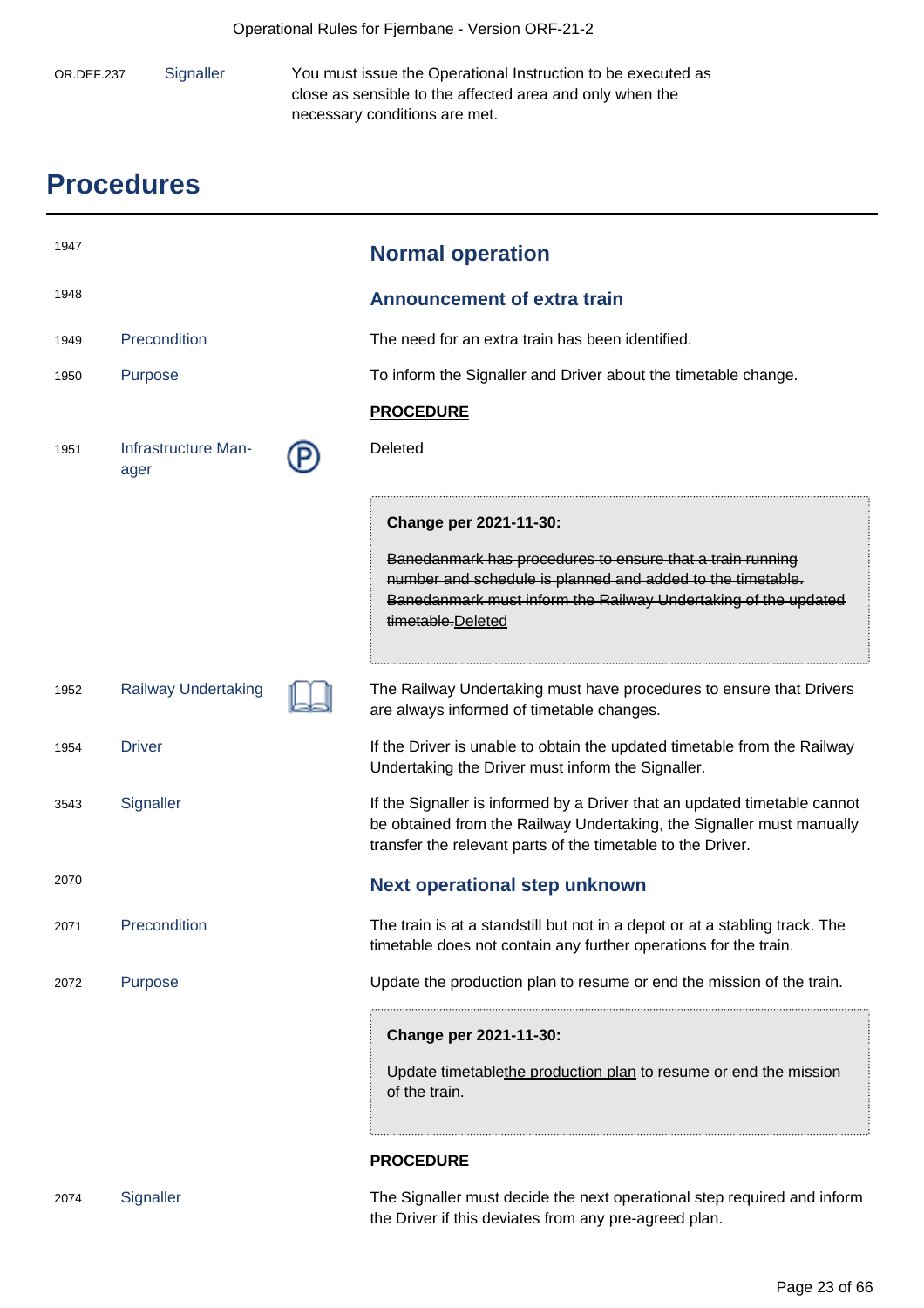| | | |
|---|---|---|
| OR.DEF.237 | Signaller | You must issue the Operational Instruction to be executed as close as sensible to the affected area and only when the necessary conditions are met. |

# Procedures

| | | | |
|---|---|---|---|
| 1947 | | | **Normal operation** |
| 1948 | | | **Announcement of extra train** |
| 1949 | Precondition | | The need for an extra train has been identified. |
| 1950 | Purpose | | To inform the Signaller and Driver about the timetable change. |
| | | | **PROCEDURE** |
| 1951 | Infrastructure Manager | Ⓟ | Deleted |
| | | | **Change per 2021-11-30:** ~~Banedanmark has procedures to ensure that a train running number and schedule is planned and added to the timetable. Banedanmark must inform the Railway Undertaking of the updated timetable.~~Deleted |
| 1952 | Railway Undertaking | 📖 | The Railway Undertaking must have procedures to ensure that Drivers are always informed of timetable changes. |
| 1954 | Driver | | If the Driver is unable to obtain the updated timetable from the Railway Undertaking the Driver must inform the Signaller. |
| 3543 | Signaller | | If the Signaller is informed by a Driver that an updated timetable cannot be obtained from the Railway Undertaking, the Signaller must manually transfer the relevant parts of the timetable to the Driver. |
| 2070 | | | **Next operational step unknown** |
| 2071 | Precondition | | The train is at a standstill but not in a depot or at a stabling track. The timetable does not contain any further operations for the train. |
| 2072 | Purpose | | Update the production plan to resume or end the mission of the train. |
| | | | **Change per 2021-11-30:** Update ~~timetable~~the production plan to resume or end the mission of the train. |
| | | | **PROCEDURE** |
| 2074 | Signaller | | The Signaller must decide the next operational step required and inform the Driver if this deviates from any pre-agreed plan. |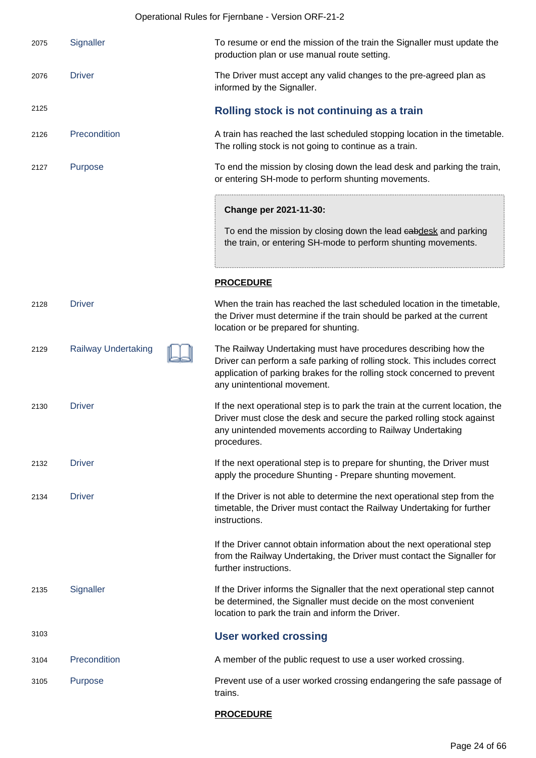| | | |
|---|---|---|
| 2075 | Signaller | To resume or end the mission of the train the Signaller must update the production plan or use manual route setting. |
| 2076 | Driver | The Driver must accept any valid changes to the pre-agreed plan as informed by the Signaller. |

## Rolling stock is not continuing as a train

| | | |
|---|---|---|
| 2125 | | **Rolling stock is not continuing as a train** |
| 2126 | Precondition | A train has reached the last scheduled stopping location in the timetable. The rolling stock is not going to continue as a train. |
| 2127 | Purpose | To end the mission by closing down the lead desk and parking the train, or entering SH-mode to perform shunting movements. |

> **Change per 2021-11-30:**
>
> To end the mission by closing down the lead ~~cab~~desk and parking the train, or entering SH-mode to perform shunting movements.

**PROCEDURE**

| | | |
|---|---|---|
| 2128 | Driver | When the train has reached the last scheduled location in the timetable, the Driver must determine if the train should be parked at the current location or be prepared for shunting. |
| 2129 | Railway Undertaking | The Railway Undertaking must have procedures describing how the Driver can perform a safe parking of rolling stock. This includes correct application of parking brakes for the rolling stock concerned to prevent any unintentional movement. |
| 2130 | Driver | If the next operational step is to park the train at the current location, the Driver must close the desk and secure the parked rolling stock against any unintended movements according to Railway Undertaking procedures. |
| 2132 | Driver | If the next operational step is to prepare for shunting, the Driver must apply the procedure Shunting - Prepare shunting movement. |
| 2134 | Driver | If the Driver is not able to determine the next operational step from the timetable, the Driver must contact the Railway Undertaking for further instructions.<br><br>If the Driver cannot obtain information about the next operational step from the Railway Undertaking, the Driver must contact the Signaller for further instructions. |
| 2135 | Signaller | If the Driver informs the Signaller that the next operational step cannot be determined, the Signaller must decide on the most convenient location to park the train and inform the Driver. |

## User worked crossing

| | | |
|---|---|---|
| 3103 | | **User worked crossing** |
| 3104 | Precondition | A member of the public request to use a user worked crossing. |
| 3105 | Purpose | Prevent use of a user worked crossing endangering the safe passage of trains. |

**PROCEDURE**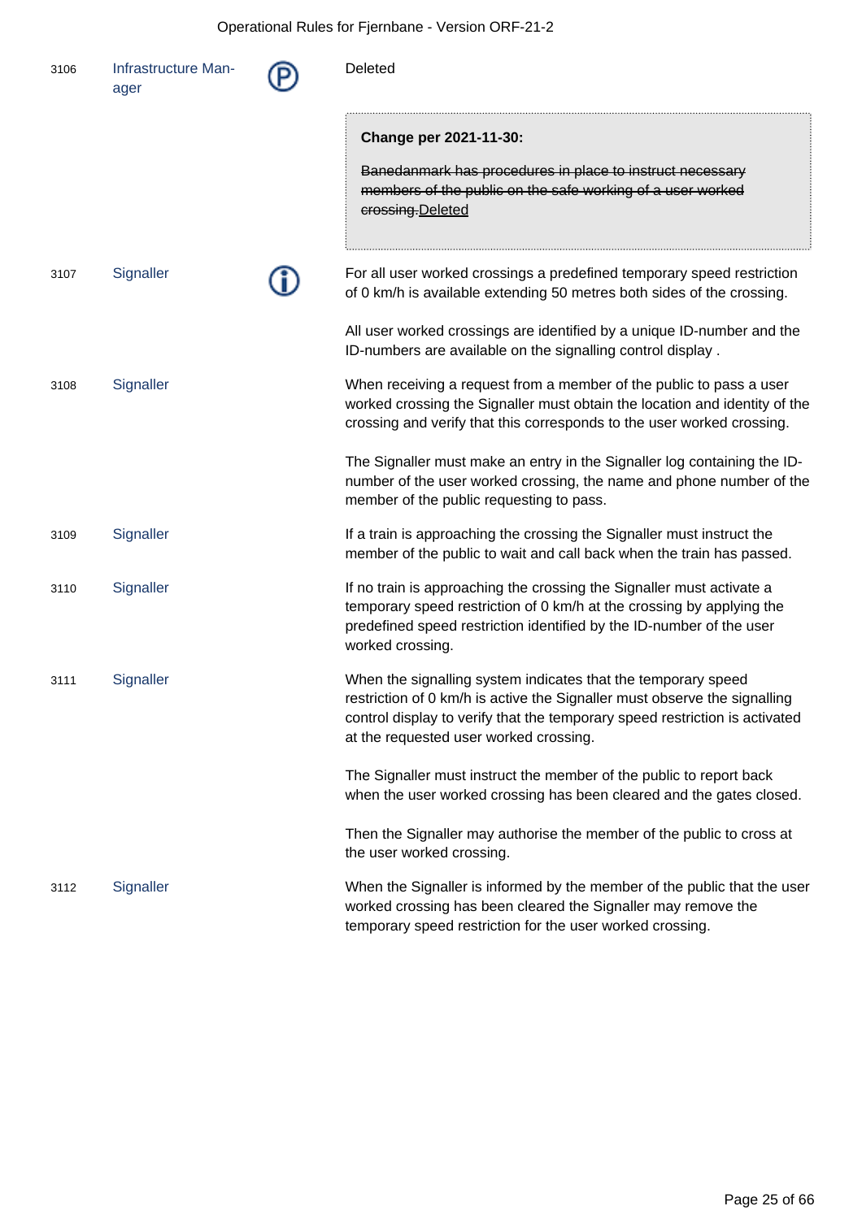| No. | Role | Type | Rule |
|---|---|---|---|
| 3106 | Infrastructure Manager | Ⓟ | Deleted |
| | | | **Change per 2021-11-30:**<br><br>~~Banedanmark has procedures in place to instruct necessary members of the public on the safe working of a user worked crossing.~~Deleted |
| 3107 | Signaller | ⓘ | For all user worked crossings a predefined temporary speed restriction of 0 km/h is available extending 50 metres both sides of the crossing.<br><br>All user worked crossings are identified by a unique ID-number and the ID-numbers are available on the signalling control display . |
| 3108 | Signaller | | When receiving a request from a member of the public to pass a user worked crossing the Signaller must obtain the location and identity of the crossing and verify that this corresponds to the user worked crossing.<br><br>The Signaller must make an entry in the Signaller log containing the ID-number of the user worked crossing, the name and phone number of the member of the public requesting to pass. |
| 3109 | Signaller | | If a train is approaching the crossing the Signaller must instruct the member of the public to wait and call back when the train has passed. |
| 3110 | Signaller | | If no train is approaching the crossing the Signaller must activate a temporary speed restriction of 0 km/h at the crossing by applying the predefined speed restriction identified by the ID-number of the user worked crossing. |
| 3111 | Signaller | | When the signalling system indicates that the temporary speed restriction of 0 km/h is active the Signaller must observe the signalling control display to verify that the temporary speed restriction is activated at the requested user worked crossing.<br><br>The Signaller must instruct the member of the public to report back when the user worked crossing has been cleared and the gates closed.<br><br>Then the Signaller may authorise the member of the public to cross at the user worked crossing. |
| 3112 | Signaller | | When the Signaller is informed by the member of the public that the user worked crossing has been cleared the Signaller may remove the temporary speed restriction for the user worked crossing. |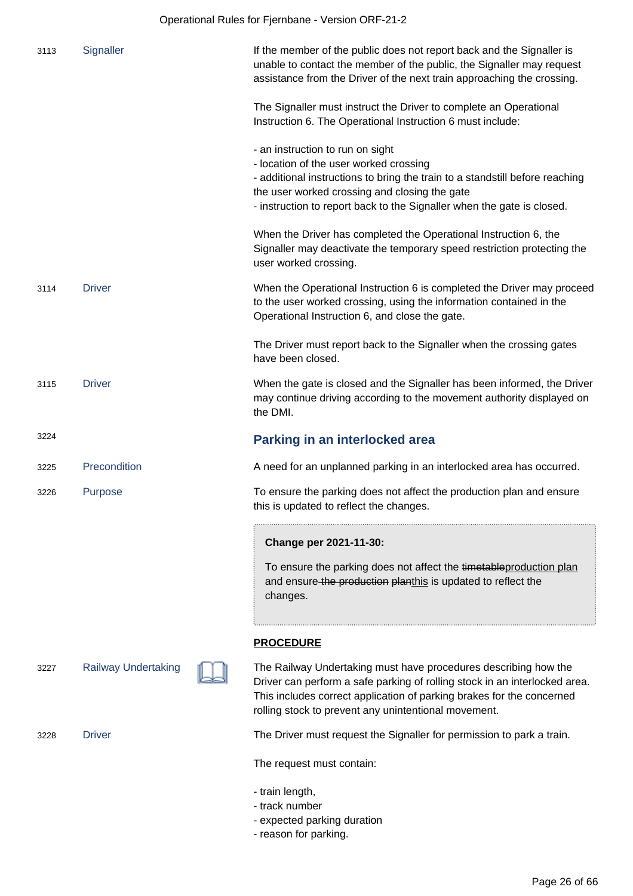| | | |
|---|---|---|
| 3113 | Signaller | If the member of the public does not report back and the Signaller is unable to contact the member of the public, the Signaller may request assistance from the Driver of the next train approaching the crossing.<br><br>The Signaller must instruct the Driver to complete an Operational Instruction 6. The Operational Instruction 6 must include:<br><br>- an instruction to run on sight<br>- location of the user worked crossing<br>- additional instructions to bring the train to a standstill before reaching the user worked crossing and closing the gate<br>- instruction to report back to the Signaller when the gate is closed.<br><br>When the Driver has completed the Operational Instruction 6, the Signaller may deactivate the temporary speed restriction protecting the user worked crossing. |
| 3114 | Driver | When the Operational Instruction 6 is completed the Driver may proceed to the user worked crossing, using the information contained in the Operational Instruction 6, and close the gate.<br><br>The Driver must report back to the Signaller when the crossing gates have been closed. |
| 3115 | Driver | When the gate is closed and the Signaller has been informed, the Driver may continue driving according to the movement authority displayed on the DMI. |

3224

## Parking in an interlocked area

| | | |
|---|---|---|
| 3225 | Precondition | A need for an unplanned parking in an interlocked area has occurred. |
| 3226 | Purpose | To ensure the parking does not affect the production plan and ensure this is updated to reflect the changes. |

> **Change per 2021-11-30:**
>
> To ensure the parking does not affect the ~~timetable~~production plan and ensure ~~the production plan~~this is updated to reflect the changes.

**PROCEDURE**

| | | |
|---|---|---|
| 3227 | Railway Undertaking | The Railway Undertaking must have procedures describing how the Driver can perform a safe parking of rolling stock in an interlocked area. This includes correct application of parking brakes for the concerned rolling stock to prevent any unintentional movement. |
| 3228 | Driver | The Driver must request the Signaller for permission to park a train.<br><br>The request must contain:<br><br>- train length,<br>- track number<br>- expected parking duration<br>- reason for parking. |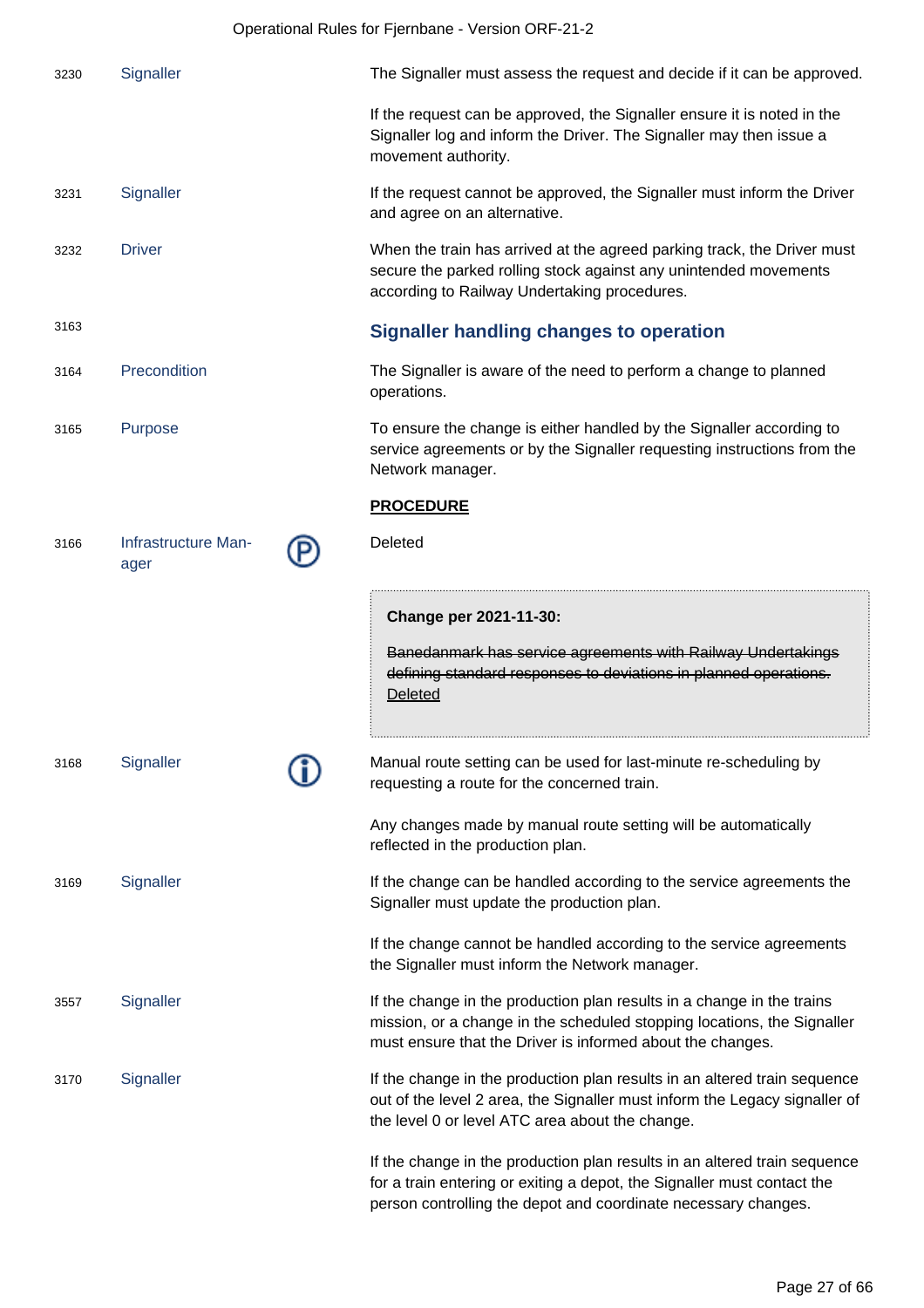| | | | |
|---|---|---|---|
| 3230 | Signaller | | The Signaller must assess the request and decide if it can be approved.<br><br>If the request can be approved, the Signaller ensure it is noted in the Signaller log and inform the Driver. The Signaller may then issue a movement authority. |
| 3231 | Signaller | | If the request cannot be approved, the Signaller must inform the Driver and agree on an alternative. |
| 3232 | Driver | | When the train has arrived at the agreed parking track, the Driver must secure the parked rolling stock against any unintended movements according to Railway Undertaking procedures. |

## 3163 Signaller handling changes to operation

| | | | |
|---|---|---|---|
| 3164 | Precondition | | The Signaller is aware of the need to perform a change to planned operations. |
| 3165 | Purpose | | To ensure the change is either handled by the Signaller according to service agreements or by the Signaller requesting instructions from the Network manager. |

**PROCEDURE**

| | | | |
|---|---|---|---|
| 3166 | Infrastructure Manager | Ⓟ | Deleted<br><br>**Change per 2021-11-30:**<br><br>~~Banedanmark has service agreements with Railway Undertakings defining standard responses to deviations in planned operations.~~ Deleted |
| 3168 | Signaller | ⓘ | Manual route setting can be used for last-minute re-scheduling by requesting a route for the concerned train.<br><br>Any changes made by manual route setting will be automatically reflected in the production plan. |
| 3169 | Signaller | | If the change can be handled according to the service agreements the Signaller must update the production plan.<br><br>If the change cannot be handled according to the service agreements the Signaller must inform the Network manager. |
| 3557 | Signaller | | If the change in the production plan results in a change in the trains mission, or a change in the scheduled stopping locations, the Signaller must ensure that the Driver is informed about the changes. |
| 3170 | Signaller | | If the change in the production plan results in an altered train sequence out of the level 2 area, the Signaller must inform the Legacy signaller of the level 0 or level ATC area about the change.<br><br>If the change in the production plan results in an altered train sequence for a train entering or exiting a depot, the Signaller must contact the person controlling the depot and coordinate necessary changes. |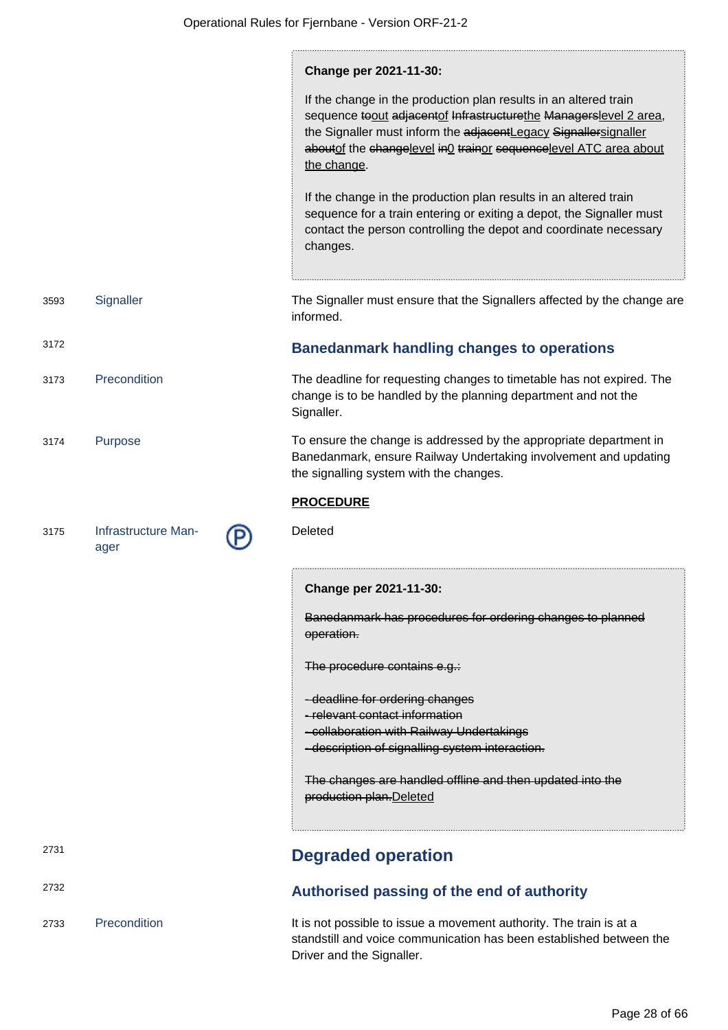> **Change per 2021-11-30:**
>
> If the change in the production plan results in an altered train sequence ~~to~~out ~~adjacent~~of ~~Infrastructure~~the ~~Managers~~level 2 area, the Signaller must inform the ~~adjacent~~Legacy ~~Signaller~~signaller ~~about~~of the ~~change~~level ~~in~~0 ~~train~~or ~~sequence~~level ATC area about the change.
>
> If the change in the production plan results in an altered train sequence for a train entering or exiting a depot, the Signaller must contact the person controlling the depot and coordinate necessary changes.

| | | |
|---|---|---|
| 3593 | Signaller | The Signaller must ensure that the Signallers affected by the change are informed. |

### 3172 Banedanmark handling changes to operations

| | | |
|---|---|---|
| 3173 | Precondition | The deadline for requesting changes to timetable has not expired. The change is to be handled by the planning department and not the Signaller. |
| 3174 | Purpose | To ensure the change is addressed by the appropriate department in Banedanmark, ensure Railway Undertaking involvement and updating the signalling system with the changes. |

**PROCEDURE**

| | | |
|---|---|---|
| 3175 | Infrastructure Manager (P) | Deleted |

> **Change per 2021-11-30:**
>
> ~~Banedanmark has procedures for ordering changes to planned operation.~~
>
> ~~The procedure contains e.g.:~~
>
> ~~- deadline for ordering changes~~
> ~~- relevant contact information~~
> ~~- collaboration with Railway Undertakings~~
> ~~- description of signalling system interaction.~~
>
> ~~The changes are handled offline and then updated into the production plan.~~Deleted

## 2731 Degraded operation

### 2732 Authorised passing of the end of authority

| | | |
|---|---|---|
| 2733 | Precondition | It is not possible to issue a movement authority. The train is at a standstill and voice communication has been established between the Driver and the Signaller. |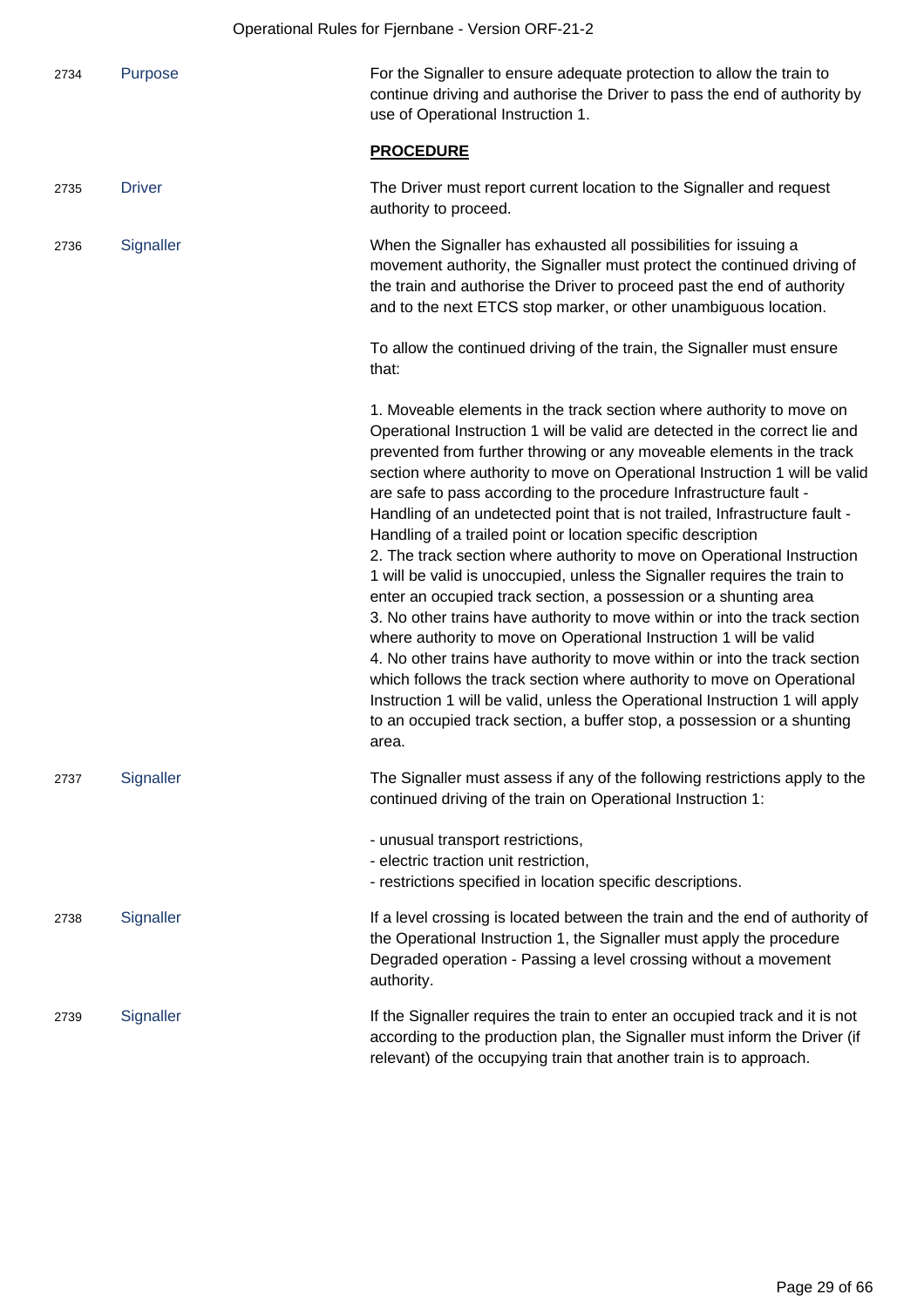| | | |
|---|---|---|
| 2734 | Purpose | For the Signaller to ensure adequate protection to allow the train to continue driving and authorise the Driver to pass the end of authority by use of Operational Instruction 1. |
| | | **PROCEDURE** |
| 2735 | Driver | The Driver must report current location to the Signaller and request authority to proceed. |
| 2736 | Signaller | When the Signaller has exhausted all possibilities for issuing a movement authority, the Signaller must protect the continued driving of the train and authorise the Driver to proceed past the end of authority and to the next ETCS stop marker, or other unambiguous location.<br><br>To allow the continued driving of the train, the Signaller must ensure that:<br><br>1. Moveable elements in the track section where authority to move on Operational Instruction 1 will be valid are detected in the correct lie and prevented from further throwing or any moveable elements in the track section where authority to move on Operational Instruction 1 will be valid are safe to pass according to the procedure Infrastructure fault - Handling of an undetected point that is not trailed, Infrastructure fault - Handling of a trailed point or location specific description<br>2. The track section where authority to move on Operational Instruction 1 will be valid is unoccupied, unless the Signaller requires the train to enter an occupied track section, a possession or a shunting area<br>3. No other trains have authority to move within or into the track section where authority to move on Operational Instruction 1 will be valid<br>4. No other trains have authority to move within or into the track section which follows the track section where authority to move on Operational Instruction 1 will be valid, unless the Operational Instruction 1 will apply to an occupied track section, a buffer stop, a possession or a shunting area. |
| 2737 | Signaller | The Signaller must assess if any of the following restrictions apply to the continued driving of the train on Operational Instruction 1:<br><br>- unusual transport restrictions,<br>- electric traction unit restriction,<br>- restrictions specified in location specific descriptions. |
| 2738 | Signaller | If a level crossing is located between the train and the end of authority of the Operational Instruction 1, the Signaller must apply the procedure Degraded operation - Passing a level crossing without a movement authority. |
| 2739 | Signaller | If the Signaller requires the train to enter an occupied track and it is not according to the production plan, the Signaller must inform the Driver (if relevant) of the occupying train that another train is to approach. |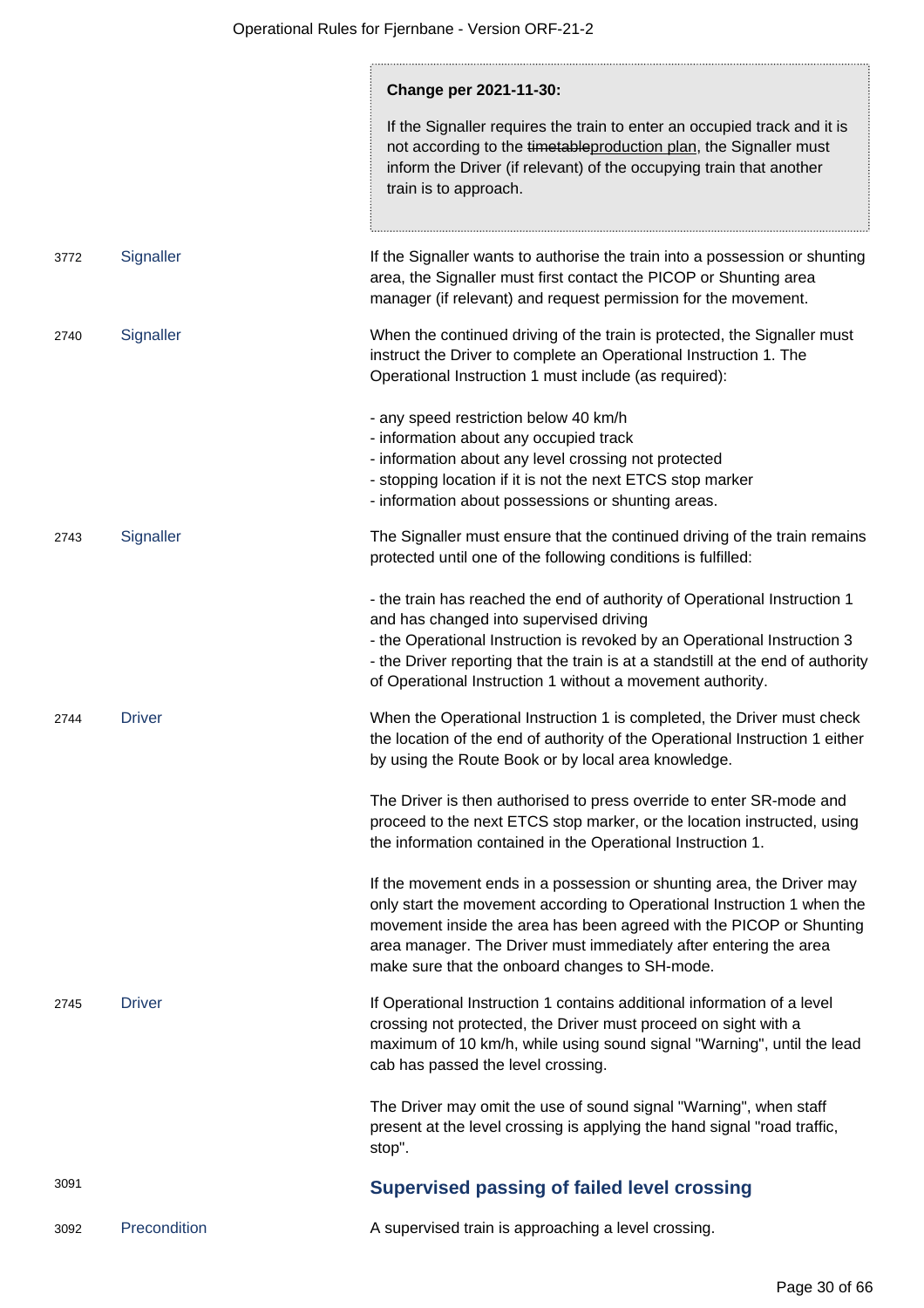> **Change per 2021-11-30:**
>
> If the Signaller requires the train to enter an occupied track and it is not according to the ~~timetable~~production plan, the Signaller must inform the Driver (if relevant) of the occupying train that another train is to approach.

| | | |
|---|---|---|
| 3772 | Signaller | If the Signaller wants to authorise the train into a possession or shunting area, the Signaller must first contact the PICOP or Shunting area manager (if relevant) and request permission for the movement. |
| 2740 | Signaller | When the continued driving of the train is protected, the Signaller must instruct the Driver to complete an Operational Instruction 1. The Operational Instruction 1 must include (as required):<br><br>- any speed restriction below 40 km/h<br>- information about any occupied track<br>- information about any level crossing not protected<br>- stopping location if it is not the next ETCS stop marker<br>- information about possessions or shunting areas. |
| 2743 | Signaller | The Signaller must ensure that the continued driving of the train remains protected until one of the following conditions is fulfilled:<br><br>- the train has reached the end of authority of Operational Instruction 1 and has changed into supervised driving<br>- the Operational Instruction is revoked by an Operational Instruction 3<br>- the Driver reporting that the train is at a standstill at the end of authority of Operational Instruction 1 without a movement authority. |
| 2744 | Driver | When the Operational Instruction 1 is completed, the Driver must check the location of the end of authority of the Operational Instruction 1 either by using the Route Book or by local area knowledge.<br><br>The Driver is then authorised to press override to enter SR-mode and proceed to the next ETCS stop marker, or the location instructed, using the information contained in the Operational Instruction 1.<br><br>If the movement ends in a possession or shunting area, the Driver may only start the movement according to Operational Instruction 1 when the movement inside the area has been agreed with the PICOP or Shunting area manager. The Driver must immediately after entering the area make sure that the onboard changes to SH-mode. |
| 2745 | Driver | If Operational Instruction 1 contains additional information of a level crossing not protected, the Driver must proceed on sight with a maximum of 10 km/h, while using sound signal "Warning", until the lead cab has passed the level crossing.<br><br>The Driver may omit the use of sound signal "Warning", when staff present at the level crossing is applying the hand signal "road traffic, stop". |

3091

## Supervised passing of failed level crossing

| | | |
|---|---|---|
| 3092 | Precondition | A supervised train is approaching a level crossing. |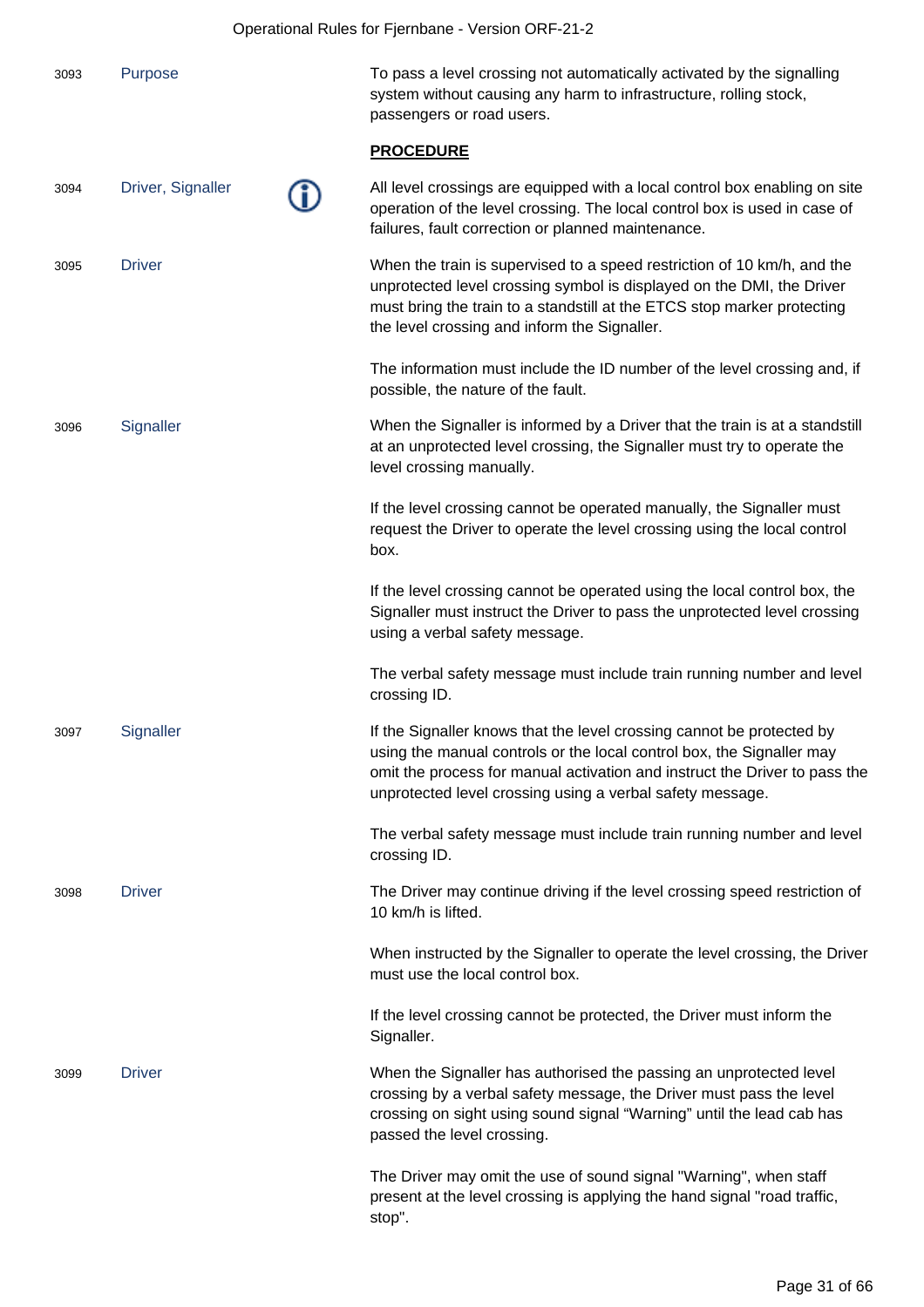| No. | Role | | Text |
|---|---|---|---|
| 3093 | Purpose | | To pass a level crossing not automatically activated by the signalling system without causing any harm to infrastructure, rolling stock, passengers or road users. |
| | | | **PROCEDURE** |
| 3094 | Driver, Signaller | ⓘ | All level crossings are equipped with a local control box enabling on site operation of the level crossing. The local control box is used in case of failures, fault correction or planned maintenance. |
| 3095 | Driver | | When the train is supervised to a speed restriction of 10 km/h, and the unprotected level crossing symbol is displayed on the DMI, the Driver must bring the train to a standstill at the ETCS stop marker protecting the level crossing and inform the Signaller.<br><br>The information must include the ID number of the level crossing and, if possible, the nature of the fault. |
| 3096 | Signaller | | When the Signaller is informed by a Driver that the train is at a standstill at an unprotected level crossing, the Signaller must try to operate the level crossing manually.<br><br>If the level crossing cannot be operated manually, the Signaller must request the Driver to operate the level crossing using the local control box.<br><br>If the level crossing cannot be operated using the local control box, the Signaller must instruct the Driver to pass the unprotected level crossing using a verbal safety message.<br><br>The verbal safety message must include train running number and level crossing ID. |
| 3097 | Signaller | | If the Signaller knows that the level crossing cannot be protected by using the manual controls or the local control box, the Signaller may omit the process for manual activation and instruct the Driver to pass the unprotected level crossing using a verbal safety message.<br><br>The verbal safety message must include train running number and level crossing ID. |
| 3098 | Driver | | The Driver may continue driving if the level crossing speed restriction of 10 km/h is lifted.<br><br>When instructed by the Signaller to operate the level crossing, the Driver must use the local control box.<br><br>If the level crossing cannot be protected, the Driver must inform the Signaller. |
| 3099 | Driver | | When the Signaller has authorised the passing an unprotected level crossing by a verbal safety message, the Driver must pass the level crossing on sight using sound signal "Warning" until the lead cab has passed the level crossing.<br><br>The Driver may omit the use of sound signal "Warning", when staff present at the level crossing is applying the hand signal "road traffic, stop". |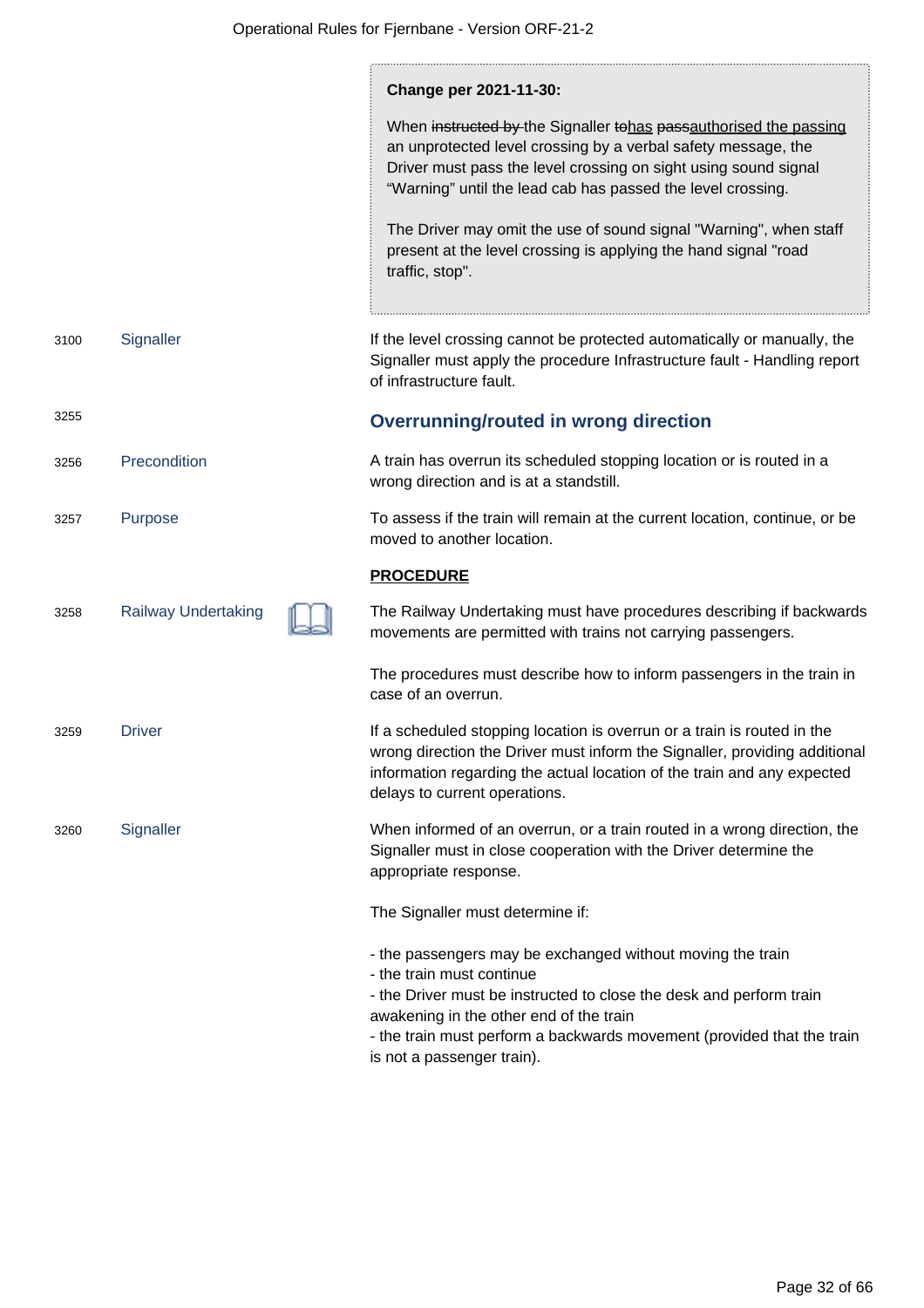> **Change per 2021-11-30:**
>
> When ~~instructed by~~ the Signaller ~~to~~has ~~pass~~authorised the passing an unprotected level crossing by a verbal safety message, the Driver must pass the level crossing on sight using sound signal "Warning" until the lead cab has passed the level crossing.
>
> The Driver may omit the use of sound signal "Warning", when staff present at the level crossing is applying the hand signal "road traffic, stop".

3100 **Signaller**

If the level crossing cannot be protected automatically or manually, the Signaller must apply the procedure Infrastructure fault - Handling report of infrastructure fault.

3255

## Overrunning/routed in wrong direction

3256 **Precondition**

A train has overrun its scheduled stopping location or is routed in a wrong direction and is at a standstill.

3257 **Purpose**

To assess if the train will remain at the current location, continue, or be moved to another location.

**PROCEDURE**

3258 **Railway Undertaking**

The Railway Undertaking must have procedures describing if backwards movements are permitted with trains not carrying passengers.

The procedures must describe how to inform passengers in the train in case of an overrun.

3259 **Driver**

If a scheduled stopping location is overrun or a train is routed in the wrong direction the Driver must inform the Signaller, providing additional information regarding the actual location of the train and any expected delays to current operations.

3260 **Signaller**

When informed of an overrun, or a train routed in a wrong direction, the Signaller must in close cooperation with the Driver determine the appropriate response.

The Signaller must determine if:

- the passengers may be exchanged without moving the train
- the train must continue
- the Driver must be instructed to close the desk and perform train awakening in the other end of the train
- the train must perform a backwards movement (provided that the train is not a passenger train).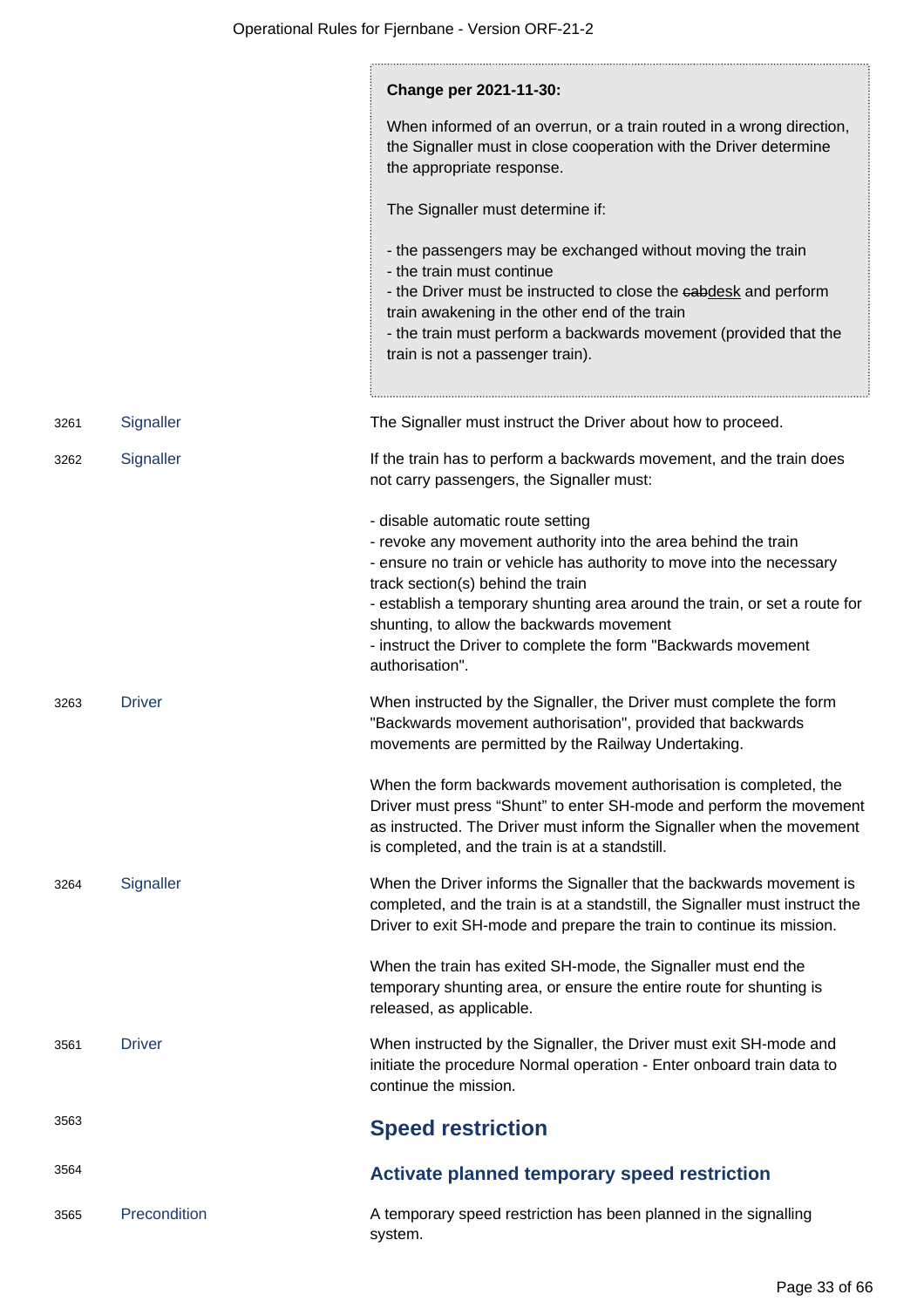> **Change per 2021-11-30:**
>
> When informed of an overrun, or a train routed in a wrong direction, the Signaller must in close cooperation with the Driver determine the appropriate response.
>
> The Signaller must determine if:
>
> - the passengers may be exchanged without moving the train
> - the train must continue
> - the Driver must be instructed to close the ~~cab~~desk and perform train awakening in the other end of the train
> - the train must perform a backwards movement (provided that the train is not a passenger train).

| | | |
|---|---|---|
| 3261 | Signaller | The Signaller must instruct the Driver about how to proceed. |
| 3262 | Signaller | If the train has to perform a backwards movement, and the train does not carry passengers, the Signaller must:<br><br>- disable automatic route setting<br>- revoke any movement authority into the area behind the train<br>- ensure no train or vehicle has authority to move into the necessary track section(s) behind the train<br>- establish a temporary shunting area around the train, or set a route for shunting, to allow the backwards movement<br>- instruct the Driver to complete the form "Backwards movement authorisation". |
| 3263 | Driver | When instructed by the Signaller, the Driver must complete the form "Backwards movement authorisation", provided that backwards movements are permitted by the Railway Undertaking.<br><br>When the form backwards movement authorisation is completed, the Driver must press "Shunt" to enter SH-mode and perform the movement as instructed. The Driver must inform the Signaller when the movement is completed, and the train is at a standstill. |
| 3264 | Signaller | When the Driver informs the Signaller that the backwards movement is completed, and the train is at a standstill, the Signaller must instruct the Driver to exit SH-mode and prepare the train to continue its mission.<br><br>When the train has exited SH-mode, the Signaller must end the temporary shunting area, or ensure the entire route for shunting is released, as applicable. |
| 3561 | Driver | When instructed by the Signaller, the Driver must exit SH-mode and initiate the procedure Normal operation - Enter onboard train data to continue the mission. |

3563

## Speed restriction

3564

### Activate planned temporary speed restriction

| | | |
|---|---|---|
| 3565 | Precondition | A temporary speed restriction has been planned in the signalling system. |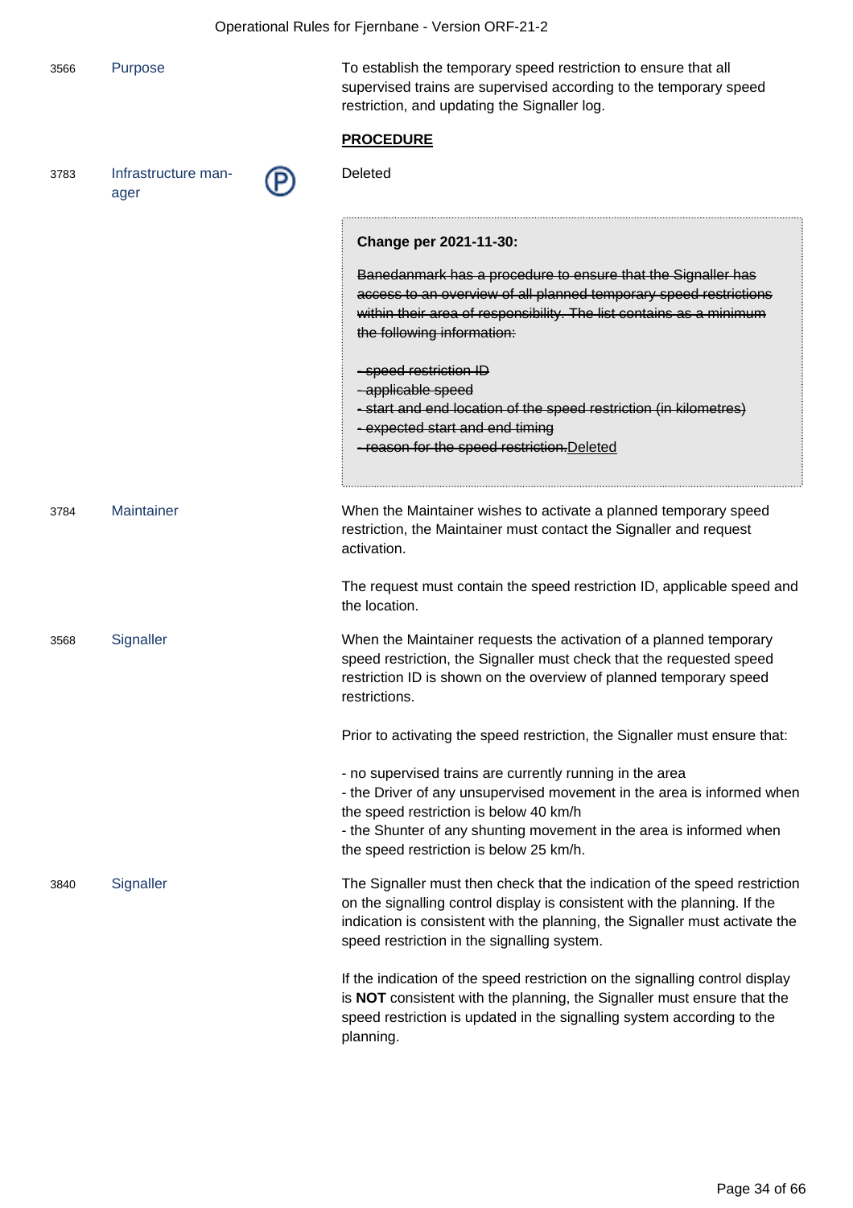| | | | |
|---|---|---|---|
| 3566 | Purpose | | To establish the temporary speed restriction to ensure that all supervised trains are supervised according to the temporary speed restriction, and updating the Signaller log. |
| | | | **PROCEDURE** |
| 3783 | Infrastructure manager | Ⓟ | Deleted<br><br>**Change per 2021-11-30:**<br><br>~~Banedanmark has a procedure to ensure that the Signaller has access to an overview of all planned temporary speed restrictions within their area of responsibility. The list contains as a minimum the following information:~~<br><br>~~- speed restriction ID~~<br>~~- applicable speed~~<br>~~- start and end location of the speed restriction (in kilometres)~~<br>~~- expected start and end timing~~<br>~~- reason for the speed restriction.~~Deleted |
| 3784 | Maintainer | | When the Maintainer wishes to activate a planned temporary speed restriction, the Maintainer must contact the Signaller and request activation.<br><br>The request must contain the speed restriction ID, applicable speed and the location. |
| 3568 | Signaller | | When the Maintainer requests the activation of a planned temporary speed restriction, the Signaller must check that the requested speed restriction ID is shown on the overview of planned temporary speed restrictions.<br><br>Prior to activating the speed restriction, the Signaller must ensure that:<br><br>- no supervised trains are currently running in the area<br>- the Driver of any unsupervised movement in the area is informed when the speed restriction is below 40 km/h<br>- the Shunter of any shunting movement in the area is informed when the speed restriction is below 25 km/h. |
| 3840 | Signaller | | The Signaller must then check that the indication of the speed restriction on the signalling control display is consistent with the planning. If the indication is consistent with the planning, the Signaller must activate the speed restriction in the signalling system.<br><br>If the indication of the speed restriction on the signalling control display is **NOT** consistent with the planning, the Signaller must ensure that the speed restriction is updated in the signalling system according to the planning. |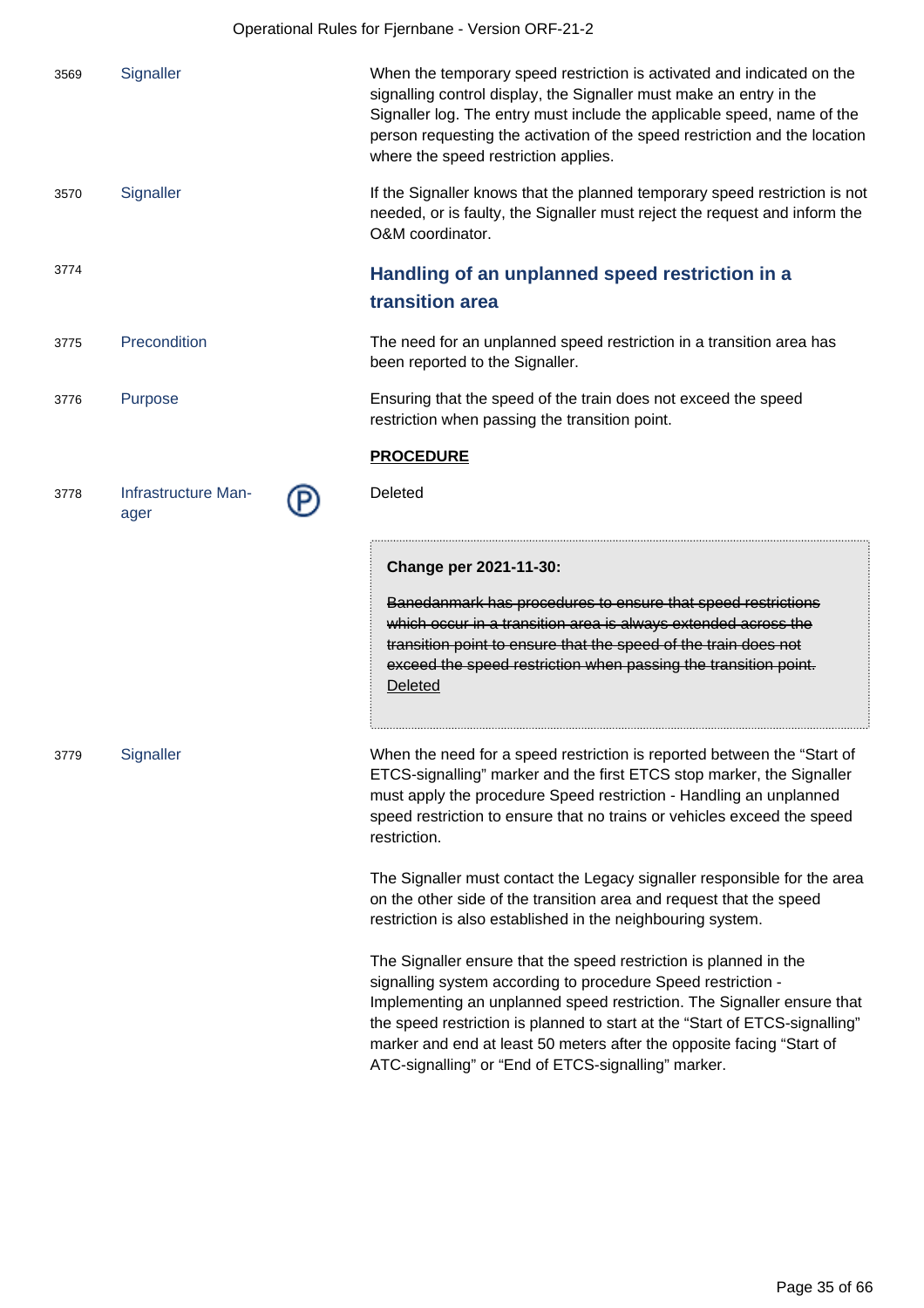| | | |
|---|---|---|
| 3569 | Signaller | When the temporary speed restriction is activated and indicated on the signalling control display, the Signaller must make an entry in the Signaller log. The entry must include the applicable speed, name of the person requesting the activation of the speed restriction and the location where the speed restriction applies. |
| 3570 | Signaller | If the Signaller knows that the planned temporary speed restriction is not needed, or is faulty, the Signaller must reject the request and inform the O&M coordinator. |

3774

## Handling of an unplanned speed restriction in a transition area

| | | |
|---|---|---|
| 3775 | Precondition | The need for an unplanned speed restriction in a transition area has been reported to the Signaller. |
| 3776 | Purpose | Ensuring that the speed of the train does not exceed the speed restriction when passing the transition point. |

**PROCEDURE**

| | | |
|---|---|---|
| 3778 | Infrastructure Manager (P) | Deleted |

> **Change per 2021-11-30:**
>
> ~~Banedanmark has procedures to ensure that speed restrictions which occur in a transition area is always extended across the transition point to ensure that the speed of the train does not exceed the speed restriction when passing the transition point.~~ Deleted

3779 Signaller

When the need for a speed restriction is reported between the “Start of ETCS-signalling” marker and the first ETCS stop marker, the Signaller must apply the procedure Speed restriction - Handling an unplanned speed restriction to ensure that no trains or vehicles exceed the speed restriction.

The Signaller must contact the Legacy signaller responsible for the area on the other side of the transition area and request that the speed restriction is also established in the neighbouring system.

The Signaller ensure that the speed restriction is planned in the signalling system according to procedure Speed restriction - Implementing an unplanned speed restriction. The Signaller ensure that the speed restriction is planned to start at the “Start of ETCS-signalling” marker and end at least 50 meters after the opposite facing “Start of ATC-signalling” or “End of ETCS-signalling” marker.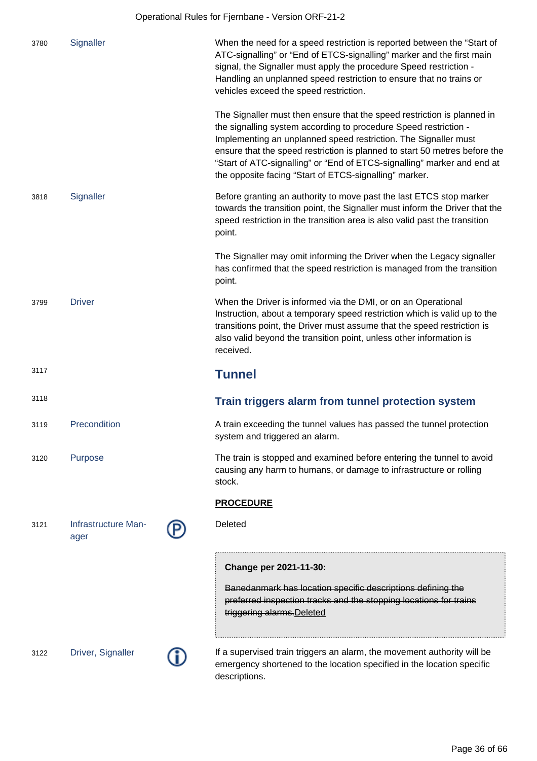| | | | |
|---|---|---|---|
| 3780 | Signaller | | When the need for a speed restriction is reported between the "Start of ATC-signalling" or "End of ETCS-signalling" marker and the first main signal, the Signaller must apply the procedure Speed restriction - Handling an unplanned speed restriction to ensure that no trains or vehicles exceed the speed restriction.<br><br>The Signaller must then ensure that the speed restriction is planned in the signalling system according to procedure Speed restriction - Implementing an unplanned speed restriction. The Signaller must ensure that the speed restriction is planned to start 50 metres before the "Start of ATC-signalling" or "End of ETCS-signalling" marker and end at the opposite facing "Start of ETCS-signalling" marker. |
| 3818 | Signaller | | Before granting an authority to move past the last ETCS stop marker towards the transition point, the Signaller must inform the Driver that the speed restriction in the transition area is also valid past the transition point.<br><br>The Signaller may omit informing the Driver when the Legacy signaller has confirmed that the speed restriction is managed from the transition point. |
| 3799 | Driver | | When the Driver is informed via the DMI, or on an Operational Instruction, about a temporary speed restriction which is valid up to the transitions point, the Driver must assume that the speed restriction is also valid beyond the transition point, unless other information is received. |

3117

## Tunnel

3118

### Train triggers alarm from tunnel protection system

| | | | |
|---|---|---|---|
| 3119 | Precondition | | A train exceeding the tunnel values has passed the tunnel protection system and triggered an alarm. |
| 3120 | Purpose | | The train is stopped and examined before entering the tunnel to avoid causing any harm to humans, or damage to infrastructure or rolling stock. |

**PROCEDURE**

| | | | |
|---|---|---|---|
| 3121 | Infrastructure Manager | Ⓟ | Deleted<br><br>**Change per 2021-11-30:**<br><br>~~Banedanmark has location specific descriptions defining the preferred inspection tracks and the stopping locations for trains triggering alarms.~~Deleted |
| 3122 | Driver, Signaller | ⓘ | If a supervised train triggers an alarm, the movement authority will be emergency shortened to the location specified in the location specific descriptions. |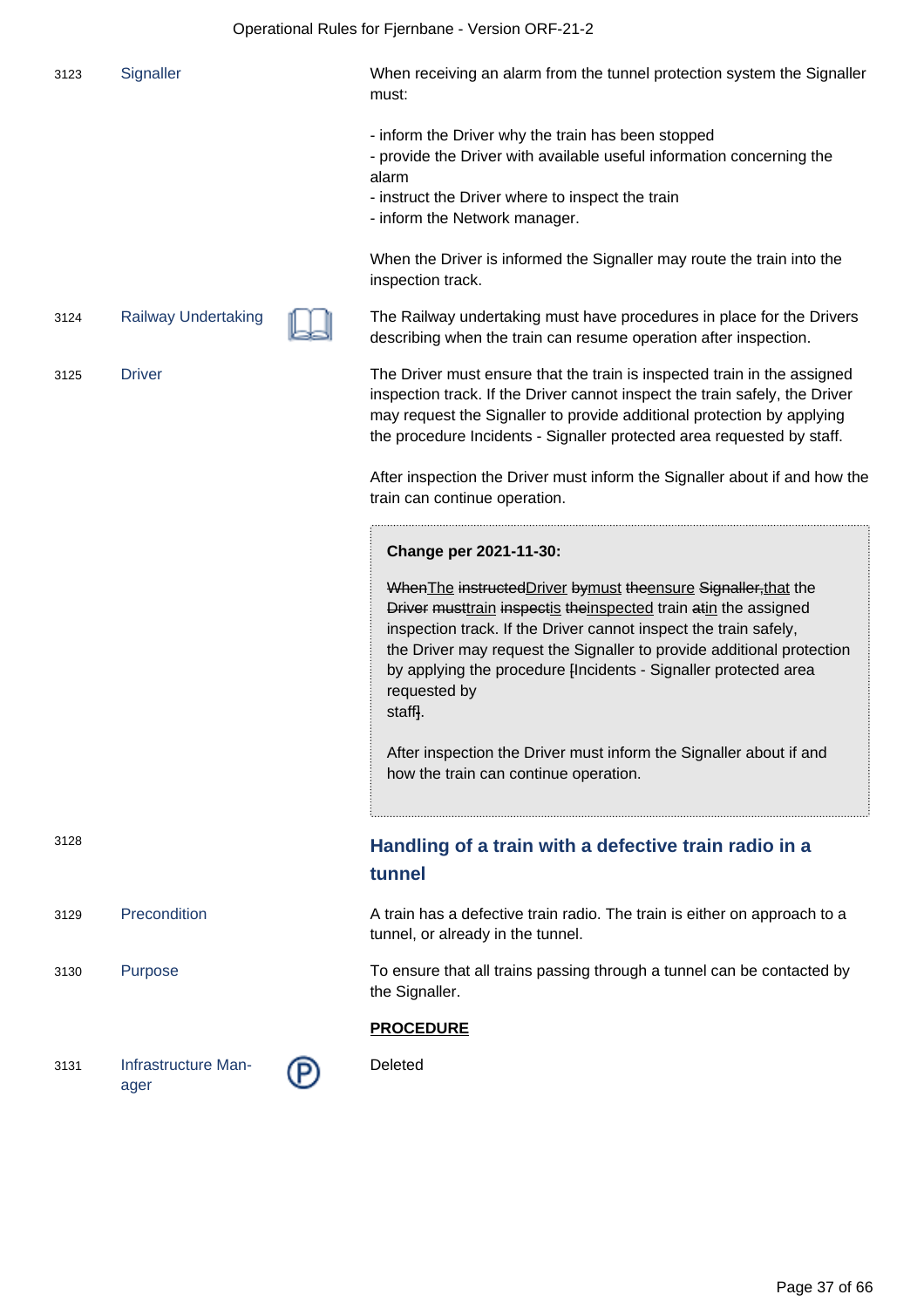| | | | |
|---|---|---|---|
| 3123 | Signaller | | When receiving an alarm from the tunnel protection system the Signaller must:<br><br>- inform the Driver why the train has been stopped<br>- provide the Driver with available useful information concerning the alarm<br>- instruct the Driver where to inspect the train<br>- inform the Network manager.<br><br>When the Driver is informed the Signaller may route the train into the inspection track. |
| 3124 | Railway Undertaking | 📖 | The Railway undertaking must have procedures in place for the Drivers describing when the train can resume operation after inspection. |
| 3125 | Driver | | The Driver must ensure that the train is inspected train in the assigned inspection track. If the Driver cannot inspect the train safely, the Driver may request the Signaller to provide additional protection by applying the procedure Incidents - Signaller protected area requested by staff.<br><br>After inspection the Driver must inform the Signaller about if and how the train can continue operation. |

> **Change per 2021-11-30:**
>
> ~~When~~The ~~instructed~~Driver ~~by~~must ~~the~~ensure ~~Signaller,~~that the ~~Driver~~ ~~must~~train ~~inspect~~is ~~the~~inspected train ~~at~~in the assigned inspection track. If the Driver cannot inspect the train safely, the Driver may request the Signaller to provide additional protection by applying the procedure [Incidents - Signaller protected area requested by staff].
>
> After inspection the Driver must inform the Signaller about if and how the train can continue operation.

| | | | |
|---|---|---|---|
| 3128 | | | **Handling of a train with a defective train radio in a tunnel** |
| 3129 | Precondition | | A train has a defective train radio. The train is either on approach to a tunnel, or already in the tunnel. |
| 3130 | Purpose | | To ensure that all trains passing through a tunnel can be contacted by the Signaller. |
| | | | **PROCEDURE** |
| 3131 | Infrastructure Manager | Ⓟ | Deleted |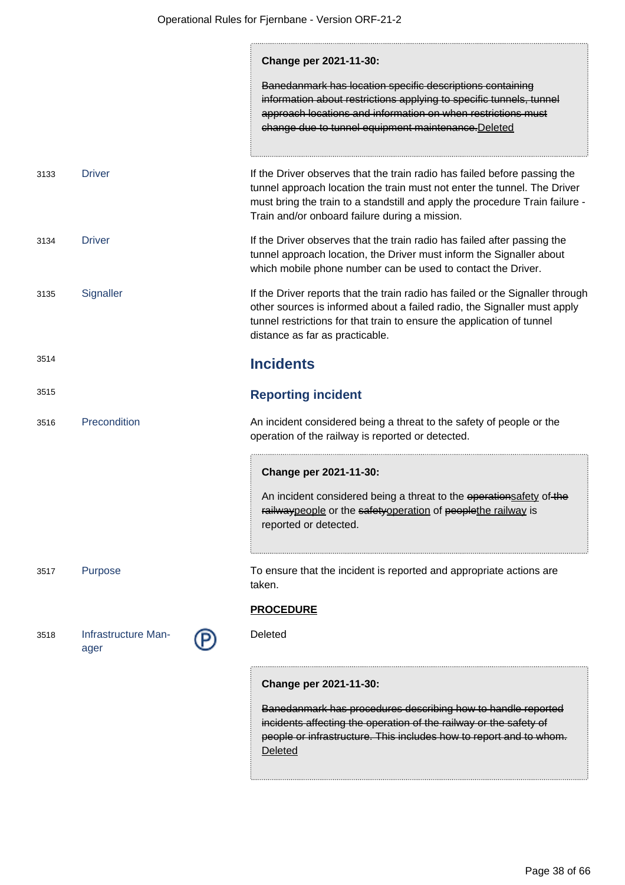> **Change per 2021-11-30:**
>
> ~~Banedanmark has location specific descriptions containing information about restrictions applying to specific tunnels, tunnel approach locations and information on when restrictions must change due to tunnel equipment maintenance.~~Deleted

3133 **Driver**

If the Driver observes that the train radio has failed before passing the tunnel approach location the train must not enter the tunnel. The Driver must bring the train to a standstill and apply the procedure Train failure - Train and/or onboard failure during a mission.

3134 **Driver**

If the Driver observes that the train radio has failed after passing the tunnel approach location, the Driver must inform the Signaller about which mobile phone number can be used to contact the Driver.

3135 **Signaller**

If the Driver reports that the train radio has failed or the Signaller through other sources is informed about a failed radio, the Signaller must apply tunnel restrictions for that train to ensure the application of tunnel distance as far as practicable.

3514

## Incidents

3515

### Reporting incident

3516 **Precondition**

An incident considered being a threat to the safety of people or the operation of the railway is reported or detected.

> **Change per 2021-11-30:**
>
> An incident considered being a threat to the ~~operation~~safety of~~ the railway~~people or the ~~safety~~operation of ~~people~~the railway is reported or detected.

3517 **Purpose**

To ensure that the incident is reported and appropriate actions are taken.

**PROCEDURE**

3518 **Infrastructure Manager** (P)

Deleted

> **Change per 2021-11-30:**
>
> ~~Banedanmark has procedures describing how to handle reported incidents affecting the operation of the railway or the safety of people or infrastructure. This includes how to report and to whom.~~ Deleted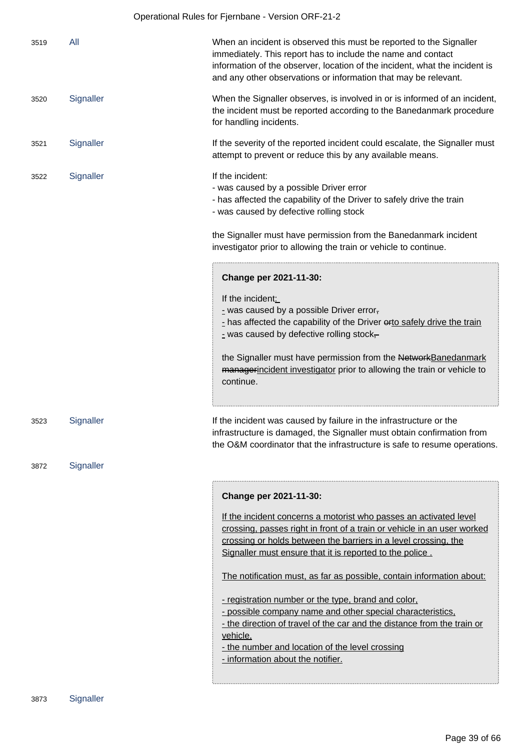| | | |
|---|---|---|
| 3519 | All | When an incident is observed this must be reported to the Signaller immediately. This report has to include the name and contact information of the observer, location of the incident, what the incident is and any other observations or information that may be relevant. |
| 3520 | Signaller | When the Signaller observes, is involved in or is informed of an incident, the incident must be reported according to the Banedanmark procedure for handling incidents. |
| 3521 | Signaller | If the severity of the reported incident could escalate, the Signaller must attempt to prevent or reduce this by any available means. |
| 3522 | Signaller | If the incident:<br>- was caused by a possible Driver error<br>- has affected the capability of the Driver to safely drive the train<br>- was caused by defective rolling stock<br><br>the Signaller must have permission from the Banedanmark incident investigator prior to allowing the train or vehicle to continue.<br><br>**Change per 2021-11-30:**<br><br>If the incident:<br>- was caused by a possible Driver error<del>,</del><br>- has affected the capability of the Driver <del>or</del>to safely drive the train<br>- was caused by defective rolling stock<del>,</del><br><br>the Signaller must have permission from the <del>Network</del>Banedanmark <del>manager</del>incident investigator prior to allowing the train or vehicle to continue. |
| 3523 | Signaller | If the incident was caused by failure in the infrastructure or the infrastructure is damaged, the Signaller must obtain confirmation from the O&M coordinator that the infrastructure is safe to resume operations. |
| 3872 | Signaller | **Change per 2021-11-30:**<br><br>If the incident concerns a motorist who passes an activated level crossing, passes right in front of a train or vehicle in an user worked crossing or holds between the barriers in a level crossing, the Signaller must ensure that it is reported to the police .<br><br>The notification must, as far as possible, contain information about:<br><br>- registration number or the type, brand and color,<br>- possible company name and other special characteristics,<br>- the direction of travel of the car and the distance from the train or vehicle,<br>- the number and location of the level crossing<br>- information about the notifier. |
| 3873 | Signaller | |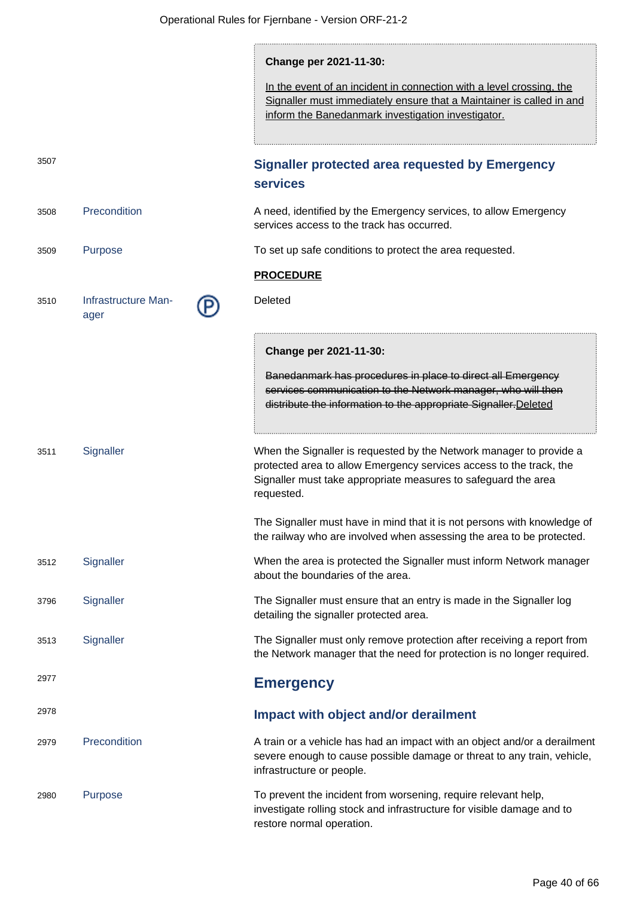> **Change per 2021-11-30:**
>
> <u>In the event of an incident in connection with a level crossing, the Signaller must immediately ensure that a Maintainer is called in and inform the Banedanmark investigation investigator.</u>

3507

### Signaller protected area requested by Emergency services

3508 **Precondition** — A need, identified by the Emergency services, to allow Emergency services access to the track has occurred.

3509 **Purpose** — To set up safe conditions to protect the area requested.

**PROCEDURE**

3510 **Infrastructure Manager** (P) — Deleted

> **Change per 2021-11-30:**
>
> ~~Banedanmark has procedures in place to direct all Emergency services communication to the Network manager, who will then distribute the information to the appropriate Signaller.~~<u>Deleted</u>

3511 **Signaller** — When the Signaller is requested by the Network manager to provide a protected area to allow Emergency services access to the track, the Signaller must take appropriate measures to safeguard the area requested.

The Signaller must have in mind that it is not persons with knowledge of the railway who are involved when assessing the area to be protected.

3512 **Signaller** — When the area is protected the Signaller must inform Network manager about the boundaries of the area.

3796 **Signaller** — The Signaller must ensure that an entry is made in the Signaller log detailing the signaller protected area.

3513 **Signaller** — The Signaller must only remove protection after receiving a report from the Network manager that the need for protection is no longer required.

2977

## Emergency

2978

### Impact with object and/or derailment

2979 **Precondition** — A train or a vehicle has had an impact with an object and/or a derailment severe enough to cause possible damage or threat to any train, vehicle, infrastructure or people.

2980 **Purpose** — To prevent the incident from worsening, require relevant help, investigate rolling stock and infrastructure for visible damage and to restore normal operation.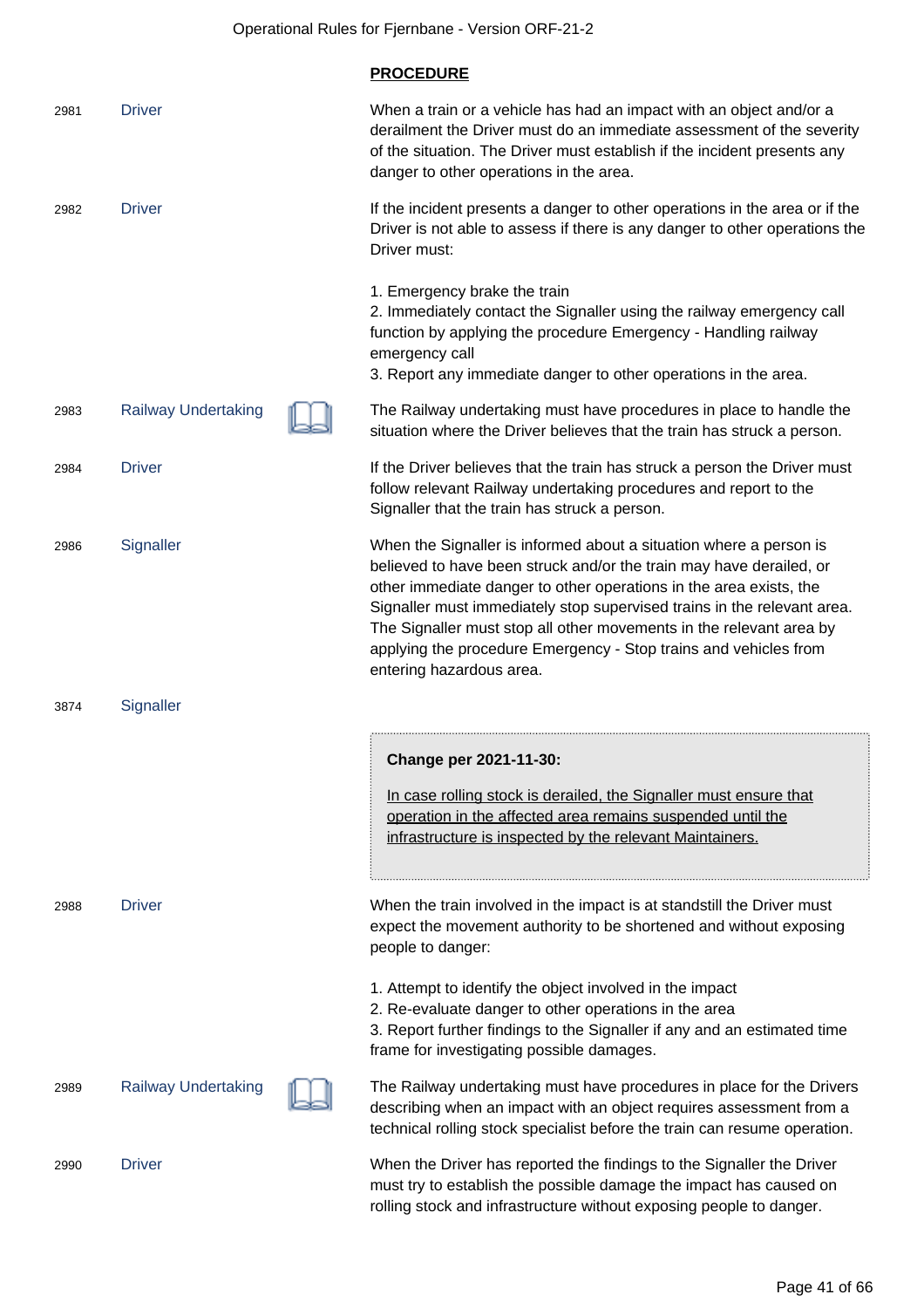**PROCEDURE**

| No. | Role | | Text |
|---|---|---|---|
| 2981 | Driver | | When a train or a vehicle has had an impact with an object and/or a derailment the Driver must do an immediate assessment of the severity of the situation. The Driver must establish if the incident presents any danger to other operations in the area. |
| 2982 | Driver | | If the incident presents a danger to other operations in the area or if the Driver is not able to assess if there is any danger to other operations the Driver must:<br><br>1. Emergency brake the train<br>2. Immediately contact the Signaller using the railway emergency call function by applying the procedure Emergency - Handling railway emergency call<br>3. Report any immediate danger to other operations in the area. |
| 2983 | Railway Undertaking | 📖 | The Railway undertaking must have procedures in place to handle the situation where the Driver believes that the train has struck a person. |
| 2984 | Driver | | If the Driver believes that the train has struck a person the Driver must follow relevant Railway undertaking procedures and report to the Signaller that the train has struck a person. |
| 2986 | Signaller | | When the Signaller is informed about a situation where a person is believed to have been struck and/or the train may have derailed, or other immediate danger to other operations in the area exists, the Signaller must immediately stop supervised trains in the relevant area. The Signaller must stop all other movements in the relevant area by applying the procedure Emergency - Stop trains and vehicles from entering hazardous area. |
| 3874 | Signaller | | **Change per 2021-11-30:**<br><br><u>In case rolling stock is derailed, the Signaller must ensure that operation in the affected area remains suspended until the infrastructure is inspected by the relevant Maintainers.</u> |
| 2988 | Driver | | When the train involved in the impact is at standstill the Driver must expect the movement authority to be shortened and without exposing people to danger:<br><br>1. Attempt to identify the object involved in the impact<br>2. Re-evaluate danger to other operations in the area<br>3. Report further findings to the Signaller if any and an estimated time frame for investigating possible damages. |
| 2989 | Railway Undertaking | 📖 | The Railway undertaking must have procedures in place for the Drivers describing when an impact with an object requires assessment from a technical rolling stock specialist before the train can resume operation. |
| 2990 | Driver | | When the Driver has reported the findings to the Signaller the Driver must try to establish the possible damage the impact has caused on rolling stock and infrastructure without exposing people to danger. |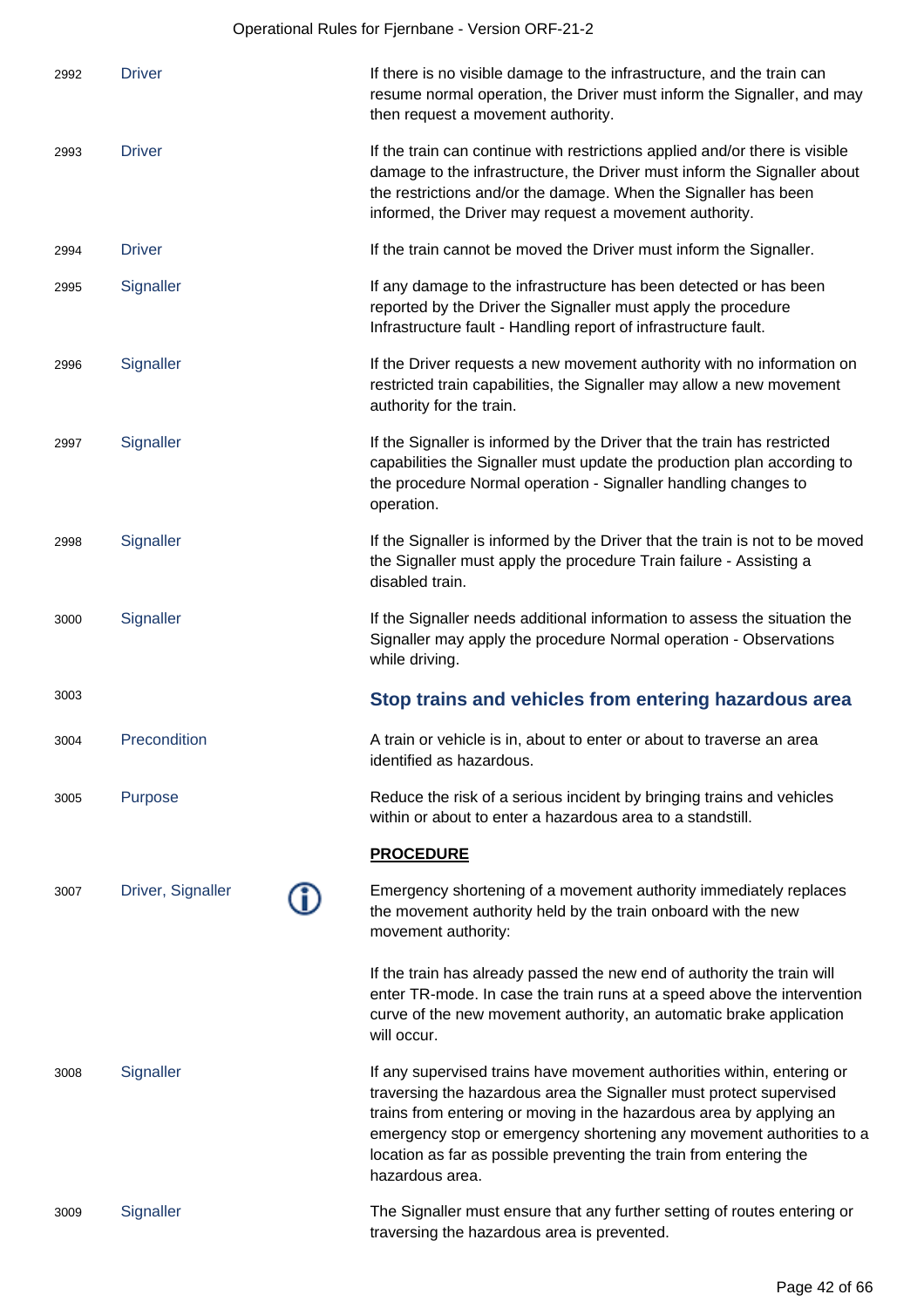| | | |
|---|---|---|
| 2992 | Driver | If there is no visible damage to the infrastructure, and the train can resume normal operation, the Driver must inform the Signaller, and may then request a movement authority. |
| 2993 | Driver | If the train can continue with restrictions applied and/or there is visible damage to the infrastructure, the Driver must inform the Signaller about the restrictions and/or the damage. When the Signaller has been informed, the Driver may request a movement authority. |
| 2994 | Driver | If the train cannot be moved the Driver must inform the Signaller. |
| 2995 | Signaller | If any damage to the infrastructure has been detected or has been reported by the Driver the Signaller must apply the procedure Infrastructure fault - Handling report of infrastructure fault. |
| 2996 | Signaller | If the Driver requests a new movement authority with no information on restricted train capabilities, the Signaller may allow a new movement authority for the train. |
| 2997 | Signaller | If the Signaller is informed by the Driver that the train has restricted capabilities the Signaller must update the production plan according to the procedure Normal operation - Signaller handling changes to operation. |
| 2998 | Signaller | If the Signaller is informed by the Driver that the train is not to be moved the Signaller must apply the procedure Train failure - Assisting a disabled train. |
| 3000 | Signaller | If the Signaller needs additional information to assess the situation the Signaller may apply the procedure Normal operation - Observations while driving. |

## 3003 Stop trains and vehicles from entering hazardous area

| | | |
|---|---|---|
| 3004 | Precondition | A train or vehicle is in, about to enter or about to traverse an area identified as hazardous. |
| 3005 | Purpose | Reduce the risk of a serious incident by bringing trains and vehicles within or about to enter a hazardous area to a standstill. |

**PROCEDURE**

| | | |
|---|---|---|
| 3007 | Driver, Signaller (ⓘ) | Emergency shortening of a movement authority immediately replaces the movement authority held by the train onboard with the new movement authority:<br><br>If the train has already passed the new end of authority the train will enter TR-mode. In case the train runs at a speed above the intervention curve of the new movement authority, an automatic brake application will occur. |
| 3008 | Signaller | If any supervised trains have movement authorities within, entering or traversing the hazardous area the Signaller must protect supervised trains from entering or moving in the hazardous area by applying an emergency stop or emergency shortening any movement authorities to a location as far as possible preventing the train from entering the hazardous area. |
| 3009 | Signaller | The Signaller must ensure that any further setting of routes entering or traversing the hazardous area is prevented. |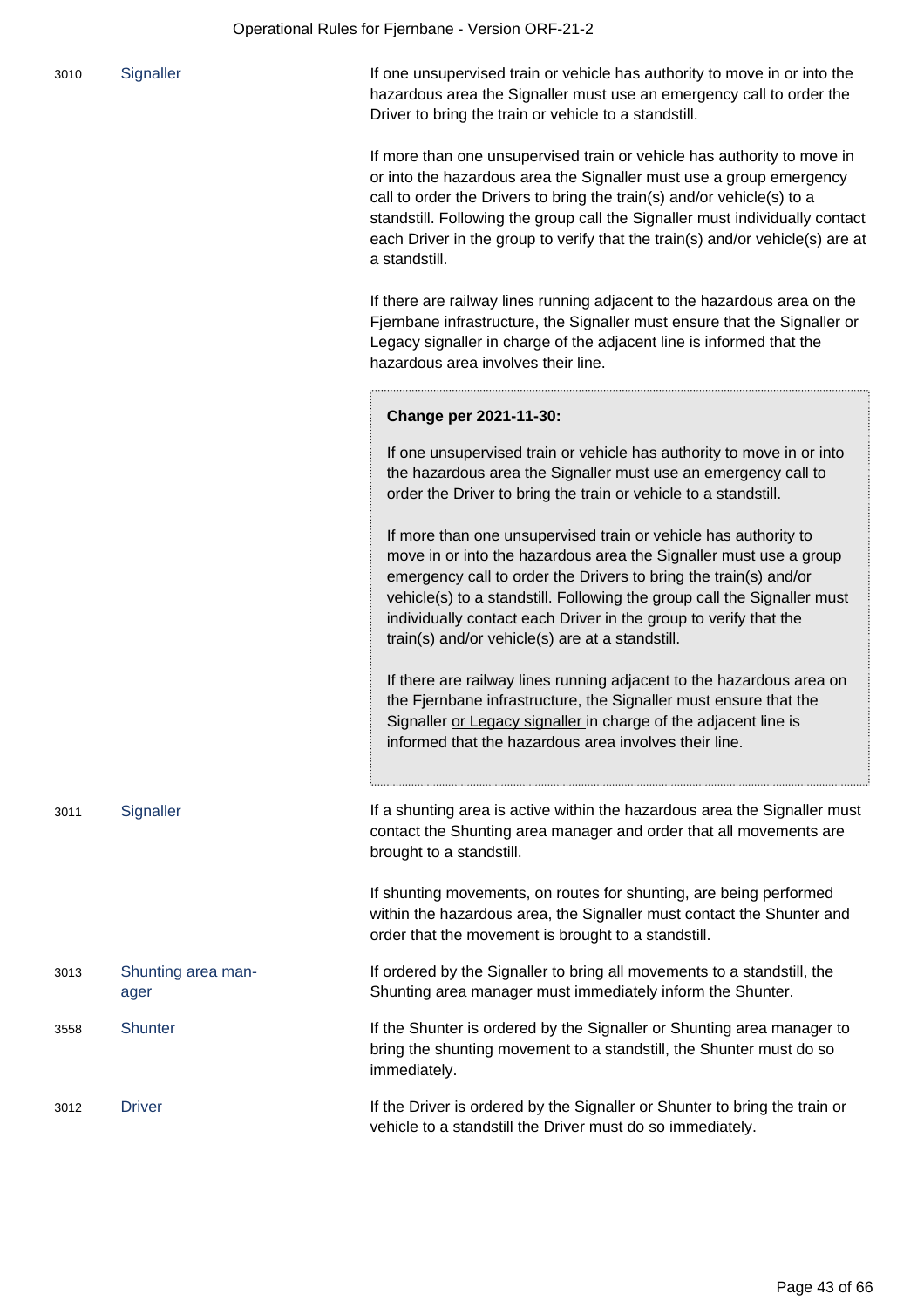| | | |
|---|---|---|
| 3010 | Signaller | If one unsupervised train or vehicle has authority to move in or into the hazardous area the Signaller must use an emergency call to order the Driver to bring the train or vehicle to a standstill.<br><br>If more than one unsupervised train or vehicle has authority to move in or into the hazardous area the Signaller must use a group emergency call to order the Drivers to bring the train(s) and/or vehicle(s) to a standstill. Following the group call the Signaller must individually contact each Driver in the group to verify that the train(s) and/or vehicle(s) are at a standstill.<br><br>If there are railway lines running adjacent to the hazardous area on the Fjernbane infrastructure, the Signaller must ensure that the Signaller or Legacy signaller in charge of the adjacent line is informed that the hazardous area involves their line.<br><br>**Change per 2021-11-30:**<br><br>If one unsupervised train or vehicle has authority to move in or into the hazardous area the Signaller must use an emergency call to order the Driver to bring the train or vehicle to a standstill.<br><br>If more than one unsupervised train or vehicle has authority to move in or into the hazardous area the Signaller must use a group emergency call to order the Drivers to bring the train(s) and/or vehicle(s) to a standstill. Following the group call the Signaller must individually contact each Driver in the group to verify that the train(s) and/or vehicle(s) are at a standstill.<br><br>If there are railway lines running adjacent to the hazardous area on the Fjernbane infrastructure, the Signaller must ensure that the Signaller <u>or Legacy signaller</u> in charge of the adjacent line is informed that the hazardous area involves their line. |
| 3011 | Signaller | If a shunting area is active within the hazardous area the Signaller must contact the Shunting area manager and order that all movements are brought to a standstill.<br><br>If shunting movements, on routes for shunting, are being performed within the hazardous area, the Signaller must contact the Shunter and order that the movement is brought to a standstill. |
| 3013 | Shunting area manager | If ordered by the Signaller to bring all movements to a standstill, the Shunting area manager must immediately inform the Shunter. |
| 3558 | Shunter | If the Shunter is ordered by the Signaller or Shunting area manager to bring the shunting movement to a standstill, the Shunter must do so immediately. |
| 3012 | Driver | If the Driver is ordered by the Signaller or Shunter to bring the train or vehicle to a standstill the Driver must do so immediately. |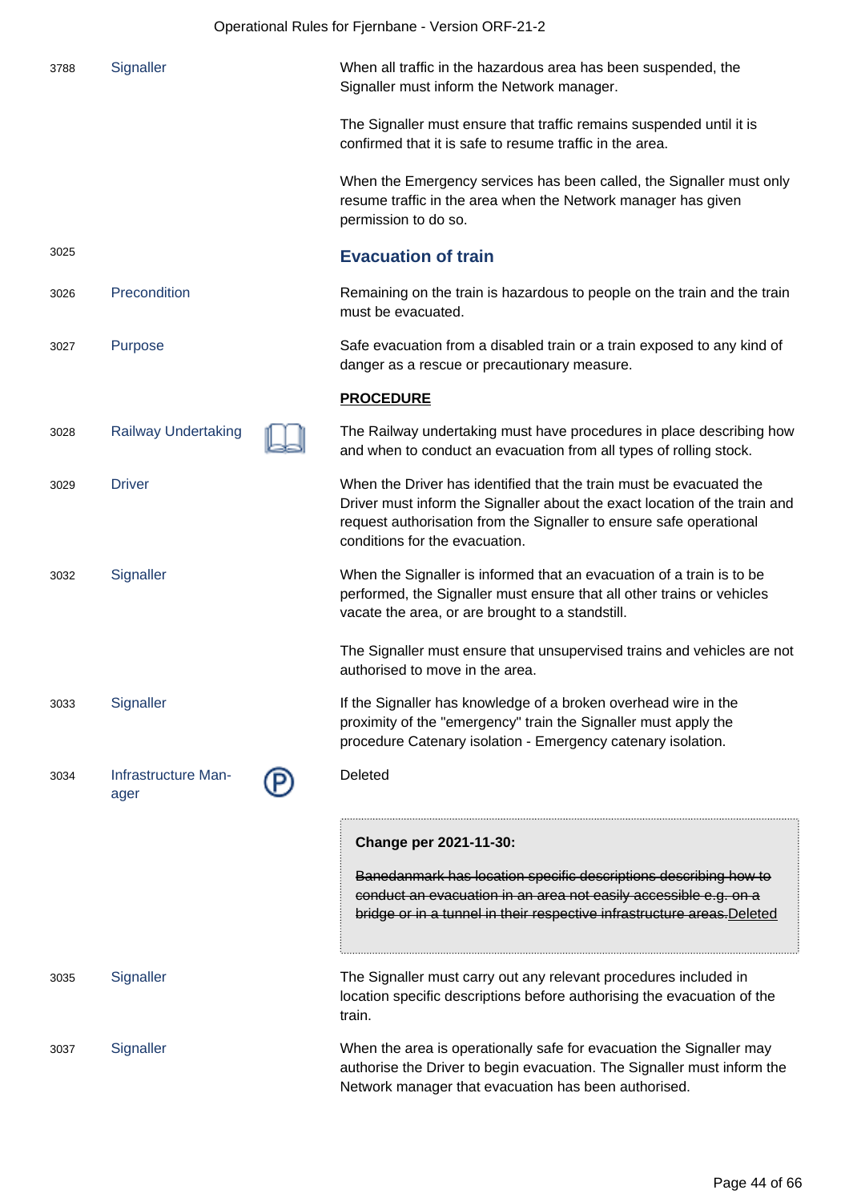| | | |
|---|---|---|
| 3788 | Signaller | When all traffic in the hazardous area has been suspended, the Signaller must inform the Network manager.<br><br>The Signaller must ensure that traffic remains suspended until it is confirmed that it is safe to resume traffic in the area.<br><br>When the Emergency services has been called, the Signaller must only resume traffic in the area when the Network manager has given permission to do so. |

## 3025 Evacuation of train

| | | |
|---|---|---|
| 3026 | Precondition | Remaining on the train is hazardous to people on the train and the train must be evacuated. |
| 3027 | Purpose | Safe evacuation from a disabled train or a train exposed to any kind of danger as a rescue or precautionary measure. |

**PROCEDURE**

| | | |
|---|---|---|
| 3028 | Railway Undertaking | The Railway undertaking must have procedures in place describing how and when to conduct an evacuation from all types of rolling stock. |
| 3029 | Driver | When the Driver has identified that the train must be evacuated the Driver must inform the Signaller about the exact location of the train and request authorisation from the Signaller to ensure safe operational conditions for the evacuation. |
| 3032 | Signaller | When the Signaller is informed that an evacuation of a train is to be performed, the Signaller must ensure that all other trains or vehicles vacate the area, or are brought to a standstill.<br><br>The Signaller must ensure that unsupervised trains and vehicles are not authorised to move in the area. |
| 3033 | Signaller | If the Signaller has knowledge of a broken overhead wire in the proximity of the "emergency" train the Signaller must apply the procedure Catenary isolation - Emergency catenary isolation. |
| 3034 | Infrastructure Manager (P) | Deleted<br><br>**Change per 2021-11-30:**<br><br>~~Banedanmark has location specific descriptions describing how to conduct an evacuation in an area not easily accessible e.g. on a bridge or in a tunnel in their respective infrastructure areas.~~ Deleted |
| 3035 | Signaller | The Signaller must carry out any relevant procedures included in location specific descriptions before authorising the evacuation of the train. |
| 3037 | Signaller | When the area is operationally safe for evacuation the Signaller may authorise the Driver to begin evacuation. The Signaller must inform the Network manager that evacuation has been authorised. |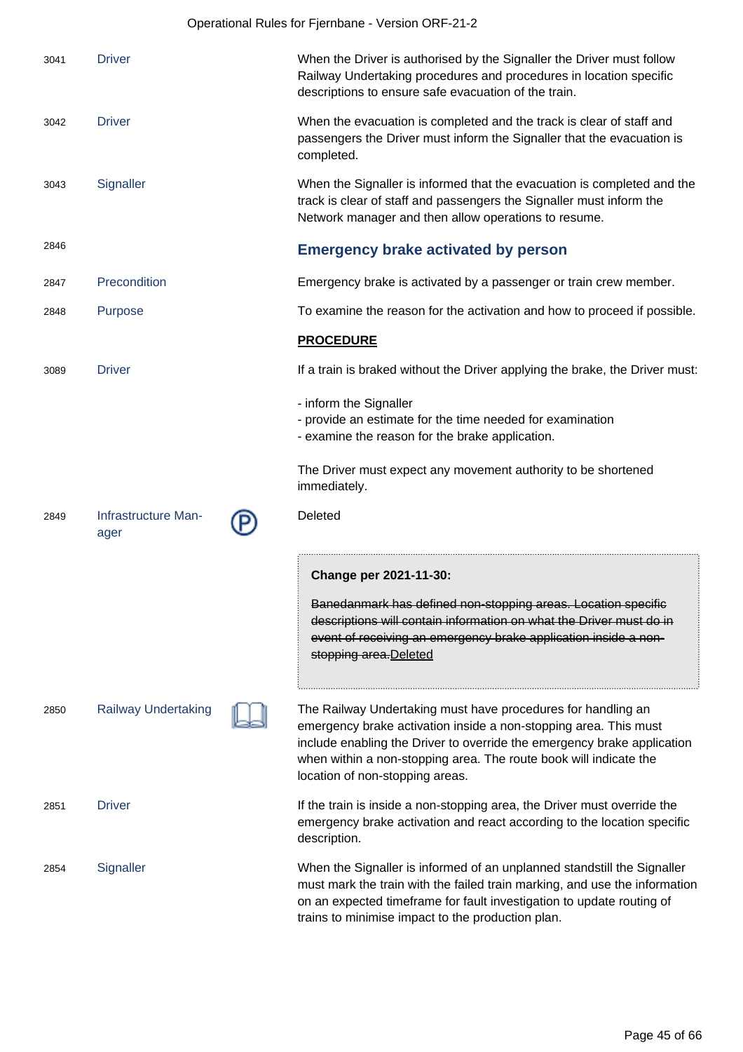| | | | |
|---|---|---|---|
| 3041 | Driver | | When the Driver is authorised by the Signaller the Driver must follow Railway Undertaking procedures and procedures in location specific descriptions to ensure safe evacuation of the train. |
| 3042 | Driver | | When the evacuation is completed and the track is clear of staff and passengers the Driver must inform the Signaller that the evacuation is completed. |
| 3043 | Signaller | | When the Signaller is informed that the evacuation is completed and the track is clear of staff and passengers the Signaller must inform the Network manager and then allow operations to resume. |

2846

## Emergency brake activated by person

| | | | |
|---|---|---|---|
| 2847 | Precondition | | Emergency brake is activated by a passenger or train crew member. |
| 2848 | Purpose | | To examine the reason for the activation and how to proceed if possible. |

**PROCEDURE**

| | | | |
|---|---|---|---|
| 3089 | Driver | | If a train is braked without the Driver applying the brake, the Driver must:<br><br>- inform the Signaller<br>- provide an estimate for the time needed for examination<br>- examine the reason for the brake application.<br><br>The Driver must expect any movement authority to be shortened immediately. |
| 2849 | Infrastructure Manager | Ⓟ | Deleted<br><br>**Change per 2021-11-30:**<br><br>~~Banedanmark has defined non-stopping areas. Location specific descriptions will contain information on what the Driver must do in event of receiving an emergency brake application inside a non-stopping area.~~Deleted |
| 2850 | Railway Undertaking | 📖 | The Railway Undertaking must have procedures for handling an emergency brake activation inside a non-stopping area. This must include enabling the Driver to override the emergency brake application when within a non-stopping area. The route book will indicate the location of non-stopping areas. |
| 2851 | Driver | | If the train is inside a non-stopping area, the Driver must override the emergency brake activation and react according to the location specific description. |
| 2854 | Signaller | | When the Signaller is informed of an unplanned standstill the Signaller must mark the train with the failed train marking, and use the information on an expected timeframe for fault investigation to update routing of trains to minimise impact to the production plan. |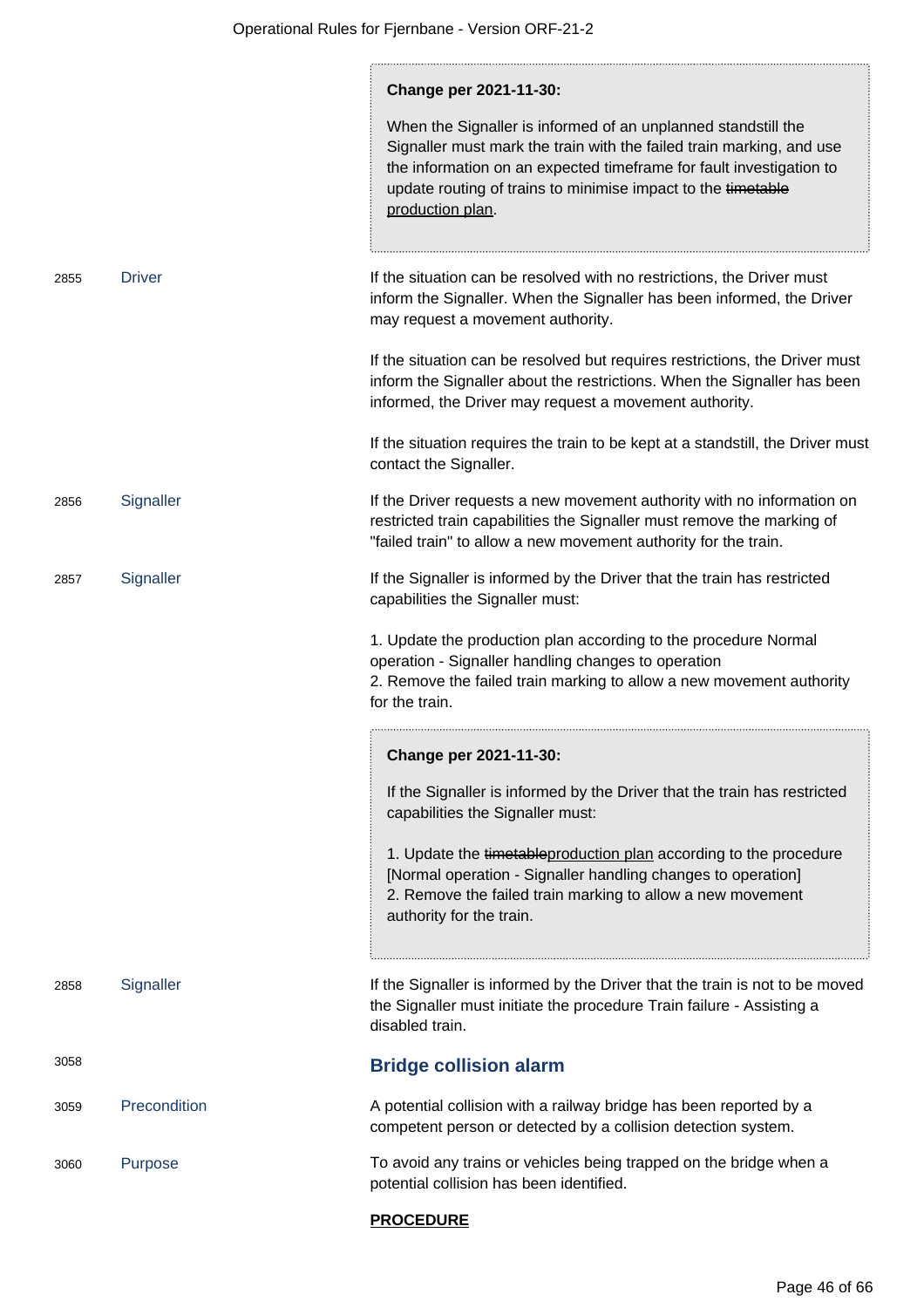> **Change per 2021-11-30:**
>
> When the Signaller is informed of an unplanned standstill the Signaller must mark the train with the failed train marking, and use the information on an expected timeframe for fault investigation to update routing of trains to minimise impact to the ~~timetable~~ production plan.

| | | |
|---|---|---|
| 2855 | Driver | If the situation can be resolved with no restrictions, the Driver must inform the Signaller. When the Signaller has been informed, the Driver may request a movement authority.<br><br>If the situation can be resolved but requires restrictions, the Driver must inform the Signaller about the restrictions. When the Signaller has been informed, the Driver may request a movement authority.<br><br>If the situation requires the train to be kept at a standstill, the Driver must contact the Signaller. |
| 2856 | Signaller | If the Driver requests a new movement authority with no information on restricted train capabilities the Signaller must remove the marking of "failed train" to allow a new movement authority for the train. |
| 2857 | Signaller | If the Signaller is informed by the Driver that the train has restricted capabilities the Signaller must:<br><br>1. Update the production plan according to the procedure Normal operation - Signaller handling changes to operation<br>2. Remove the failed train marking to allow a new movement authority for the train. |

> **Change per 2021-11-30:**
>
> If the Signaller is informed by the Driver that the train has restricted capabilities the Signaller must:
>
> 1. Update the ~~timetable~~production plan according to the procedure [Normal operation - Signaller handling changes to operation]
> 2. Remove the failed train marking to allow a new movement authority for the train.

| | | |
|---|---|---|
| 2858 | Signaller | If the Signaller is informed by the Driver that the train is not to be moved the Signaller must initiate the procedure Train failure - Assisting a disabled train. |

## 3058 Bridge collision alarm

| | | |
|---|---|---|
| 3059 | Precondition | A potential collision with a railway bridge has been reported by a competent person or detected by a collision detection system. |
| 3060 | Purpose | To avoid any trains or vehicles being trapped on the bridge when a potential collision has been identified. |

**PROCEDURE**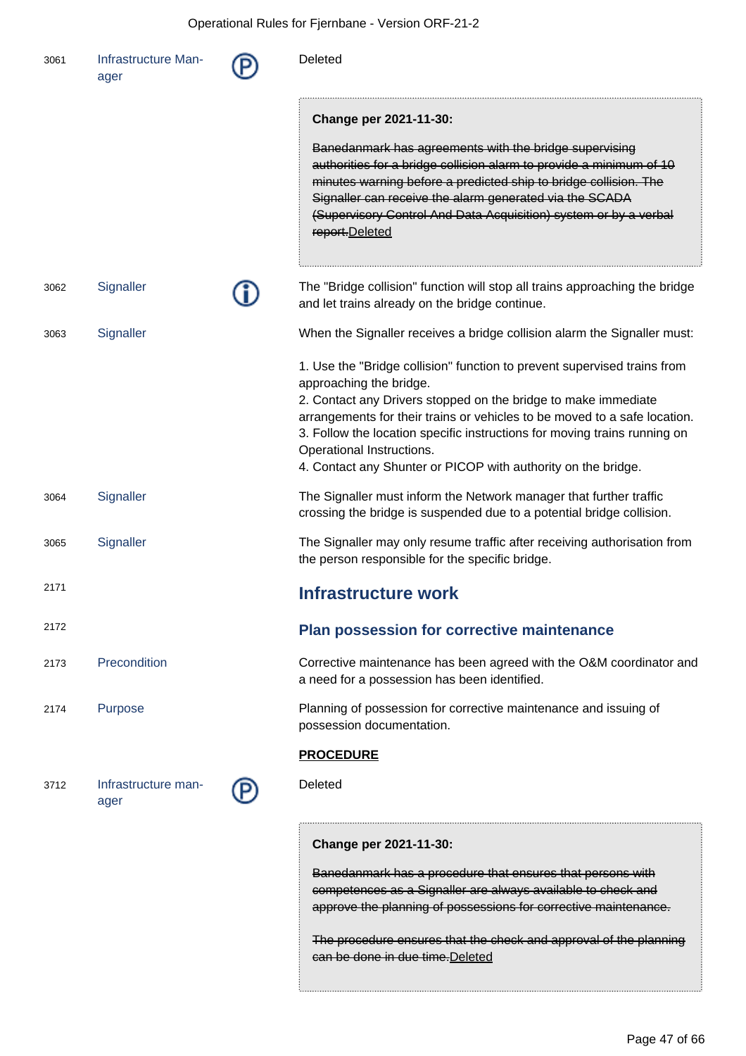| | | | |
|---|---|---|---|
| 3061 | Infrastructure Manager | Ⓟ | Deleted |
| | | | **Change per 2021-11-30:**<br><br>~~Banedanmark has agreements with the bridge supervising authorities for a bridge collision alarm to provide a minimum of 10 minutes warning before a predicted ship to bridge collision. The Signaller can receive the alarm generated via the SCADA (Supervisory Control And Data Acquisition) system or by a verbal report.~~Deleted |
| 3062 | Signaller | ⓘ | The "Bridge collision" function will stop all trains approaching the bridge and let trains already on the bridge continue. |
| 3063 | Signaller | | When the Signaller receives a bridge collision alarm the Signaller must:<br><br>1. Use the "Bridge collision" function to prevent supervised trains from approaching the bridge.<br>2. Contact any Drivers stopped on the bridge to make immediate arrangements for their trains or vehicles to be moved to a safe location.<br>3. Follow the location specific instructions for moving trains running on Operational Instructions.<br>4. Contact any Shunter or PICOP with authority on the bridge. |
| 3064 | Signaller | | The Signaller must inform the Network manager that further traffic crossing the bridge is suspended due to a potential bridge collision. |
| 3065 | Signaller | | The Signaller may only resume traffic after receiving authorisation from the person responsible for the specific bridge. |

2171

## Infrastructure work

2172

### Plan possession for corrective maintenance

| | | | |
|---|---|---|---|
| 2173 | Precondition | | Corrective maintenance has been agreed with the O&M coordinator and a need for a possession has been identified. |
| 2174 | Purpose | | Planning of possession for corrective maintenance and issuing of possession documentation. |

**PROCEDURE**

| | | | |
|---|---|---|---|
| 3712 | Infrastructure manager | Ⓟ | Deleted |
| | | | **Change per 2021-11-30:**<br><br>~~Banedanmark has a procedure that ensures that persons with competences as a Signaller are always available to check and approve the planning of possessions for corrective maintenance.~~<br><br>~~The procedure ensures that the check and approval of the planning can be done in due time.~~Deleted |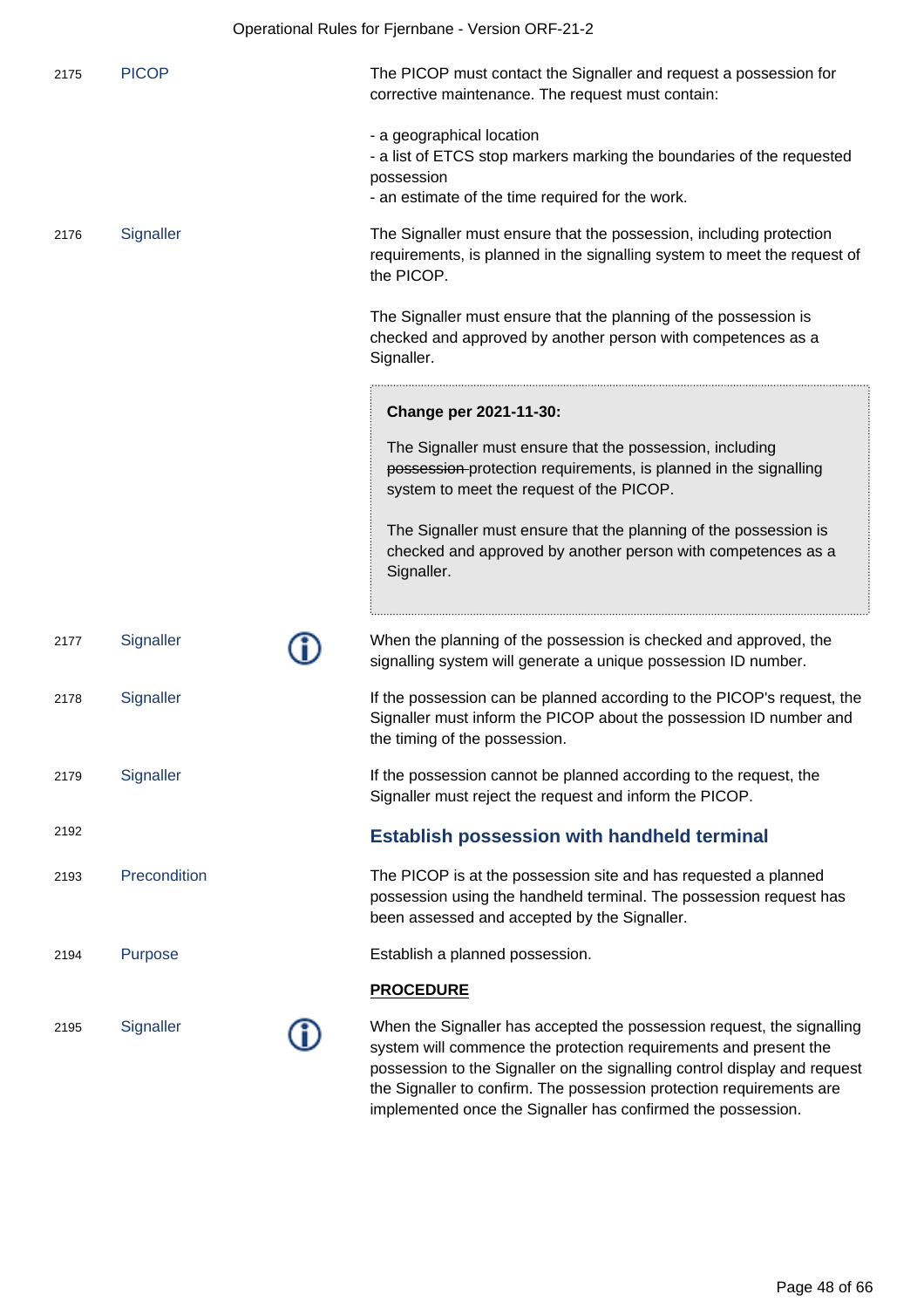| | | | |
|---|---|---|---|
| 2175 | PICOP | | The PICOP must contact the Signaller and request a possession for corrective maintenance. The request must contain:<br><br>- a geographical location<br>- a list of ETCS stop markers marking the boundaries of the requested possession<br>- an estimate of the time required for the work. |
| 2176 | Signaller | | The Signaller must ensure that the possession, including protection requirements, is planned in the signalling system to meet the request of the PICOP.<br><br>The Signaller must ensure that the planning of the possession is checked and approved by another person with competences as a Signaller.<br><br>**Change per 2021-11-30:**<br><br>The Signaller must ensure that the possession, including ~~possession~~ protection requirements, is planned in the signalling system to meet the request of the PICOP.<br><br>The Signaller must ensure that the planning of the possession is checked and approved by another person with competences as a Signaller. |
| 2177 | Signaller | ⓘ | When the planning of the possession is checked and approved, the signalling system will generate a unique possession ID number. |
| 2178 | Signaller | | If the possession can be planned according to the PICOP's request, the Signaller must inform the PICOP about the possession ID number and the timing of the possession. |
| 2179 | Signaller | | If the possession cannot be planned according to the request, the Signaller must reject the request and inform the PICOP. |
| 2192 | | | **Establish possession with handheld terminal** |
| 2193 | Precondition | | The PICOP is at the possession site and has requested a planned possession using the handheld terminal. The possession request has been assessed and accepted by the Signaller. |
| 2194 | Purpose | | Establish a planned possession. |
| | | | **PROCEDURE** |
| 2195 | Signaller | ⓘ | When the Signaller has accepted the possession request, the signalling system will commence the protection requirements and present the possession to the Signaller on the signalling control display and request the Signaller to confirm. The possession protection requirements are implemented once the Signaller has confirmed the possession. |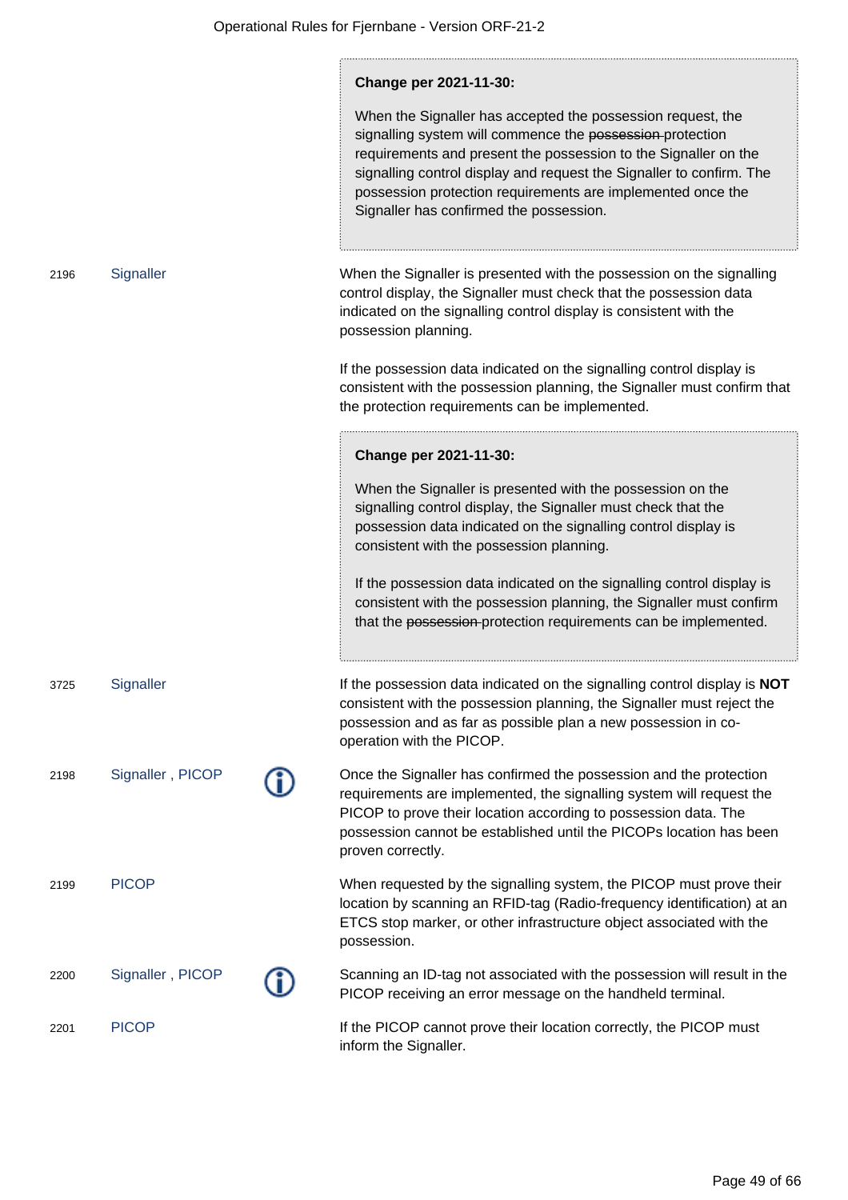> **Change per 2021-11-30:**
>
> When the Signaller has accepted the possession request, the signalling system will commence the ~~possession~~ protection requirements and present the possession to the Signaller on the signalling control display and request the Signaller to confirm. The possession protection requirements are implemented once the Signaller has confirmed the possession.

| ID | Role | Info | Rule |
|---|---|---|---|
| 2196 | Signaller | | When the Signaller is presented with the possession on the signalling control display, the Signaller must check that the possession data indicated on the signalling control display is consistent with the possession planning.<br><br>If the possession data indicated on the signalling control display is consistent with the possession planning, the Signaller must confirm that the protection requirements can be implemented. |

> **Change per 2021-11-30:**
>
> When the Signaller is presented with the possession on the signalling control display, the Signaller must check that the possession data indicated on the signalling control display is consistent with the possession planning.
>
> If the possession data indicated on the signalling control display is consistent with the possession planning, the Signaller must confirm that the ~~possession~~ protection requirements can be implemented.

| ID | Role | Info | Rule |
|---|---|---|---|
| 3725 | Signaller | | If the possession data indicated on the signalling control display is **NOT** consistent with the possession planning, the Signaller must reject the possession and as far as possible plan a new possession in co-operation with the PICOP. |
| 2198 | Signaller , PICOP | ⓘ | Once the Signaller has confirmed the possession and the protection requirements are implemented, the signalling system will request the PICOP to prove their location according to possession data. The possession cannot be established until the PICOPs location has been proven correctly. |
| 2199 | PICOP | | When requested by the signalling system, the PICOP must prove their location by scanning an RFID-tag (Radio-frequency identification) at an ETCS stop marker, or other infrastructure object associated with the possession. |
| 2200 | Signaller , PICOP | ⓘ | Scanning an ID-tag not associated with the possession will result in the PICOP receiving an error message on the handheld terminal. |
| 2201 | PICOP | | If the PICOP cannot prove their location correctly, the PICOP must inform the Signaller. |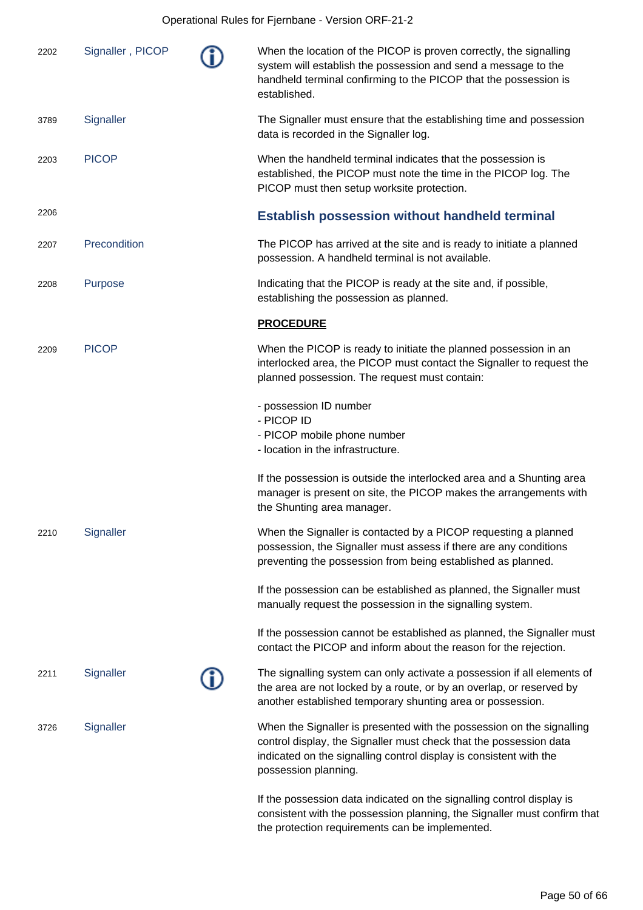| | | | |
|---|---|---|---|
| 2202 | Signaller , PICOP | ⓘ | When the location of the PICOP is proven correctly, the signalling system will establish the possession and send a message to the handheld terminal confirming to the PICOP that the possession is established. |
| 3789 | Signaller | | The Signaller must ensure that the establishing time and possession data is recorded in the Signaller log. |
| 2203 | PICOP | | When the handheld terminal indicates that the possession is established, the PICOP must note the time in the PICOP log. The PICOP must then setup worksite protection. |

2206

## Establish possession without handheld terminal

| | | | |
|---|---|---|---|
| 2207 | Precondition | | The PICOP has arrived at the site and is ready to initiate a planned possession. A handheld terminal is not available. |
| 2208 | Purpose | | Indicating that the PICOP is ready at the site and, if possible, establishing the possession as planned. |

**PROCEDURE**

| | | | |
|---|---|---|---|
| 2209 | PICOP | | When the PICOP is ready to initiate the planned possession in an interlocked area, the PICOP must contact the Signaller to request the planned possession. The request must contain:<br><br>- possession ID number<br>- PICOP ID<br>- PICOP mobile phone number<br>- location in the infrastructure.<br><br>If the possession is outside the interlocked area and a Shunting area manager is present on site, the PICOP makes the arrangements with the Shunting area manager. |
| 2210 | Signaller | | When the Signaller is contacted by a PICOP requesting a planned possession, the Signaller must assess if there are any conditions preventing the possession from being established as planned.<br><br>If the possession can be established as planned, the Signaller must manually request the possession in the signalling system.<br><br>If the possession cannot be established as planned, the Signaller must contact the PICOP and inform about the reason for the rejection. |
| 2211 | Signaller | ⓘ | The signalling system can only activate a possession if all elements of the area are not locked by a route, or by an overlap, or reserved by another established temporary shunting area or possession. |
| 3726 | Signaller | | When the Signaller is presented with the possession on the signalling control display, the Signaller must check that the possession data indicated on the signalling control display is consistent with the possession planning.<br><br>If the possession data indicated on the signalling control display is consistent with the possession planning, the Signaller must confirm that the protection requirements can be implemented. |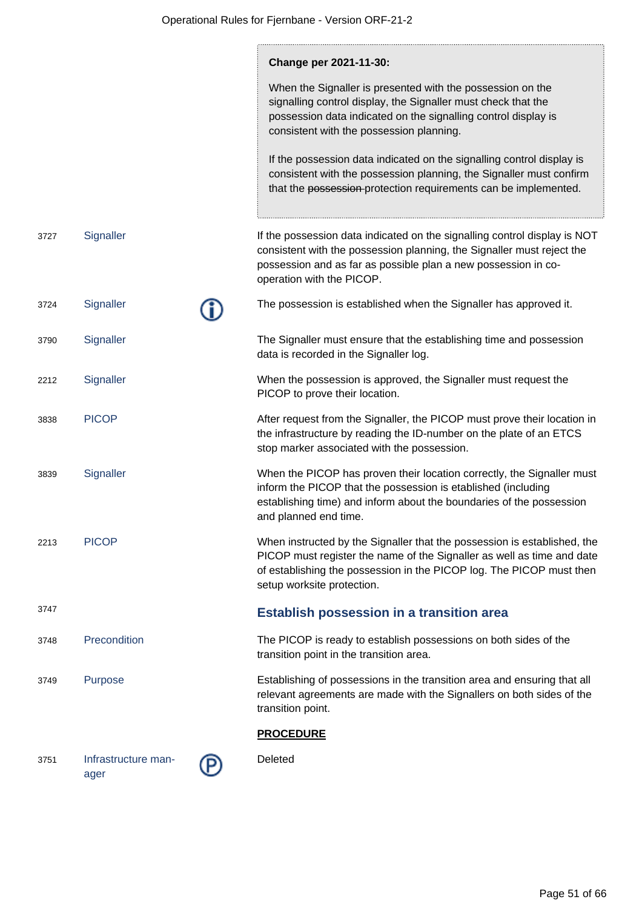> **Change per 2021-11-30:**
>
> When the Signaller is presented with the possession on the signalling control display, the Signaller must check that the possession data indicated on the signalling control display is consistent with the possession planning.
>
> If the possession data indicated on the signalling control display is consistent with the possession planning, the Signaller must confirm that the ~~possession~~ protection requirements can be implemented.

| | | | |
|---|---|---|---|
| 3727 | Signaller | | If the possession data indicated on the signalling control display is NOT consistent with the possession planning, the Signaller must reject the possession and as far as possible plan a new possession in co-operation with the PICOP. |
| 3724 | Signaller | (i) | The possession is established when the Signaller has approved it. |
| 3790 | Signaller | | The Signaller must ensure that the establishing time and possession data is recorded in the Signaller log. |
| 2212 | Signaller | | When the possession is approved, the Signaller must request the PICOP to prove their location. |
| 3838 | PICOP | | After request from the Signaller, the PICOP must prove their location in the infrastructure by reading the ID-number on the plate of an ETCS stop marker associated with the possession. |
| 3839 | Signaller | | When the PICOP has proven their location correctly, the Signaller must inform the PICOP that the possession is established (including establishing time) and inform about the boundaries of the possession and planned end time. |
| 2213 | PICOP | | When instructed by the Signaller that the possession is established, the PICOP must register the name of the Signaller as well as time and date of establishing the possession in the PICOP log. The PICOP must then setup worksite protection. |

3747

## Establish possession in a transition area

| | | | |
|---|---|---|---|
| 3748 | Precondition | | The PICOP is ready to establish possessions on both sides of the transition point in the transition area. |
| 3749 | Purpose | | Establishing of possessions in the transition area and ensuring that all relevant agreements are made with the Signallers on both sides of the transition point. |

**PROCEDURE**

| | | | |
|---|---|---|---|
| 3751 | Infrastructure manager | (P) | Deleted |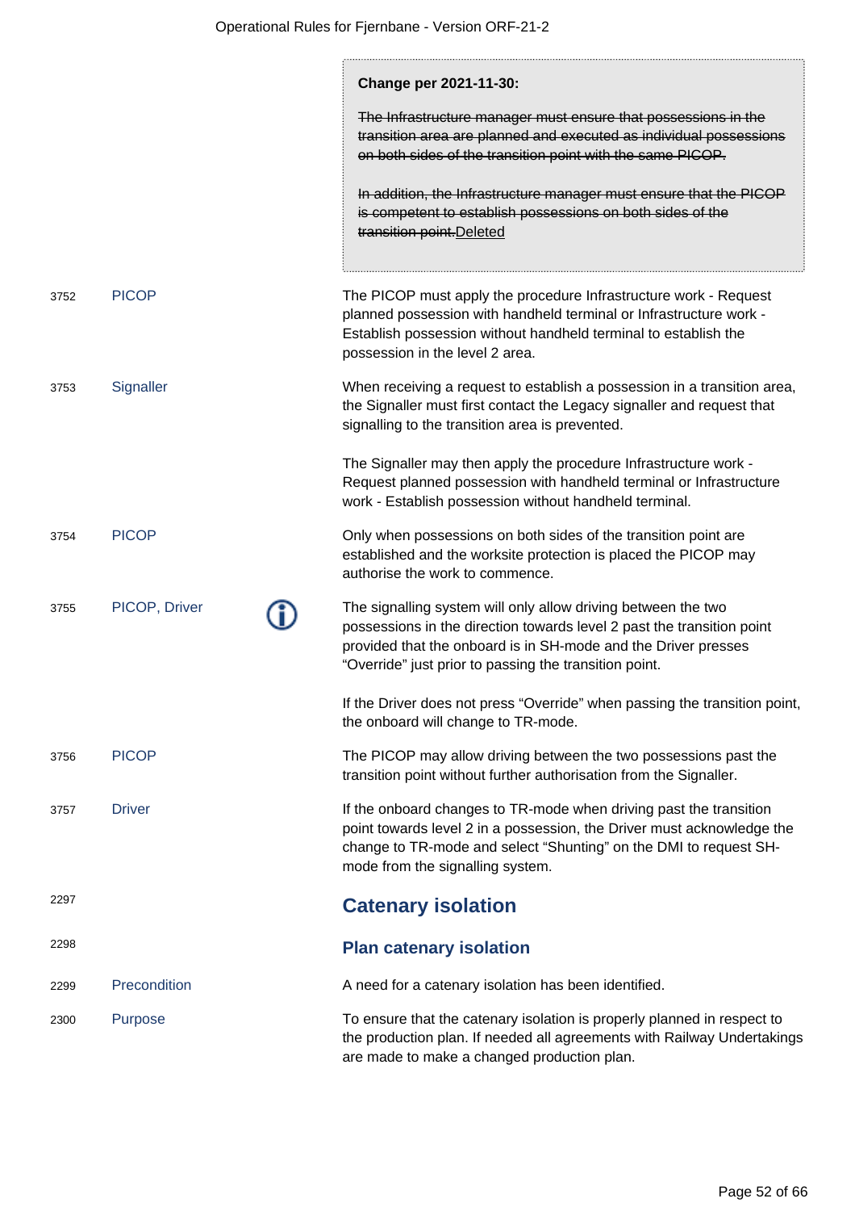> **Change per 2021-11-30:**
>
> ~~The Infrastructure manager must ensure that possessions in the transition area are planned and executed as individual possessions on both sides of the transition point with the same PICOP.~~
>
> ~~In addition, the Infrastructure manager must ensure that the PICOP is competent to establish possessions on both sides of the transition point.~~Deleted

| | | |
|---|---|---|
| 3752 | PICOP | The PICOP must apply the procedure Infrastructure work - Request planned possession with handheld terminal or Infrastructure work - Establish possession without handheld terminal to establish the possession in the level 2 area. |
| 3753 | Signaller | When receiving a request to establish a possession in a transition area, the Signaller must first contact the Legacy signaller and request that signalling to the transition area is prevented.<br><br>The Signaller may then apply the procedure Infrastructure work - Request planned possession with handheld terminal or Infrastructure work - Establish possession without handheld terminal. |
| 3754 | PICOP | Only when possessions on both sides of the transition point are established and the worksite protection is placed the PICOP may authorise the work to commence. |
| 3755 | PICOP, Driver | The signalling system will only allow driving between the two possessions in the direction towards level 2 past the transition point provided that the onboard is in SH-mode and the Driver presses "Override" just prior to passing the transition point.<br><br>If the Driver does not press "Override" when passing the transition point, the onboard will change to TR-mode. |
| 3756 | PICOP | The PICOP may allow driving between the two possessions past the transition point without further authorisation from the Signaller. |
| 3757 | Driver | If the onboard changes to TR-mode when driving past the transition point towards level 2 in a possession, the Driver must acknowledge the change to TR-mode and select "Shunting" on the DMI to request SH-mode from the signalling system. |

2297

## Catenary isolation

2298

### Plan catenary isolation

| | | |
|---|---|---|
| 2299 | Precondition | A need for a catenary isolation has been identified. |
| 2300 | Purpose | To ensure that the catenary isolation is properly planned in respect to the production plan. If needed all agreements with Railway Undertakings are made to make a changed production plan. |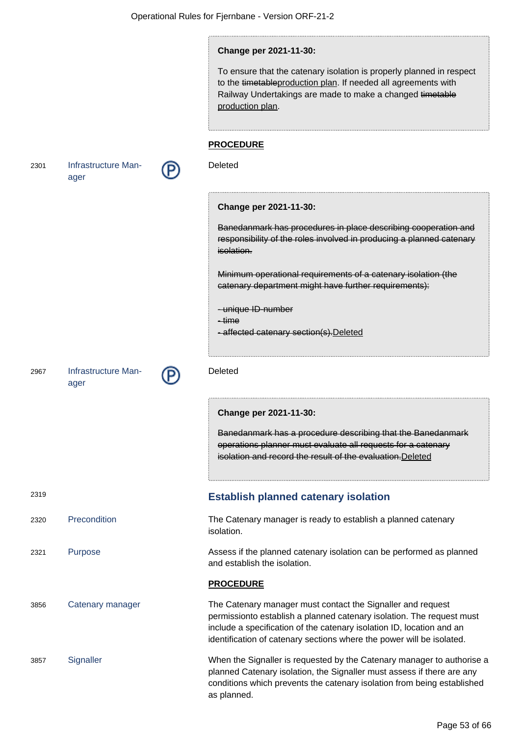> **Change per 2021-11-30:**
>
> To ensure that the catenary isolation is properly planned in respect to the ~~timetable~~production plan. If needed all agreements with Railway Undertakings are made to make a changed ~~timetable~~ production plan.

**PROCEDURE**

2301 Infrastructure Manager (P)

Deleted

> **Change per 2021-11-30:**
>
> ~~Banedanmark has procedures in place describing cooperation and responsibility of the roles involved in producing a planned catenary isolation.~~
>
> ~~Minimum operational requirements of a catenary isolation (the catenary department might have further requirements):~~
>
> ~~- unique ID number~~
> ~~- time~~
> ~~- affected catenary section(s).~~Deleted

2967 Infrastructure Manager (P)

Deleted

> **Change per 2021-11-30:**
>
> ~~Banedanmark has a procedure describing that the Banedanmark operations planner must evaluate all requests for a catenary isolation and record the result of the evaluation.~~Deleted

2319

## Establish planned catenary isolation

2320 Precondition

The Catenary manager is ready to establish a planned catenary isolation.

2321 Purpose

Assess if the planned catenary isolation can be performed as planned and establish the isolation.

**PROCEDURE**

3856 Catenary manager

The Catenary manager must contact the Signaller and request permissionto establish a planned catenary isolation. The request must include a specification of the catenary isolation ID, location and an identification of catenary sections where the power will be isolated.

3857 Signaller

When the Signaller is requested by the Catenary manager to authorise a planned Catenary isolation, the Signaller must assess if there are any conditions which prevents the catenary isolation from being established as planned.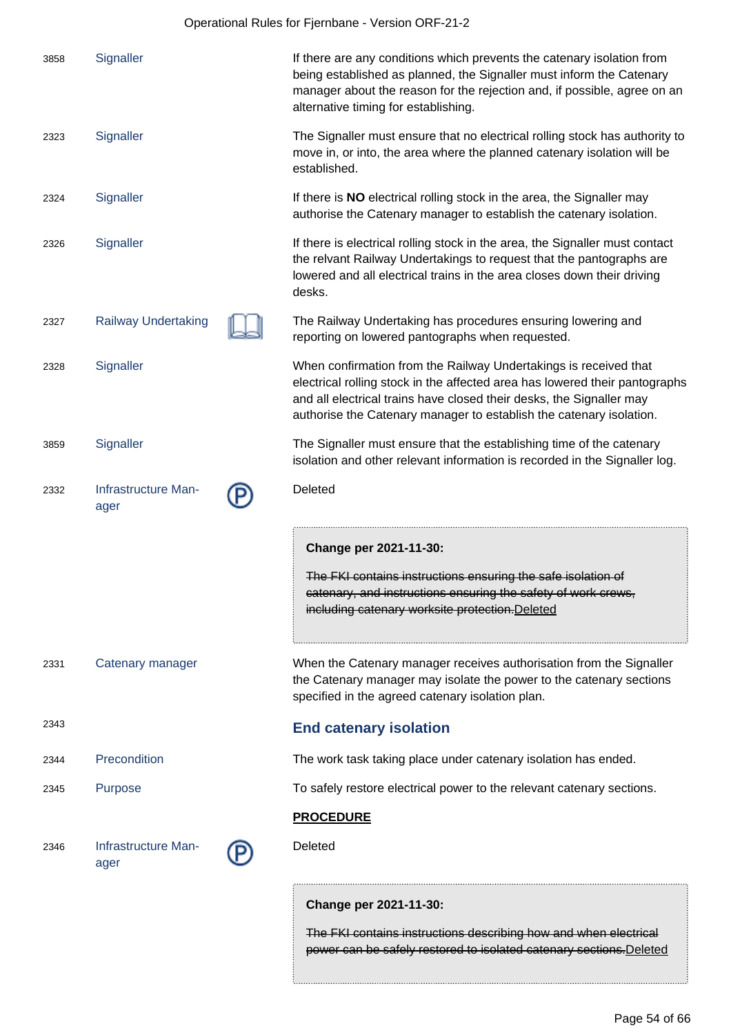| | | | |
|---|---|---|---|
| 3858 | Signaller | | If there are any conditions which prevents the catenary isolation from being established as planned, the Signaller must inform the Catenary manager about the reason for the rejection and, if possible, agree on an alternative timing for establishing. |
| 2323 | Signaller | | The Signaller must ensure that no electrical rolling stock has authority to move in, or into, the area where the planned catenary isolation will be established. |
| 2324 | Signaller | | If there is **NO** electrical rolling stock in the area, the Signaller may authorise the Catenary manager to establish the catenary isolation. |
| 2326 | Signaller | | If there is electrical rolling stock in the area, the Signaller must contact the relvant Railway Undertakings to request that the pantographs are lowered and all electrical trains in the area closes down their driving desks. |
| 2327 | Railway Undertaking | 📖 | The Railway Undertaking has procedures ensuring lowering and reporting on lowered pantographs when requested. |
| 2328 | Signaller | | When confirmation from the Railway Undertakings is received that electrical rolling stock in the affected area has lowered their pantographs and all electrical trains have closed their desks, the Signaller may authorise the Catenary manager to establish the catenary isolation. |
| 3859 | Signaller | | The Signaller must ensure that the establishing time of the catenary isolation and other relevant information is recorded in the Signaller log. |
| 2332 | Infrastructure Manager | Ⓟ | Deleted<br><br>**Change per 2021-11-30:**<br><br>~~The FKI contains instructions ensuring the safe isolation of catenary, and instructions ensuring the safety of work crews, including catenary worksite protection.~~Deleted |
| 2331 | Catenary manager | | When the Catenary manager receives authorisation from the Signaller the Catenary manager may isolate the power to the catenary sections specified in the agreed catenary isolation plan. |

2343

## End catenary isolation

| | | | |
|---|---|---|---|
| 2344 | Precondition | | The work task taking place under catenary isolation has ended. |
| 2345 | Purpose | | To safely restore electrical power to the relevant catenary sections. |

**PROCEDURE**

| | | | |
|---|---|---|---|
| 2346 | Infrastructure Manager | Ⓟ | Deleted<br><br>**Change per 2021-11-30:**<br><br>~~The FKI contains instructions describing how and when electrical power can be safely restored to isolated catenary sections.~~Deleted |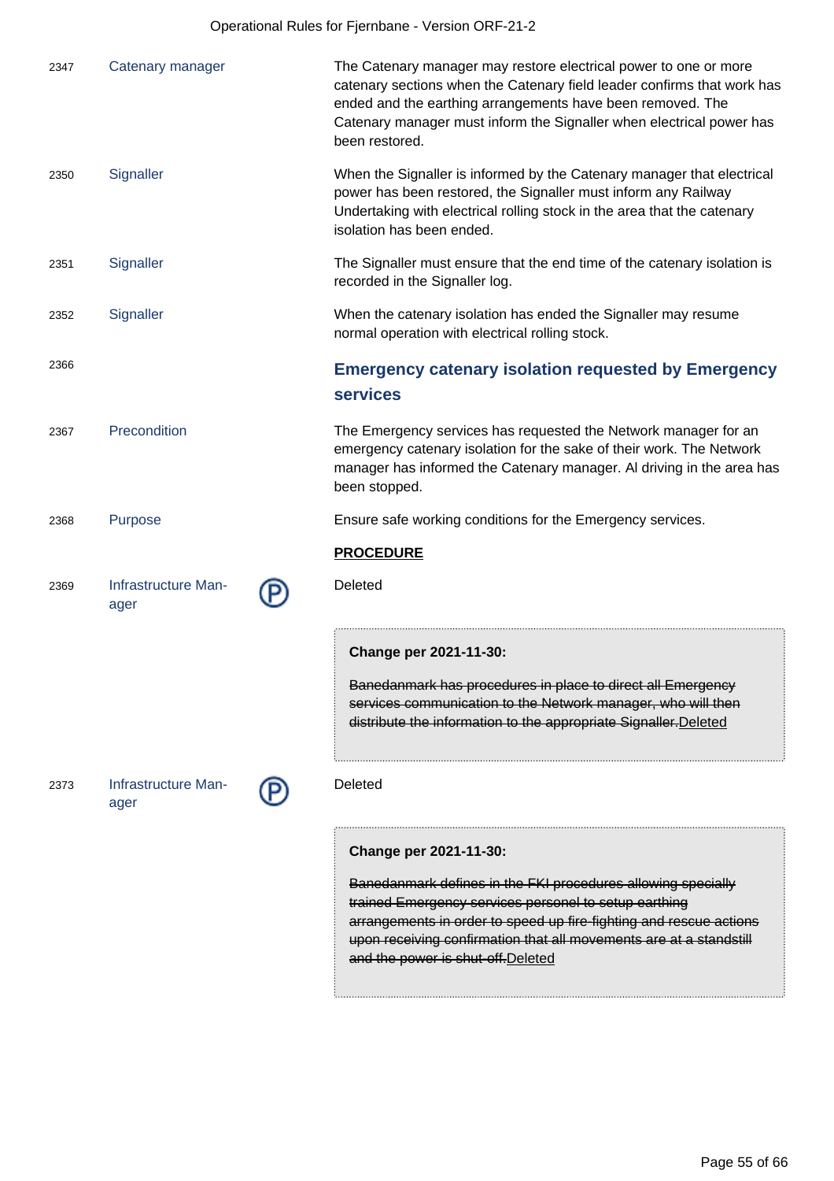2347 **Catenary manager**

The Catenary manager may restore electrical power to one or more catenary sections when the Catenary field leader confirms that work has ended and the earthing arrangements have been removed. The Catenary manager must inform the Signaller when electrical power has been restored.

2350 **Signaller**

When the Signaller is informed by the Catenary manager that electrical power has been restored, the Signaller must inform any Railway Undertaking with electrical rolling stock in the area that the catenary isolation has been ended.

2351 **Signaller**

The Signaller must ensure that the end time of the catenary isolation is recorded in the Signaller log.

2352 **Signaller**

When the catenary isolation has ended the Signaller may resume normal operation with electrical rolling stock.

2366

## Emergency catenary isolation requested by Emergency services

2367 **Precondition**

The Emergency services has requested the Network manager for an emergency catenary isolation for the sake of their work. The Network manager has informed the Catenary manager. Al driving in the area has been stopped.

2368 **Purpose**

Ensure safe working conditions for the Emergency services.

**PROCEDURE**

2369 **Infrastructure Manager** Ⓟ

Deleted

> **Change per 2021-11-30:**
>
> ~~Banedanmark has procedures in place to direct all Emergency services communication to the Network manager, who will then distribute the information to the appropriate Signaller.~~Deleted

2373 **Infrastructure Manager** Ⓟ

Deleted

> **Change per 2021-11-30:**
>
> ~~Banedanmark defines in the FKI procedures allowing specially trained Emergency services personel to setup earthing arrangements in order to speed up fire-fighting and rescue actions upon receiving confirmation that all movements are at a standstill and the power is shut-off.~~Deleted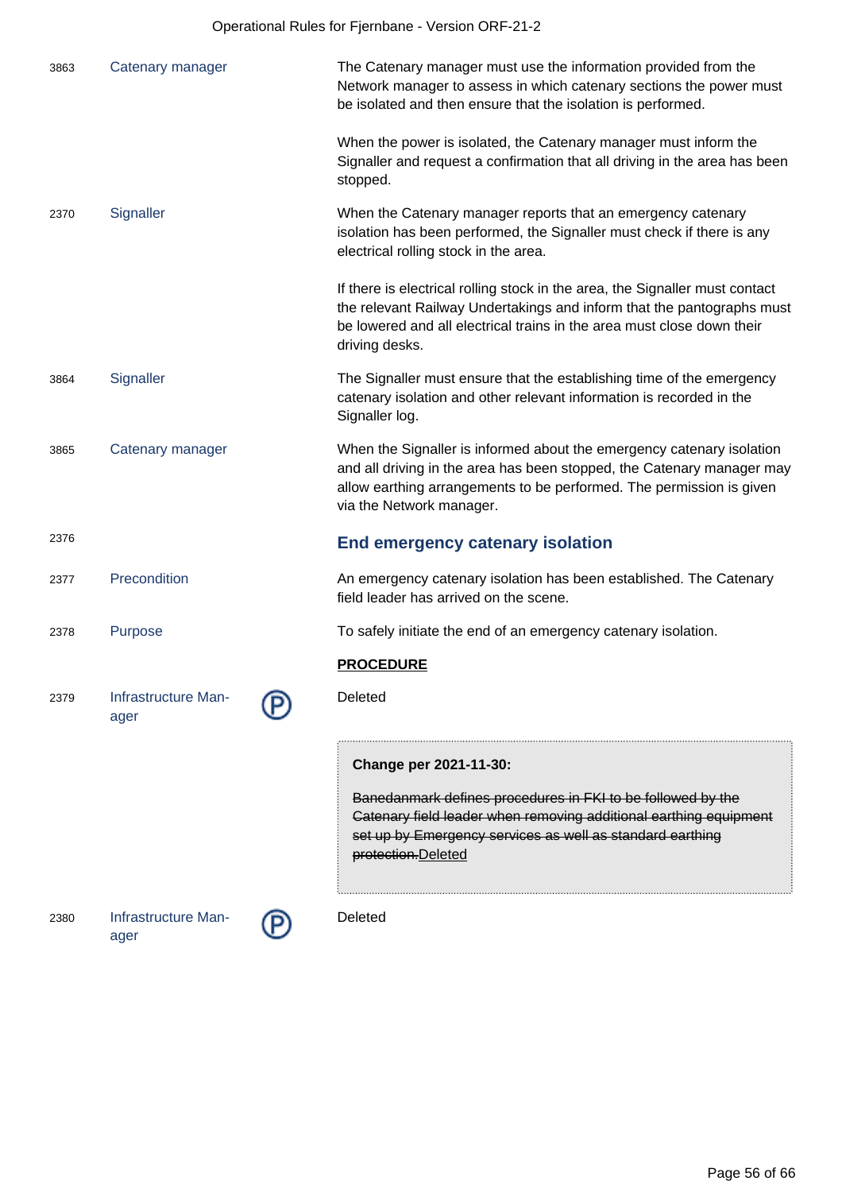| | | | |
|---|---|---|---|
| 3863 | Catenary manager | | The Catenary manager must use the information provided from the Network manager to assess in which catenary sections the power must be isolated and then ensure that the isolation is performed.<br><br>When the power is isolated, the Catenary manager must inform the Signaller and request a confirmation that all driving in the area has been stopped. |
| 2370 | Signaller | | When the Catenary manager reports that an emergency catenary isolation has been performed, the Signaller must check if there is any electrical rolling stock in the area.<br><br>If there is electrical rolling stock in the area, the Signaller must contact the relevant Railway Undertakings and inform that the pantographs must be lowered and all electrical trains in the area must close down their driving desks. |
| 3864 | Signaller | | The Signaller must ensure that the establishing time of the emergency catenary isolation and other relevant information is recorded in the Signaller log. |
| 3865 | Catenary manager | | When the Signaller is informed about the emergency catenary isolation and all driving in the area has been stopped, the Catenary manager may allow earthing arrangements to be performed. The permission is given via the Network manager. |

## End emergency catenary isolation

| | | | |
|---|---|---|---|
| 2376 | | | **End emergency catenary isolation** |
| 2377 | Precondition | | An emergency catenary isolation has been established. The Catenary field leader has arrived on the scene. |
| 2378 | Purpose | | To safely initiate the end of an emergency catenary isolation. |
| | | | **PROCEDURE** |
| 2379 | Infrastructure Manager | Ⓟ | Deleted<br><br>**Change per 2021-11-30:**<br><br>~~Banedanmark defines procedures in FKI to be followed by the Catenary field leader when removing additional earthing equipment set up by Emergency services as well as standard earthing protection.~~Deleted |
| 2380 | Infrastructure Manager | Ⓟ | Deleted |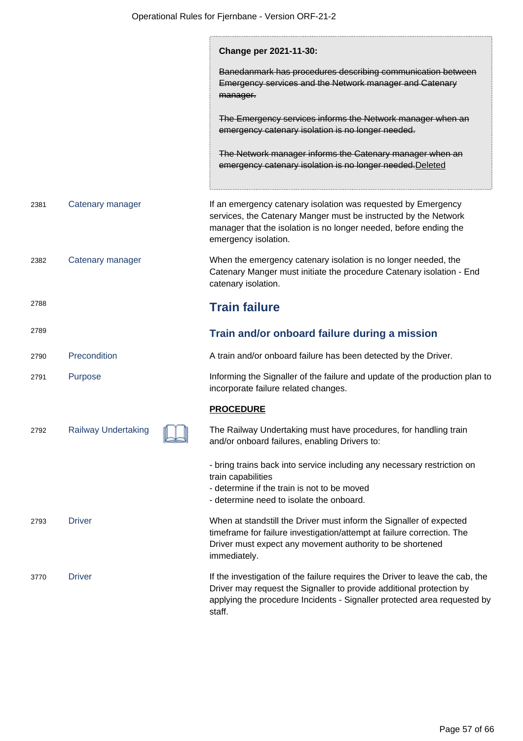> **Change per 2021-11-30:**
>
> ~~Banedanmark has procedures describing communication between Emergency services and the Network manager and Catenary manager.~~
>
> ~~The Emergency services informs the Network manager when an emergency catenary isolation is no longer needed.~~
>
> ~~The Network manager informs the Catenary manager when an emergency catenary isolation is no longer needed.~~<u>Deleted</u>

| | | |
|---|---|---|
| 2381 | Catenary manager | If an emergency catenary isolation was requested by Emergency services, the Catenary Manger must be instructed by the Network manager that the isolation is no longer needed, before ending the emergency isolation. |
| 2382 | Catenary manager | When the emergency catenary isolation is no longer needed, the Catenary Manger must initiate the procedure Catenary isolation - End catenary isolation. |

2788

## Train failure

2789

### Train and/or onboard failure during a mission

| | | |
|---|---|---|
| 2790 | Precondition | A train and/or onboard failure has been detected by the Driver. |
| 2791 | Purpose | Informing the Signaller of the failure and update of the production plan to incorporate failure related changes. |

**PROCEDURE**

| | | |
|---|---|---|
| 2792 | Railway Undertaking | The Railway Undertaking must have procedures, for handling train and/or onboard failures, enabling Drivers to:<br><br>- bring trains back into service including any necessary restriction on train capabilities<br>- determine if the train is not to be moved<br>- determine need to isolate the onboard. |
| 2793 | Driver | When at standstill the Driver must inform the Signaller of expected timeframe for failure investigation/attempt at failure correction. The Driver must expect any movement authority to be shortened immediately. |
| 3770 | Driver | If the investigation of the failure requires the Driver to leave the cab, the Driver may request the Signaller to provide additional protection by applying the procedure Incidents - Signaller protected area requested by staff. |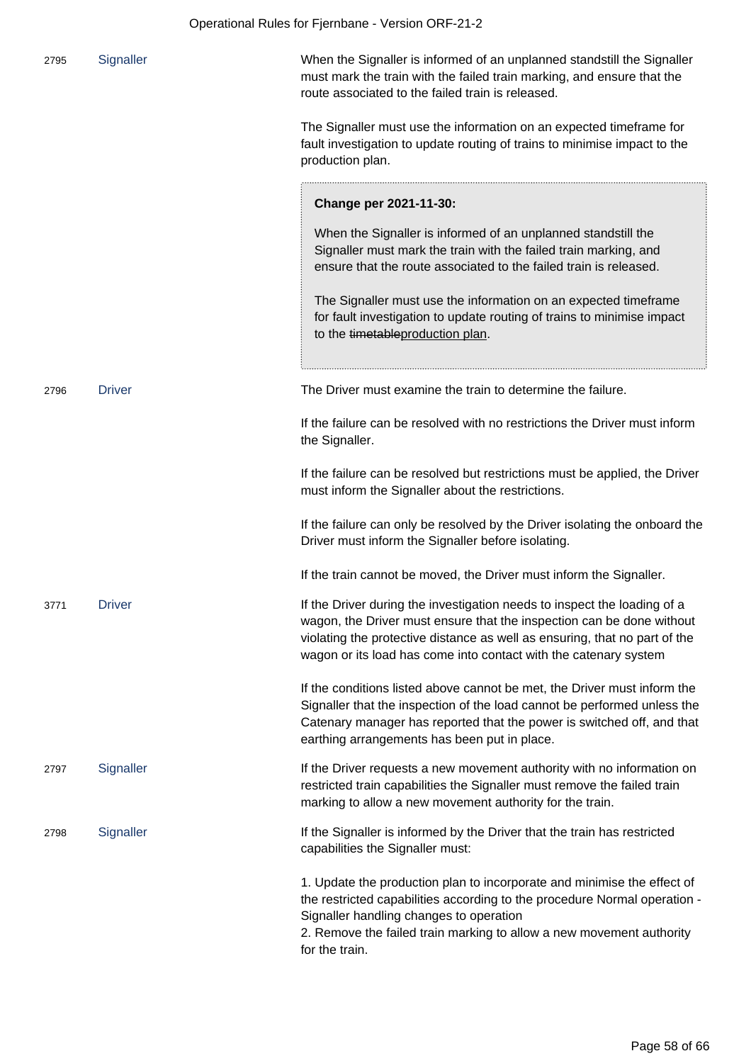| | | |
|---|---|---|
| 2795 | Signaller | When the Signaller is informed of an unplanned standstill the Signaller must mark the train with the failed train marking, and ensure that the route associated to the failed train is released.<br><br>The Signaller must use the information on an expected timeframe for fault investigation to update routing of trains to minimise impact to the production plan.<br><br>**Change per 2021-11-30:**<br><br>When the Signaller is informed of an unplanned standstill the Signaller must mark the train with the failed train marking, and ensure that the route associated to the failed train is released.<br><br>The Signaller must use the information on an expected timeframe for fault investigation to update routing of trains to minimise impact to the ~~timetable~~<u>production plan</u>. |
| 2796 | Driver | The Driver must examine the train to determine the failure.<br><br>If the failure can be resolved with no restrictions the Driver must inform the Signaller.<br><br>If the failure can be resolved but restrictions must be applied, the Driver must inform the Signaller about the restrictions.<br><br>If the failure can only be resolved by the Driver isolating the onboard the Driver must inform the Signaller before isolating.<br><br>If the train cannot be moved, the Driver must inform the Signaller. |
| 3771 | Driver | If the Driver during the investigation needs to inspect the loading of a wagon, the Driver must ensure that the inspection can be done without violating the protective distance as well as ensuring, that no part of the wagon or its load has come into contact with the catenary system<br><br>If the conditions listed above cannot be met, the Driver must inform the Signaller that the inspection of the load cannot be performed unless the Catenary manager has reported that the power is switched off, and that earthing arrangements has been put in place. |
| 2797 | Signaller | If the Driver requests a new movement authority with no information on restricted train capabilities the Signaller must remove the failed train marking to allow a new movement authority for the train. |
| 2798 | Signaller | If the Signaller is informed by the Driver that the train has restricted capabilities the Signaller must:<br><br>1. Update the production plan to incorporate and minimise the effect of the restricted capabilities according to the procedure Normal operation - Signaller handling changes to operation<br>2. Remove the failed train marking to allow a new movement authority for the train. |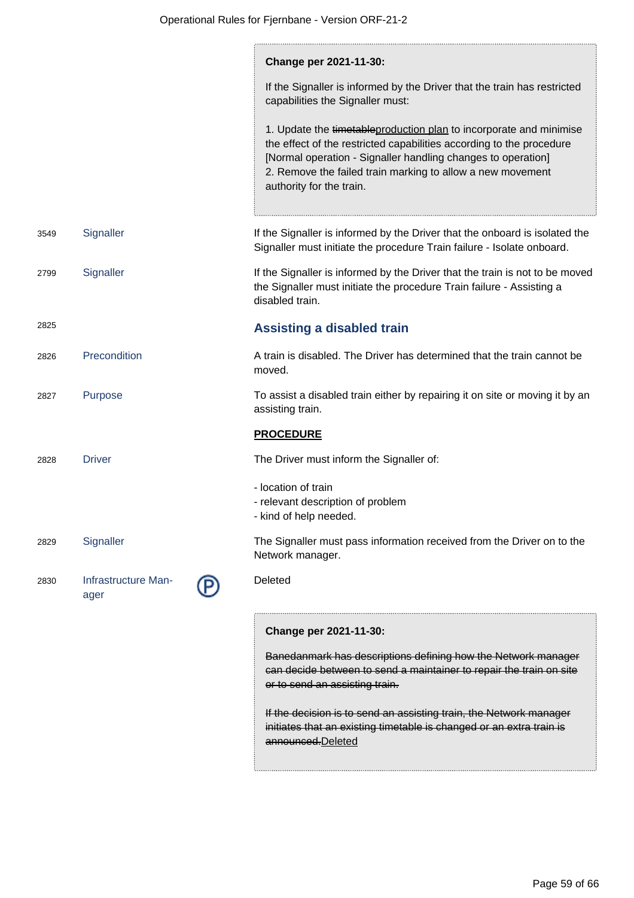> **Change per 2021-11-30:**
>
> If the Signaller is informed by the Driver that the train has restricted capabilities the Signaller must:
>
> 1. Update the ~~timetable~~<u>production plan</u> to incorporate and minimise the effect of the restricted capabilities according to the procedure [Normal operation - Signaller handling changes to operation]
> 2. Remove the failed train marking to allow a new movement authority for the train.

| | | |
|---|---|---|
| 3549 | Signaller | If the Signaller is informed by the Driver that the onboard is isolated the Signaller must initiate the procedure Train failure - Isolate onboard. |
| 2799 | Signaller | If the Signaller is informed by the Driver that the train is not to be moved the Signaller must initiate the procedure Train failure - Assisting a disabled train. |

2825

## Assisting a disabled train

| | | |
|---|---|---|
| 2826 | Precondition | A train is disabled. The Driver has determined that the train cannot be moved. |
| 2827 | Purpose | To assist a disabled train either by repairing it on site or moving it by an assisting train. |

**<u>PROCEDURE</u>**

2828 Driver

The Driver must inform the Signaller of:

- location of train
- relevant description of problem
- kind of help needed.

| | | |
|---|---|---|
| 2829 | Signaller | The Signaller must pass information received from the Driver on to the Network manager. |
| 2830 | Infrastructure Manager (P) | Deleted |

> **Change per 2021-11-30:**
>
> ~~Banedanmark has descriptions defining how the Network manager can decide between to send a maintainer to repair the train on site or to send an assisting train.~~
>
> ~~If the decision is to send an assisting train, the Network manager initiates that an existing timetable is changed or an extra train is announced.~~<u>Deleted</u>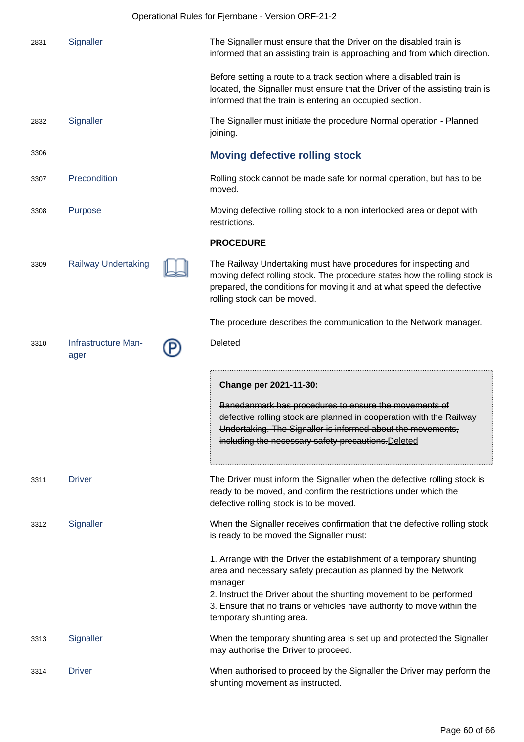| | | |
|---|---|---|
| 2831 | Signaller | The Signaller must ensure that the Driver on the disabled train is informed that an assisting train is approaching and from which direction.<br><br>Before setting a route to a track section where a disabled train is located, the Signaller must ensure that the Driver of the assisting train is informed that the train is entering an occupied section. |
| 2832 | Signaller | The Signaller must initiate the procedure Normal operation - Planned joining. |

## Moving defective rolling stock

| | | |
|---|---|---|
| 3306 | | **Moving defective rolling stock** |
| 3307 | Precondition | Rolling stock cannot be made safe for normal operation, but has to be moved. |
| 3308 | Purpose | Moving defective rolling stock to a non interlocked area or depot with restrictions. |

**PROCEDURE**

| | | |
|---|---|---|
| 3309 | Railway Undertaking | The Railway Undertaking must have procedures for inspecting and moving defect rolling stock. The procedure states how the rolling stock is prepared, the conditions for moving it and at what speed the defective rolling stock can be moved.<br><br>The procedure describes the communication to the Network manager. |
| 3310 | Infrastructure Manager | Deleted<br><br>**Change per 2021-11-30:**<br><br>~~Banedanmark has procedures to ensure the movements of defective rolling stock are planned in cooperation with the Railway Undertaking. The Signaller is informed about the movements, including the necessary safety precautions.~~Deleted |
| 3311 | Driver | The Driver must inform the Signaller when the defective rolling stock is ready to be moved, and confirm the restrictions under which the defective rolling stock is to be moved. |
| 3312 | Signaller | When the Signaller receives confirmation that the defective rolling stock is ready to be moved the Signaller must:<br><br>1. Arrange with the Driver the establishment of a temporary shunting area and necessary safety precaution as planned by the Network manager<br>2. Instruct the Driver about the shunting movement to be performed<br>3. Ensure that no trains or vehicles have authority to move within the temporary shunting area. |
| 3313 | Signaller | When the temporary shunting area is set up and protected the Signaller may authorise the Driver to proceed. |
| 3314 | Driver | When authorised to proceed by the Signaller the Driver may perform the shunting movement as instructed. |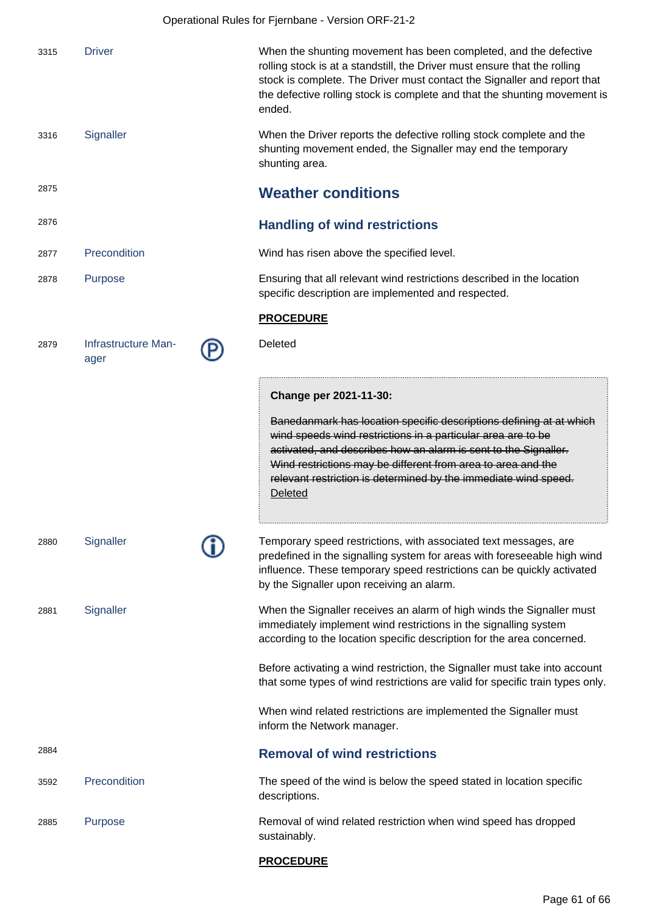| | | | |
|---|---|---|---|
| 3315 | Driver | | When the shunting movement has been completed, and the defective rolling stock is at a standstill, the Driver must ensure that the rolling stock is complete. The Driver must contact the Signaller and report that the defective rolling stock is complete and that the shunting movement is ended. |
| 3316 | Signaller | | When the Driver reports the defective rolling stock complete and the shunting movement ended, the Signaller may end the temporary shunting area. |

2875

## Weather conditions

2876

### Handling of wind restrictions

| | | | |
|---|---|---|---|
| 2877 | Precondition | | Wind has risen above the specified level. |
| 2878 | Purpose | | Ensuring that all relevant wind restrictions described in the location specific description are implemented and respected. |

**PROCEDURE**

| | | | |
|---|---|---|---|
| 2879 | Infrastructure Manager | (P) | Deleted |

> **Change per 2021-11-30:**
>
> ~~Banedanmark has location specific descriptions defining at at which wind speeds wind restrictions in a particular area are to be activated, and describes how an alarm is sent to the Signaller. Wind restrictions may be different from area to area and the relevant restriction is determined by the immediate wind speed.~~
> Deleted

| | | | |
|---|---|---|---|
| 2880 | Signaller | (i) | Temporary speed restrictions, with associated text messages, are predefined in the signalling system for areas with foreseeable high wind influence. These temporary speed restrictions can be quickly activated by the Signaller upon receiving an alarm. |
| 2881 | Signaller | | When the Signaller receives an alarm of high winds the Signaller must immediately implement wind restrictions in the signalling system according to the location specific description for the area concerned.<br><br>Before activating a wind restriction, the Signaller must take into account that some types of wind restrictions are valid for specific train types only.<br><br>When wind related restrictions are implemented the Signaller must inform the Network manager. |

2884

### Removal of wind restrictions

| | | | |
|---|---|---|---|
| 3592 | Precondition | | The speed of the wind is below the speed stated in location specific descriptions. |
| 2885 | Purpose | | Removal of wind related restriction when wind speed has dropped sustainably. |

**PROCEDURE**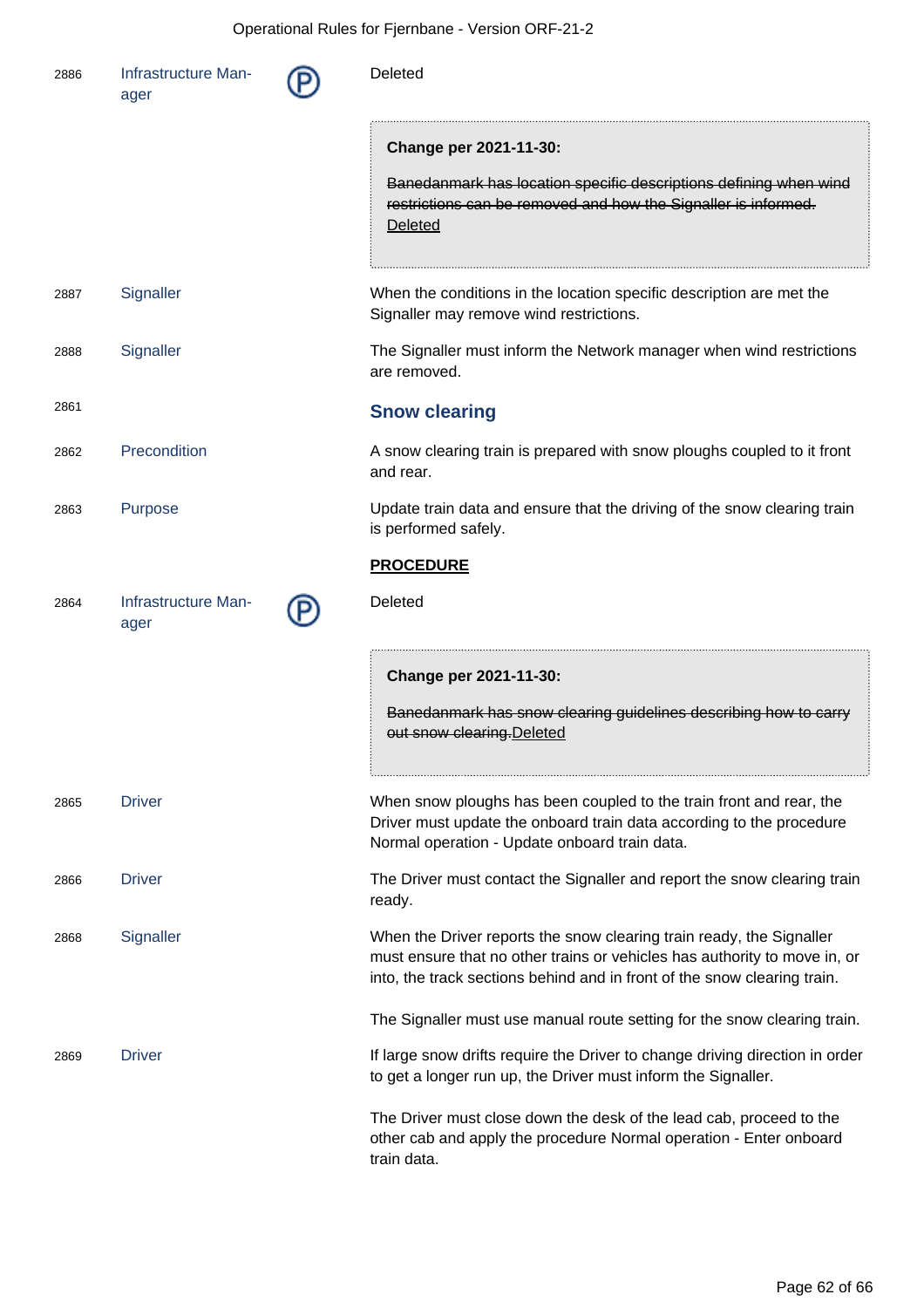2886 Infrastructure Manager Ⓟ Deleted

> **Change per 2021-11-30:**
>
> ~~Banedanmark has location specific descriptions defining when wind restrictions can be removed and how the Signaller is informed.~~ Deleted

2887 Signaller — When the conditions in the location specific description are met the Signaller may remove wind restrictions.

2888 Signaller — The Signaller must inform the Network manager when wind restrictions are removed.

2861

## Snow clearing

2862 Precondition — A snow clearing train is prepared with snow ploughs coupled to it front and rear.

2863 Purpose — Update train data and ensure that the driving of the snow clearing train is performed safely.

**PROCEDURE**

2864 Infrastructure Manager Ⓟ Deleted

> **Change per 2021-11-30:**
>
> ~~Banedanmark has snow clearing guidelines describing how to carry out snow clearing.~~Deleted

2865 Driver — When snow ploughs has been coupled to the train front and rear, the Driver must update the onboard train data according to the procedure Normal operation - Update onboard train data.

2866 Driver — The Driver must contact the Signaller and report the snow clearing train ready.

2868 Signaller — When the Driver reports the snow clearing train ready, the Signaller must ensure that no other trains or vehicles has authority to move in, or into, the track sections behind and in front of the snow clearing train.

The Signaller must use manual route setting for the snow clearing train.

2869 Driver — If large snow drifts require the Driver to change driving direction in order to get a longer run up, the Driver must inform the Signaller.

The Driver must close down the desk of the lead cab, proceed to the other cab and apply the procedure Normal operation - Enter onboard train data.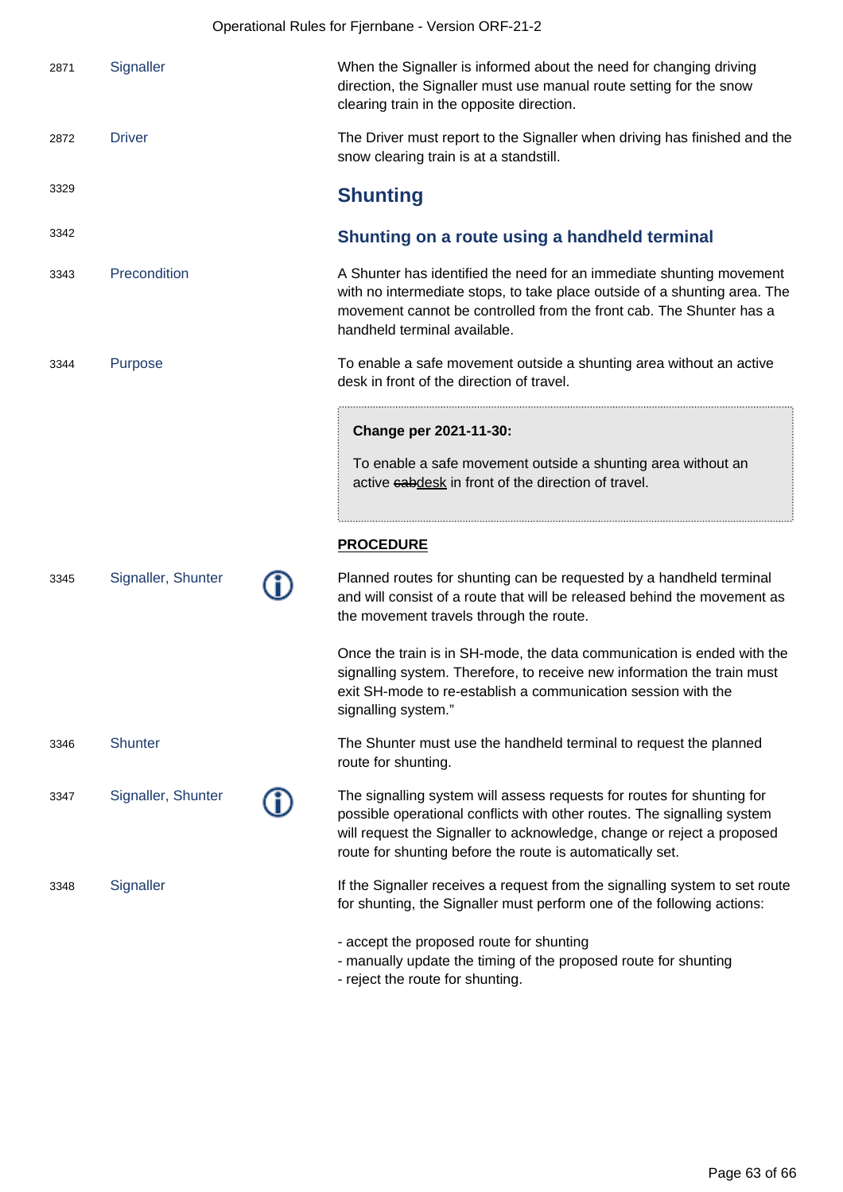| | | |
|---|---|---|
| 2871 | Signaller | When the Signaller is informed about the need for changing driving direction, the Signaller must use manual route setting for the snow clearing train in the opposite direction. |
| 2872 | Driver | The Driver must report to the Signaller when driving has finished and the snow clearing train is at a standstill. |

3329

## Shunting

3342

### Shunting on a route using a handheld terminal

| | | |
|---|---|---|
| 3343 | Precondition | A Shunter has identified the need for an immediate shunting movement with no intermediate stops, to take place outside of a shunting area. The movement cannot be controlled from the front cab. The Shunter has a handheld terminal available. |
| 3344 | Purpose | To enable a safe movement outside a shunting area without an active desk in front of the direction of travel. |

> **Change per 2021-11-30:**
>
> To enable a safe movement outside a shunting area without an active ~~cab~~desk in front of the direction of travel.

**PROCEDURE**

| | | |
|---|---|---|
| 3345 | Signaller, Shunter (i) | Planned routes for shunting can be requested by a handheld terminal and will consist of a route that will be released behind the movement as the movement travels through the route.<br><br>Once the train is in SH-mode, the data communication is ended with the signalling system. Therefore, to receive new information the train must exit SH-mode to re-establish a communication session with the signalling system." |
| 3346 | Shunter | The Shunter must use the handheld terminal to request the planned route for shunting. |
| 3347 | Signaller, Shunter (i) | The signalling system will assess requests for routes for shunting for possible operational conflicts with other routes. The signalling system will request the Signaller to acknowledge, change or reject a proposed route for shunting before the route is automatically set. |
| 3348 | Signaller | If the Signaller receives a request from the signalling system to set route for shunting, the Signaller must perform one of the following actions:<br><br>- accept the proposed route for shunting<br>- manually update the timing of the proposed route for shunting<br>- reject the route for shunting. |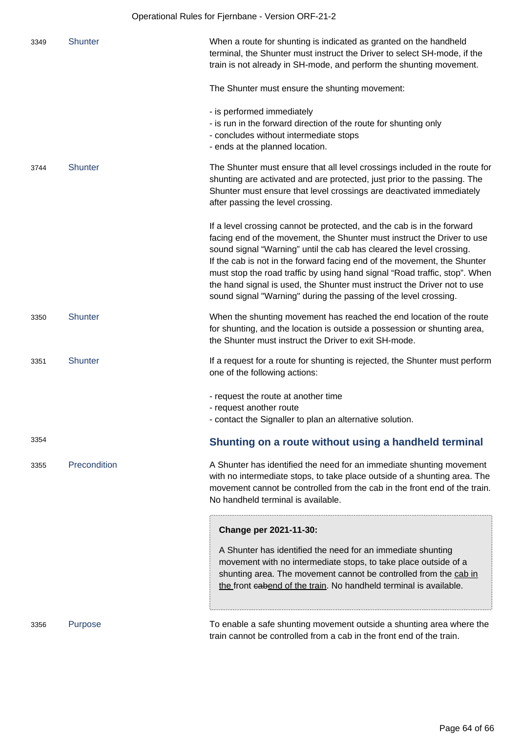| | | |
|---|---|---|
| 3349 | Shunter | When a route for shunting is indicated as granted on the handheld terminal, the Shunter must instruct the Driver to select SH-mode, if the train is not already in SH-mode, and perform the shunting movement.<br><br>The Shunter must ensure the shunting movement:<br><br>- is performed immediately<br>- is run in the forward direction of the route for shunting only<br>- concludes without intermediate stops<br>- ends at the planned location. |
| 3744 | Shunter | The Shunter must ensure that all level crossings included in the route for shunting are activated and are protected, just prior to the passing. The Shunter must ensure that level crossings are deactivated immediately after passing the level crossing.<br><br>If a level crossing cannot be protected, and the cab is in the forward facing end of the movement, the Shunter must instruct the Driver to use sound signal "Warning" until the cab has cleared the level crossing.<br>If the cab is not in the forward facing end of the movement, the Shunter must stop the road traffic by using hand signal "Road traffic, stop". When the hand signal is used, the Shunter must instruct the Driver not to use sound signal "Warning" during the passing of the level crossing. |
| 3350 | Shunter | When the shunting movement has reached the end location of the route for shunting, and the location is outside a possession or shunting area, the Shunter must instruct the Driver to exit SH-mode. |
| 3351 | Shunter | If a request for a route for shunting is rejected, the Shunter must perform one of the following actions:<br><br>- request the route at another time<br>- request another route<br>- contact the Signaller to plan an alternative solution. |

3354

## Shunting on a route without using a handheld terminal

| | | |
|---|---|---|
| 3355 | Precondition | A Shunter has identified the need for an immediate shunting movement with no intermediate stops, to take place outside of a shunting area. The movement cannot be controlled from the cab in the front end of the train. No handheld terminal is available.<br><br>**Change per 2021-11-30:**<br><br>A Shunter has identified the need for an immediate shunting movement with no intermediate stops, to take place outside of a shunting area. The movement cannot be controlled from the cab in the front ~~cab~~end of the train. No handheld terminal is available. |
| 3356 | Purpose | To enable a safe shunting movement outside a shunting area where the train cannot be controlled from a cab in the front end of the train. |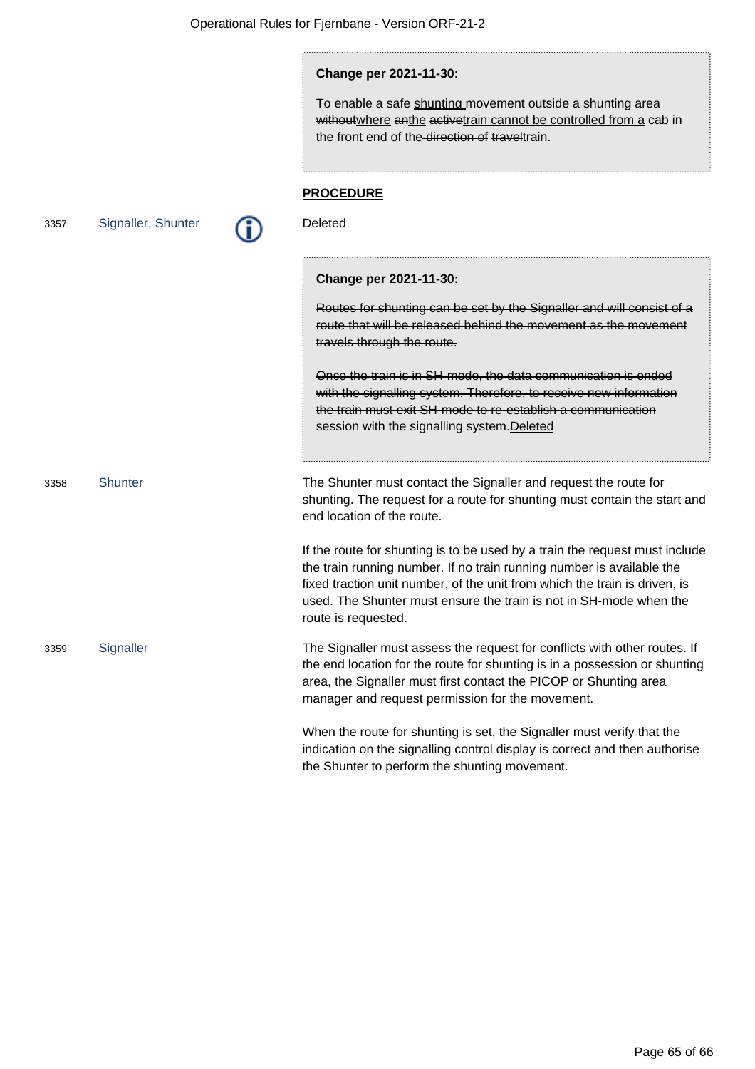> **Change per 2021-11-30:**
>
> To enable a safe <u>shunting</u> movement outside a shunting area ~~without~~<u>where</u> ~~an~~<u>the</u> ~~active~~<u>train cannot be controlled from a</u> cab in <u>the</u> front <u>end</u> of the ~~direction of travel~~<u>train</u>.

**<u>PROCEDURE</u>**

| | | |
|---|---|---|
| 3357 | Signaller, Shunter | Deleted |

> **Change per 2021-11-30:**
>
> ~~Routes for shunting can be set by the Signaller and will consist of a route that will be released behind the movement as the movement travels through the route.~~
>
> ~~Once the train is in SH-mode, the data communication is ended with the signalling system. Therefore, to receive new information the train must exit SH-mode to re-establish a communication session with the signalling system.~~<u>Deleted</u>

| | | |
|---|---|---|
| 3358 | Shunter | The Shunter must contact the Signaller and request the route for shunting. The request for a route for shunting must contain the start and end location of the route.<br><br>If the route for shunting is to be used by a train the request must include the train running number. If no train running number is available the fixed traction unit number, of the unit from which the train is driven, is used. The Shunter must ensure the train is not in SH-mode when the route is requested. |
| 3359 | Signaller | The Signaller must assess the request for conflicts with other routes. If the end location for the route for shunting is in a possession or shunting area, the Signaller must first contact the PICOP or Shunting area manager and request permission for the movement.<br><br>When the route for shunting is set, the Signaller must verify that the indication on the signalling control display is correct and then authorise the Shunter to perform the shunting movement. |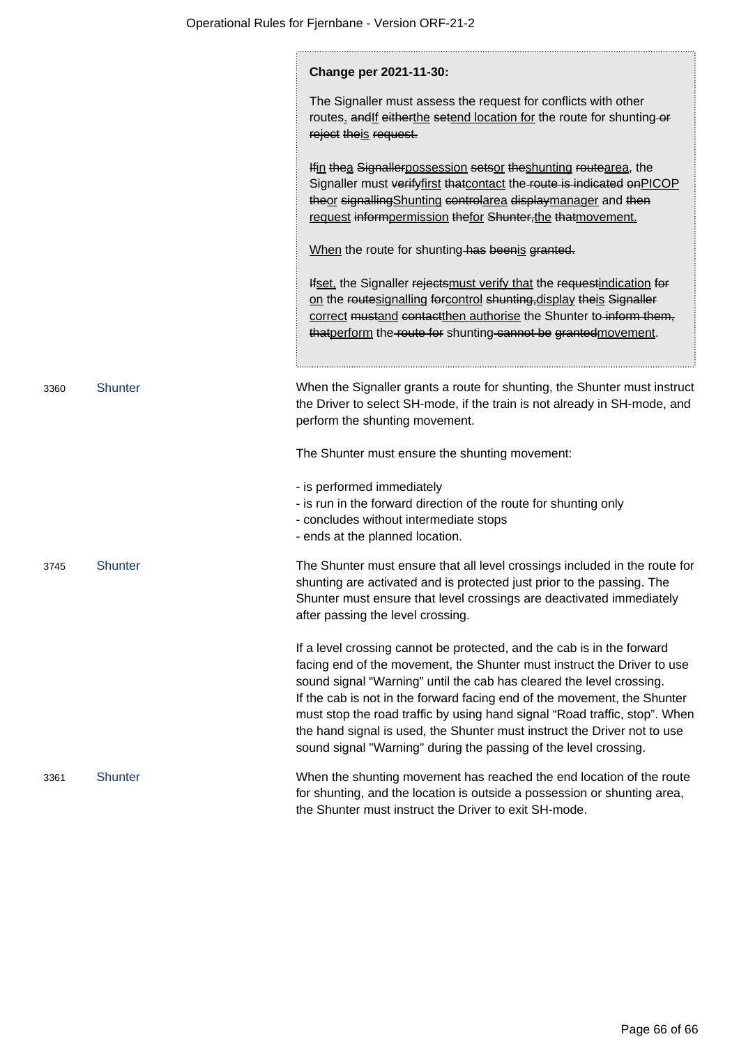**Change per 2021-11-30:**

The Signaller must assess the request for conflicts with other routes. ~~and~~If ~~either~~the ~~set~~end location for the route for shunting~~ or reject the~~is ~~request.~~

~~If~~in ~~the~~a ~~Signaller~~possession ~~sets~~or ~~the~~shunting ~~route~~area, the Signaller must ~~verify~~first ~~that~~contact the~~ route is indicated~~ ~~on~~PICOP ~~the~~or ~~signalling~~Shunting ~~control~~area ~~display~~manager and ~~then~~ request ~~inform~~permission ~~the~~for ~~Shunter,~~the ~~that~~movement.

When the route for shunting~~ has been~~is ~~granted.~~

~~If~~set, the Signaller ~~rejects~~must verify that the ~~request~~indication ~~for~~ on the ~~route~~signalling ~~for~~control ~~shunting,~~display ~~the~~is ~~Signaller~~ correct ~~must~~and ~~contact~~then authorise the Shunter to~~ inform them,~~ ~~that~~perform the~~ route for~~ shunting~~ cannot be~~ ~~granted~~movement.

| | | |
|---|---|---|
| 3360 | Shunter | When the Signaller grants a route for shunting, the Shunter must instruct the Driver to select SH-mode, if the train is not already in SH-mode, and perform the shunting movement.<br><br>The Shunter must ensure the shunting movement:<br><br>- is performed immediately<br>- is run in the forward direction of the route for shunting only<br>- concludes without intermediate stops<br>- ends at the planned location. |
| 3745 | Shunter | The Shunter must ensure that all level crossings included in the route for shunting are activated and is protected just prior to the passing. The Shunter must ensure that level crossings are deactivated immediately after passing the level crossing.<br><br>If a level crossing cannot be protected, and the cab is in the forward facing end of the movement, the Shunter must instruct the Driver to use sound signal “Warning” until the cab has cleared the level crossing.<br>If the cab is not in the forward facing end of the movement, the Shunter must stop the road traffic by using hand signal “Road traffic, stop”. When the hand signal is used, the Shunter must instruct the Driver not to use sound signal "Warning" during the passing of the level crossing. |
| 3361 | Shunter | When the shunting movement has reached the end location of the route for shunting, and the location is outside a possession or shunting area, the Shunter must instruct the Driver to exit SH-mode. |